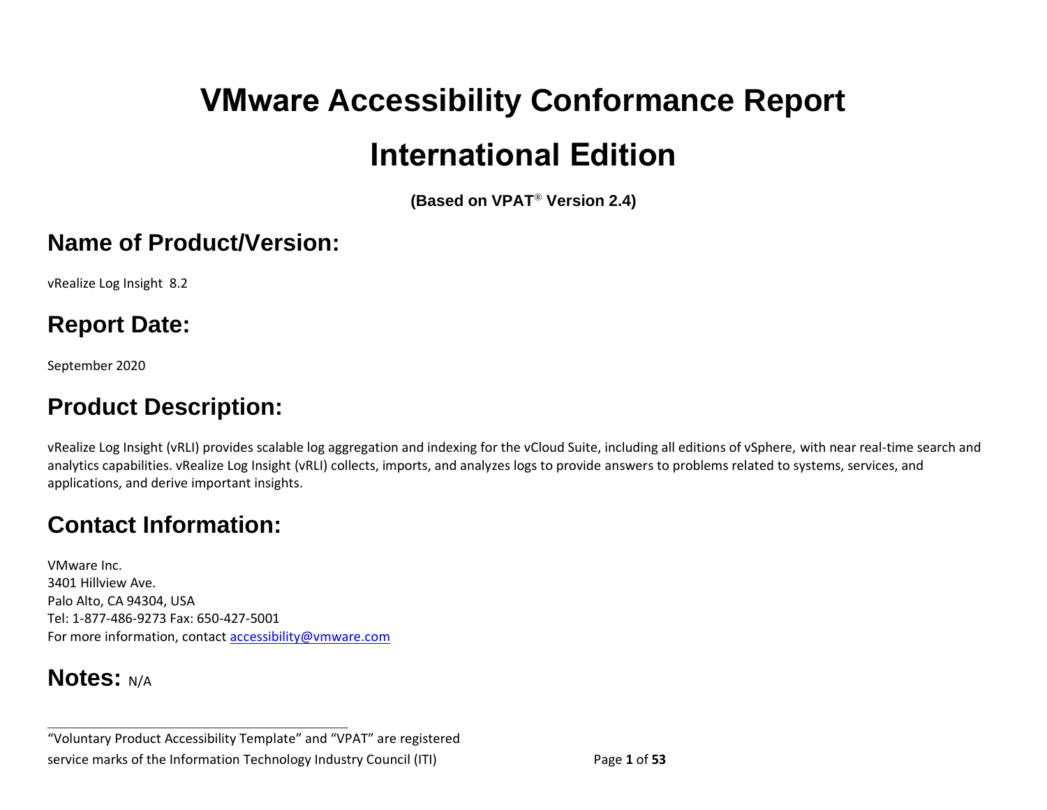# VMware Accessibility Conformance Report

# International Edition

**(Based on VPAT® Version 2.4)**

## Name of Product/Version:

vRealize Log Insight 8.2

## Report Date:

September 2020

## Product Description:

vRealize Log Insight (vRLI) provides scalable log aggregation and indexing for the vCloud Suite, including all editions of vSphere, with near real-time search and analytics capabilities. vRealize Log Insight (vRLI) collects, imports, and analyzes logs to provide answers to problems related to systems, services, and applications, and derive important insights.

## Contact Information:

VMware Inc.
3401 Hillview Ave.
Palo Alto, CA 94304, USA
Tel: 1-877-486-9273 Fax: 650-427-5001
For more information, contact accessibility@vmware.com

## Notes: N/A

"Voluntary Product Accessibility Template" and "VPAT" are registered service marks of the Information Technology Industry Council (ITI)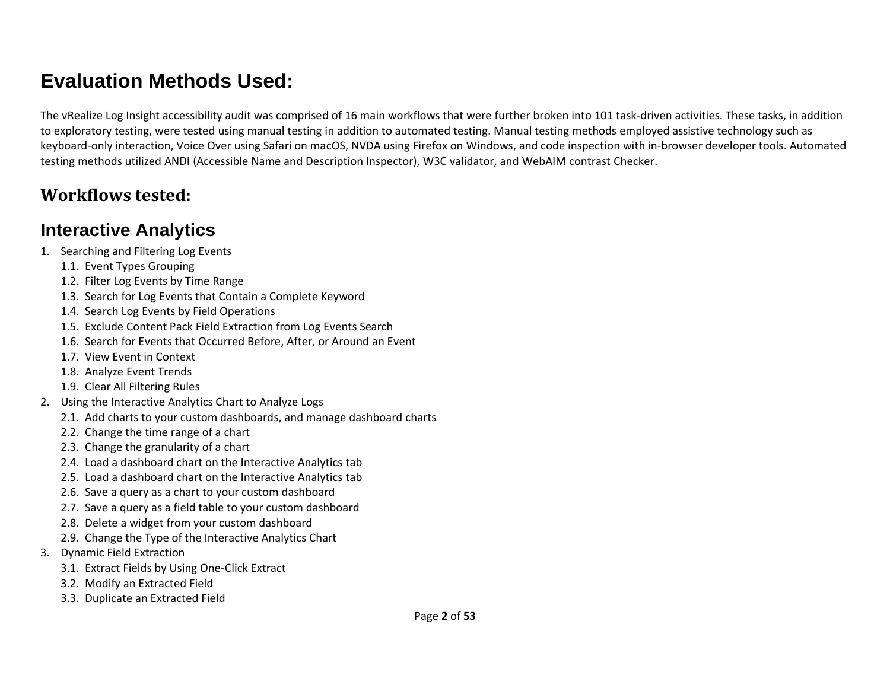# Evaluation Methods Used:

The vRealize Log Insight accessibility audit was comprised of 16 main workflows that were further broken into 101 task-driven activities. These tasks, in addition to exploratory testing, were tested using manual testing in addition to automated testing. Manual testing methods employed assistive technology such as keyboard-only interaction, Voice Over using Safari on macOS, NVDA using Firefox on Windows, and code inspection with in-browser developer tools. Automated testing methods utilized ANDI (Accessible Name and Description Inspector), W3C validator, and WebAIM contrast Checker.

## Workflows tested:

## Interactive Analytics

1. Searching and Filtering Log Events
    - 1.1. Event Types Grouping
    - 1.2. Filter Log Events by Time Range
    - 1.3. Search for Log Events that Contain a Complete Keyword
    - 1.4. Search Log Events by Field Operations
    - 1.5. Exclude Content Pack Field Extraction from Log Events Search
    - 1.6. Search for Events that Occurred Before, After, or Around an Event
    - 1.7. View Event in Context
    - 1.8. Analyze Event Trends
    - 1.9. Clear All Filtering Rules
2. Using the Interactive Analytics Chart to Analyze Logs
    - 2.1. Add charts to your custom dashboards, and manage dashboard charts
    - 2.2. Change the time range of a chart
    - 2.3. Change the granularity of a chart
    - 2.4. Load a dashboard chart on the Interactive Analytics tab
    - 2.5. Load a dashboard chart on the Interactive Analytics tab
    - 2.6. Save a query as a chart to your custom dashboard
    - 2.7. Save a query as a field table to your custom dashboard
    - 2.8. Delete a widget from your custom dashboard
    - 2.9. Change the Type of the Interactive Analytics Chart
3. Dynamic Field Extraction
    - 3.1. Extract Fields by Using One-Click Extract
    - 3.2. Modify an Extracted Field
    - 3.3. Duplicate an Extracted Field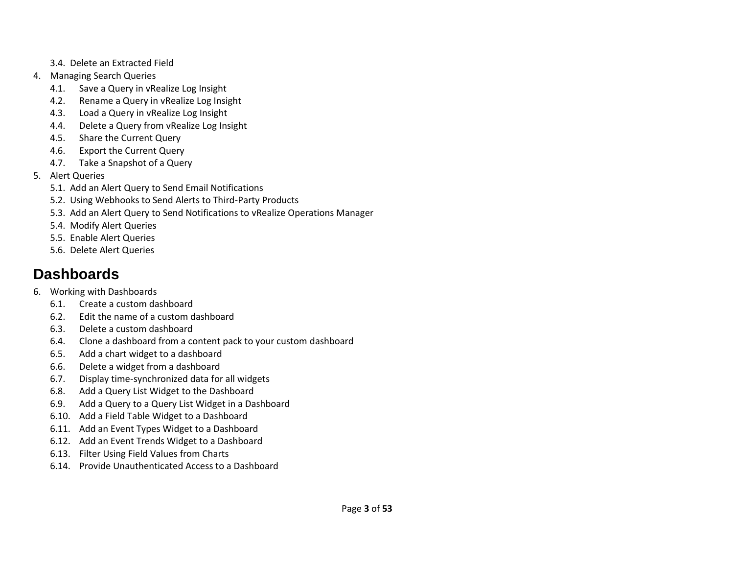3.4. Delete an Extracted Field

4. Managing Search Queries
    - 4.1. Save a Query in vRealize Log Insight
    - 4.2. Rename a Query in vRealize Log Insight
    - 4.3. Load a Query in vRealize Log Insight
    - 4.4. Delete a Query from vRealize Log Insight
    - 4.5. Share the Current Query
    - 4.6. Export the Current Query
    - 4.7. Take a Snapshot of a Query
5. Alert Queries
    - 5.1. Add an Alert Query to Send Email Notifications
    - 5.2. Using Webhooks to Send Alerts to Third-Party Products
    - 5.3. Add an Alert Query to Send Notifications to vRealize Operations Manager
    - 5.4. Modify Alert Queries
    - 5.5. Enable Alert Queries
    - 5.6. Delete Alert Queries

# Dashboards

6. Working with Dashboards
    - 6.1. Create a custom dashboard
    - 6.2. Edit the name of a custom dashboard
    - 6.3. Delete a custom dashboard
    - 6.4. Clone a dashboard from a content pack to your custom dashboard
    - 6.5. Add a chart widget to a dashboard
    - 6.6. Delete a widget from a dashboard
    - 6.7. Display time-synchronized data for all widgets
    - 6.8. Add a Query List Widget to the Dashboard
    - 6.9. Add a Query to a Query List Widget in a Dashboard
    - 6.10. Add a Field Table Widget to a Dashboard
    - 6.11. Add an Event Types Widget to a Dashboard
    - 6.12. Add an Event Trends Widget to a Dashboard
    - 6.13. Filter Using Field Values from Charts
    - 6.14. Provide Unauthenticated Access to a Dashboard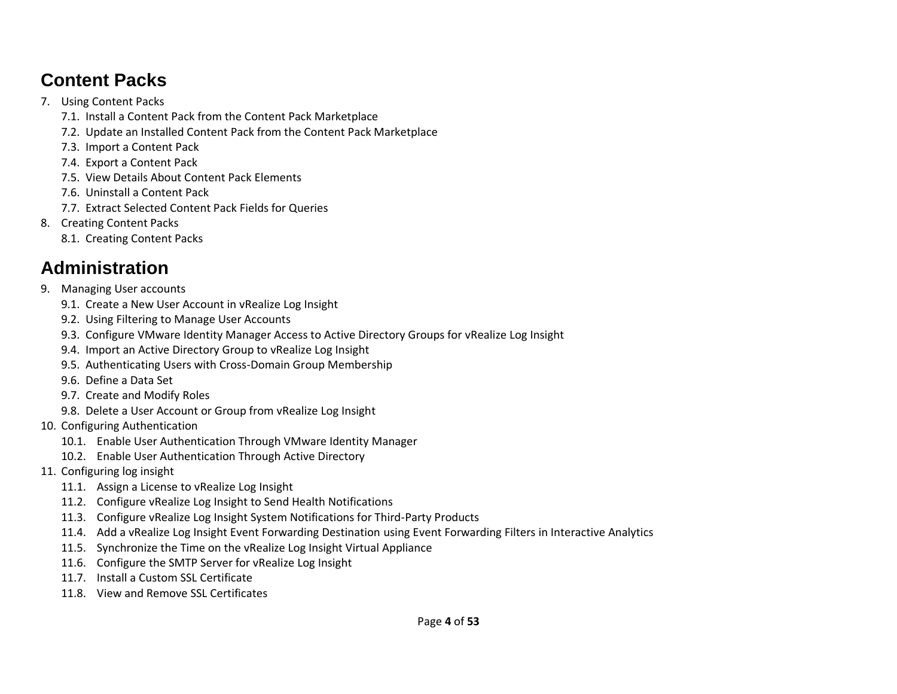## Content Packs

7. Using Content Packs
    7.1. Install a Content Pack from the Content Pack Marketplace
    7.2. Update an Installed Content Pack from the Content Pack Marketplace
    7.3. Import a Content Pack
    7.4. Export a Content Pack
    7.5. View Details About Content Pack Elements
    7.6. Uninstall a Content Pack
    7.7. Extract Selected Content Pack Fields for Queries
8. Creating Content Packs
    8.1. Creating Content Packs

## Administration

9. Managing User accounts
    9.1. Create a New User Account in vRealize Log Insight
    9.2. Using Filtering to Manage User Accounts
    9.3. Configure VMware Identity Manager Access to Active Directory Groups for vRealize Log Insight
    9.4. Import an Active Directory Group to vRealize Log Insight
    9.5. Authenticating Users with Cross-Domain Group Membership
    9.6. Define a Data Set
    9.7. Create and Modify Roles
    9.8. Delete a User Account or Group from vRealize Log Insight
10. Configuring Authentication
    10.1. Enable User Authentication Through VMware Identity Manager
    10.2. Enable User Authentication Through Active Directory
11. Configuring log insight
    11.1. Assign a License to vRealize Log Insight
    11.2. Configure vRealize Log Insight to Send Health Notifications
    11.3. Configure vRealize Log Insight System Notifications for Third-Party Products
    11.4. Add a vRealize Log Insight Event Forwarding Destination using Event Forwarding Filters in Interactive Analytics
    11.5. Synchronize the Time on the vRealize Log Insight Virtual Appliance
    11.6. Configure the SMTP Server for vRealize Log Insight
    11.7. Install a Custom SSL Certificate
    11.8. View and Remove SSL Certificates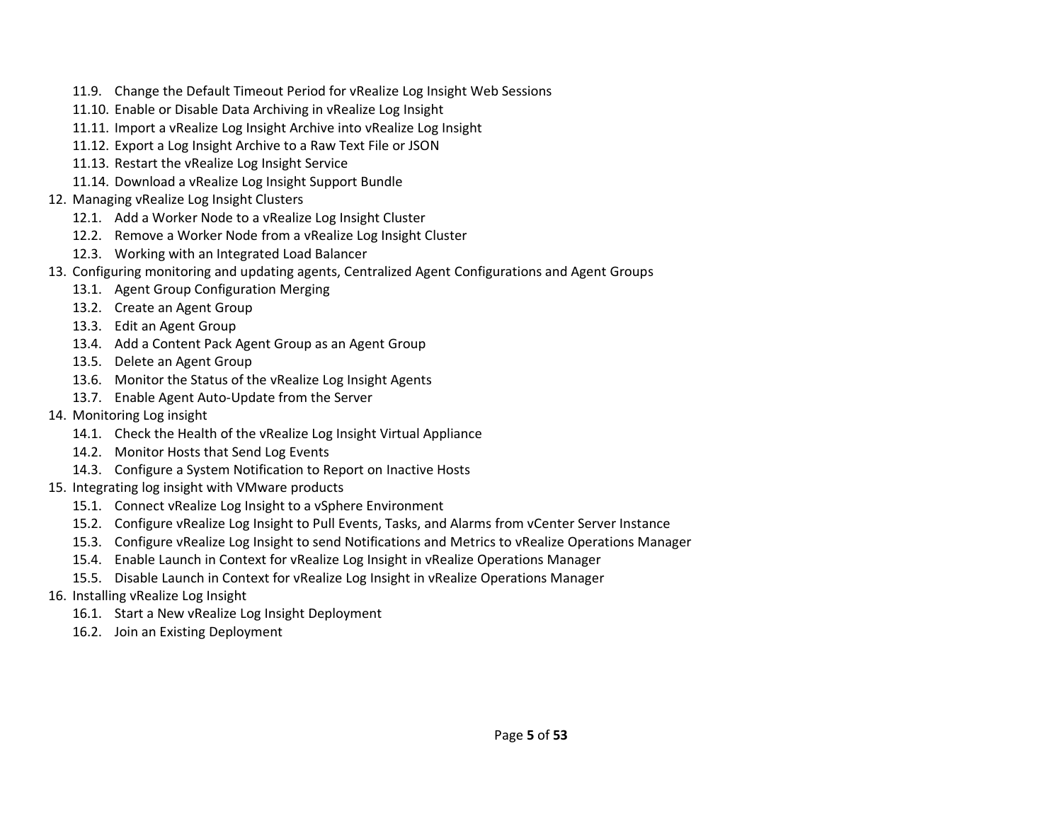- 11.9. Change the Default Timeout Period for vRealize Log Insight Web Sessions
- 11.10. Enable or Disable Data Archiving in vRealize Log Insight
- 11.11. Import a vRealize Log Insight Archive into vRealize Log Insight
- 11.12. Export a Log Insight Archive to a Raw Text File or JSON
- 11.13. Restart the vRealize Log Insight Service
- 11.14. Download a vRealize Log Insight Support Bundle

12. Managing vRealize Log Insight Clusters
    - 12.1. Add a Worker Node to a vRealize Log Insight Cluster
    - 12.2. Remove a Worker Node from a vRealize Log Insight Cluster
    - 12.3. Working with an Integrated Load Balancer
13. Configuring monitoring and updating agents, Centralized Agent Configurations and Agent Groups
    - 13.1. Agent Group Configuration Merging
    - 13.2. Create an Agent Group
    - 13.3. Edit an Agent Group
    - 13.4. Add a Content Pack Agent Group as an Agent Group
    - 13.5. Delete an Agent Group
    - 13.6. Monitor the Status of the vRealize Log Insight Agents
    - 13.7. Enable Agent Auto-Update from the Server
14. Monitoring Log insight
    - 14.1. Check the Health of the vRealize Log Insight Virtual Appliance
    - 14.2. Monitor Hosts that Send Log Events
    - 14.3. Configure a System Notification to Report on Inactive Hosts
15. Integrating log insight with VMware products
    - 15.1. Connect vRealize Log Insight to a vSphere Environment
    - 15.2. Configure vRealize Log Insight to Pull Events, Tasks, and Alarms from vCenter Server Instance
    - 15.3. Configure vRealize Log Insight to send Notifications and Metrics to vRealize Operations Manager
    - 15.4. Enable Launch in Context for vRealize Log Insight in vRealize Operations Manager
    - 15.5. Disable Launch in Context for vRealize Log Insight in vRealize Operations Manager
16. Installing vRealize Log Insight
    - 16.1. Start a New vRealize Log Insight Deployment
    - 16.2. Join an Existing Deployment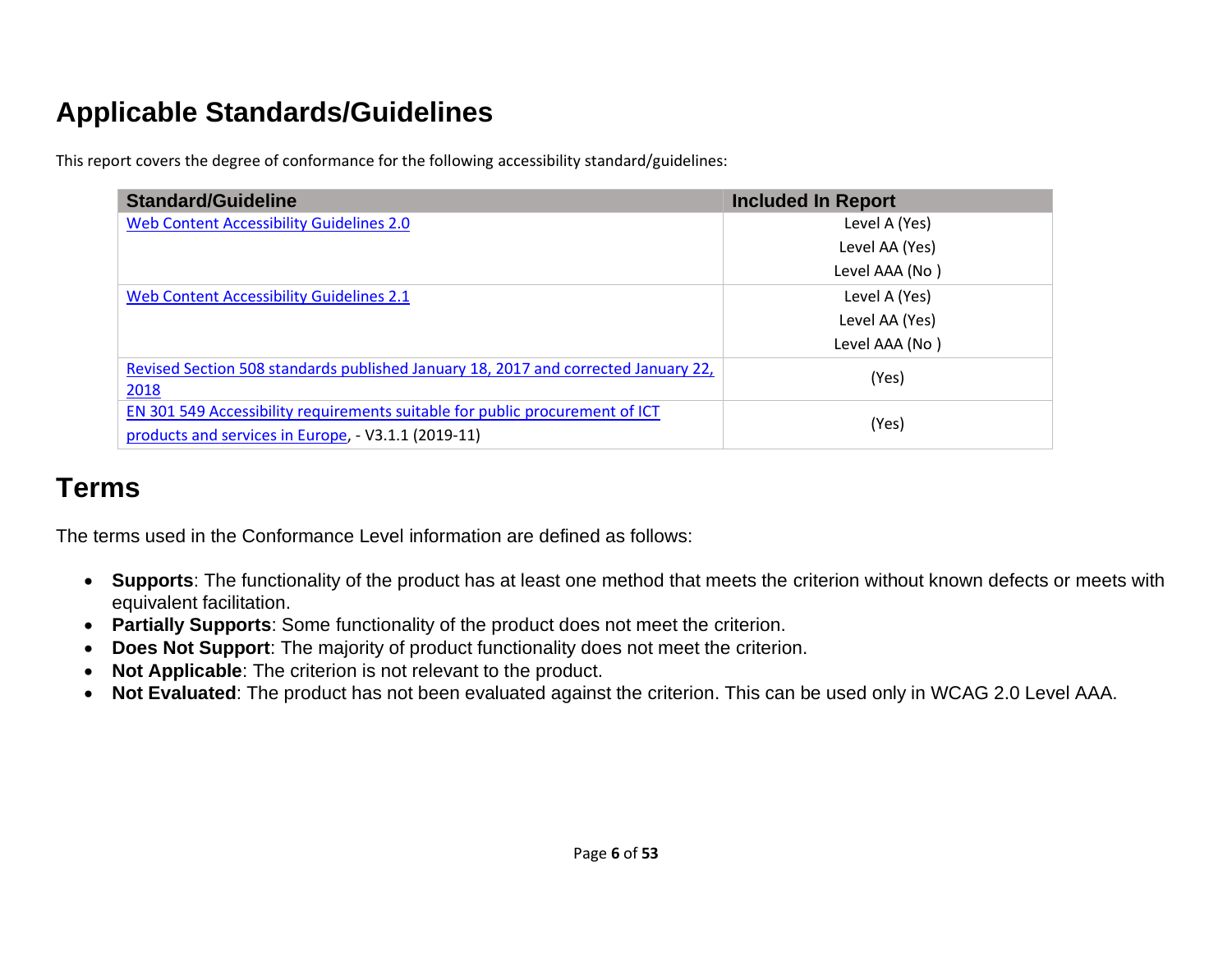## Applicable Standards/Guidelines

This report covers the degree of conformance for the following accessibility standard/guidelines:

| Standard/Guideline | Included In Report |
|---|---|
| Web Content Accessibility Guidelines 2.0 | Level A (Yes)<br>Level AA (Yes)<br>Level AAA (No ) |
| Web Content Accessibility Guidelines 2.1 | Level A (Yes)<br>Level AA (Yes)<br>Level AAA (No ) |
| Revised Section 508 standards published January 18, 2017 and corrected January 22, 2018 | (Yes) |
| EN 301 549 Accessibility requirements suitable for public procurement of ICT products and services in Europe, - V3.1.1 (2019-11) | (Yes) |

## Terms

The terms used in the Conformance Level information are defined as follows:

- **Supports**: The functionality of the product has at least one method that meets the criterion without known defects or meets with equivalent facilitation.
- **Partially Supports**: Some functionality of the product does not meet the criterion.
- **Does Not Support**: The majority of product functionality does not meet the criterion.
- **Not Applicable**: The criterion is not relevant to the product.
- **Not Evaluated**: The product has not been evaluated against the criterion. This can be used only in WCAG 2.0 Level AAA.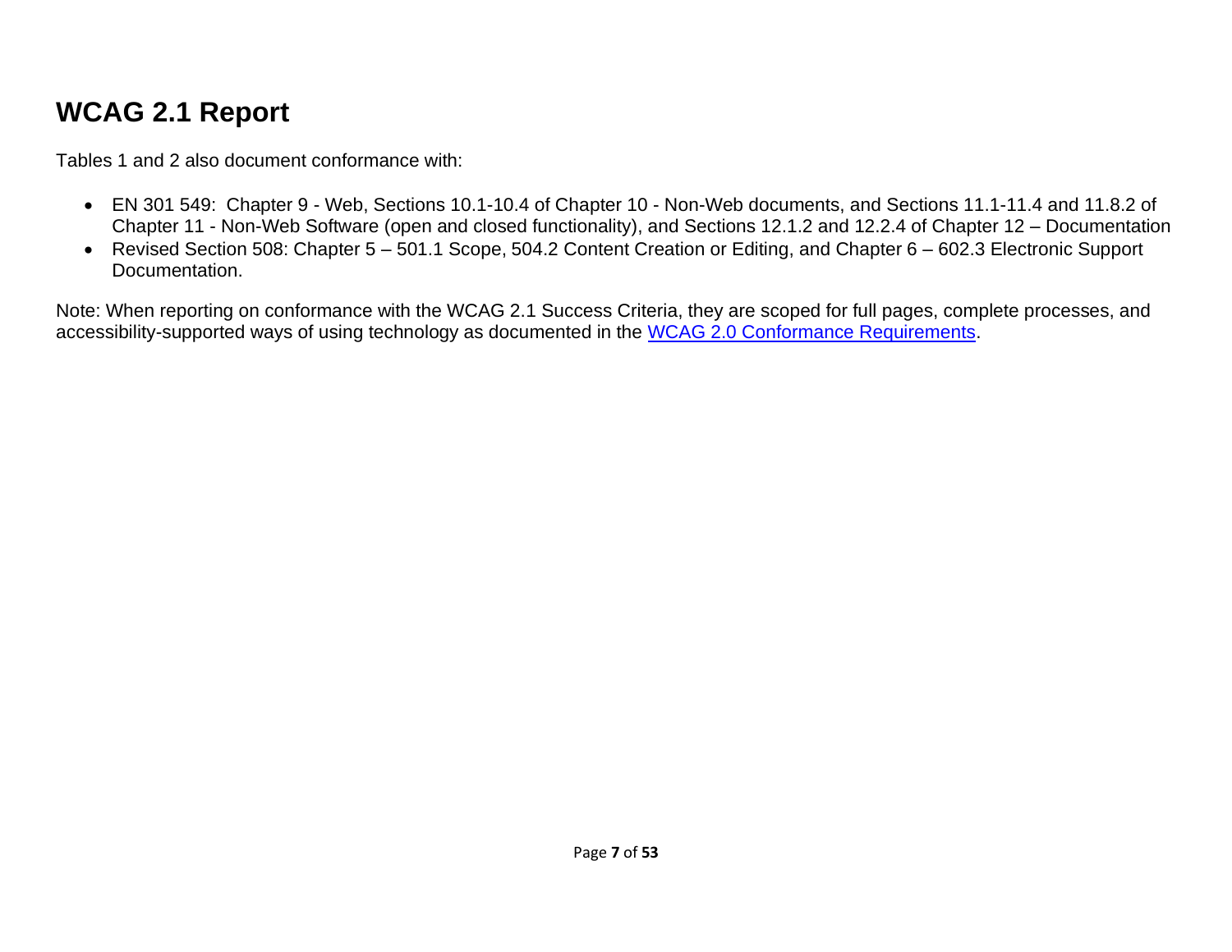# WCAG 2.1 Report

Tables 1 and 2 also document conformance with:

- EN 301 549: Chapter 9 - Web, Sections 10.1-10.4 of Chapter 10 - Non-Web documents, and Sections 11.1-11.4 and 11.8.2 of Chapter 11 - Non-Web Software (open and closed functionality), and Sections 12.1.2 and 12.2.4 of Chapter 12 – Documentation
- Revised Section 508: Chapter 5 – 501.1 Scope, 504.2 Content Creation or Editing, and Chapter 6 – 602.3 Electronic Support Documentation.

Note: When reporting on conformance with the WCAG 2.1 Success Criteria, they are scoped for full pages, complete processes, and accessibility-supported ways of using technology as documented in the [WCAG 2.0 Conformance Requirements](https://www.w3.org/TR/WCAG20/#conformance-reqs).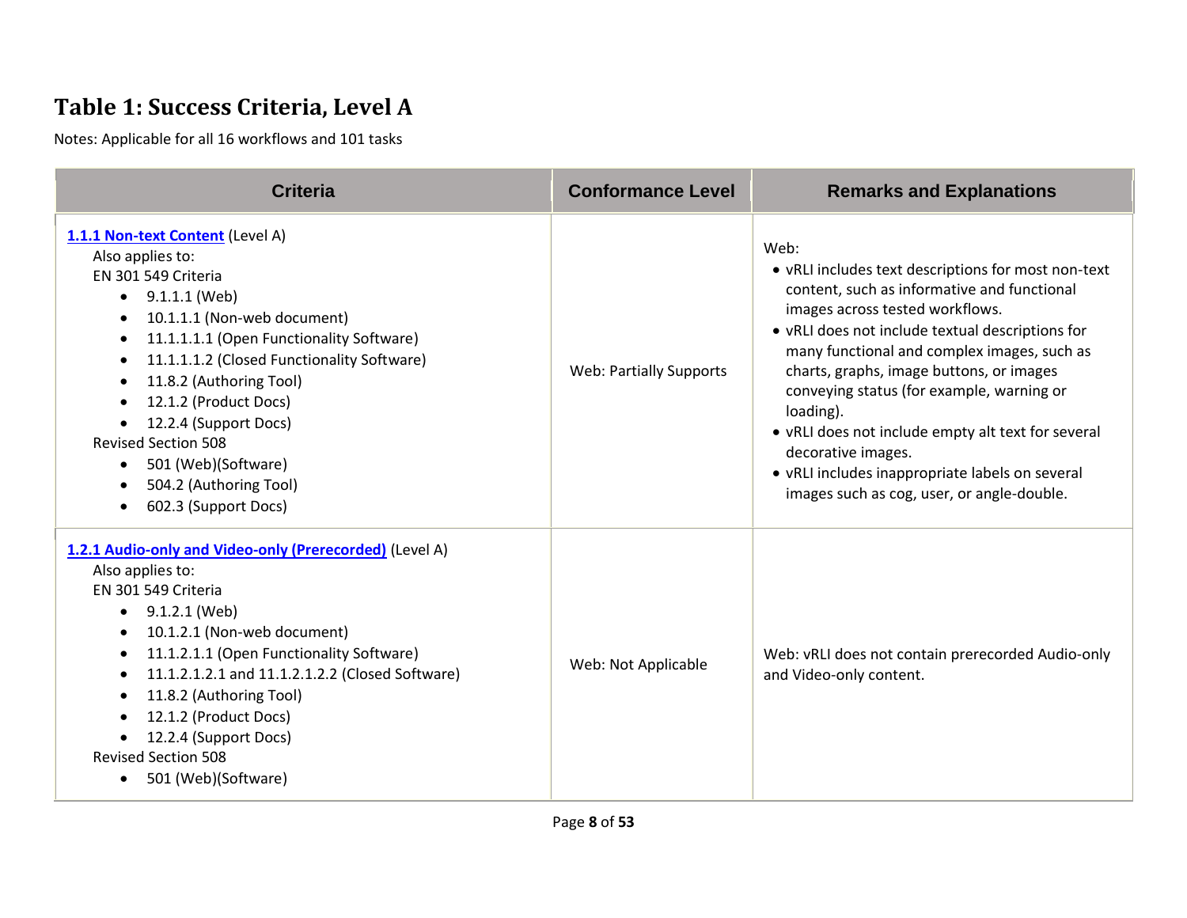## Table 1: Success Criteria, Level A

Notes: Applicable for all 16 workflows and 101 tasks

| Criteria | Conformance Level | Remarks and Explanations |
| --- | --- | --- |
| **1.1.1 Non-text Content** (Level A)<br>Also applies to:<br>EN 301 549 Criteria<br>• 9.1.1.1 (Web)<br>• 10.1.1.1 (Non-web document)<br>• 11.1.1.1.1 (Open Functionality Software)<br>• 11.1.1.1.2 (Closed Functionality Software)<br>• 11.8.2 (Authoring Tool)<br>• 12.1.2 (Product Docs)<br>• 12.2.4 (Support Docs)<br>Revised Section 508<br>• 501 (Web)(Software)<br>• 504.2 (Authoring Tool)<br>• 602.3 (Support Docs) | Web: Partially Supports | Web:<br>• vRLI includes text descriptions for most non-text content, such as informative and functional images across tested workflows.<br>• vRLI does not include textual descriptions for many functional and complex images, such as charts, graphs, image buttons, or images conveying status (for example, warning or loading).<br>• vRLI does not include empty alt text for several decorative images.<br>• vRLI includes inappropriate labels on several images such as cog, user, or angle-double. |
| **1.2.1 Audio-only and Video-only (Prerecorded)** (Level A)<br>Also applies to:<br>EN 301 549 Criteria<br>• 9.1.2.1 (Web)<br>• 10.1.2.1 (Non-web document)<br>• 11.1.2.1.1 (Open Functionality Software)<br>• 11.1.2.1.2.1 and 11.1.2.1.2.2 (Closed Software)<br>• 11.8.2 (Authoring Tool)<br>• 12.1.2 (Product Docs)<br>• 12.2.4 (Support Docs)<br>Revised Section 508<br>• 501 (Web)(Software) | Web: Not Applicable | Web: vRLI does not contain prerecorded Audio-only and Video-only content. |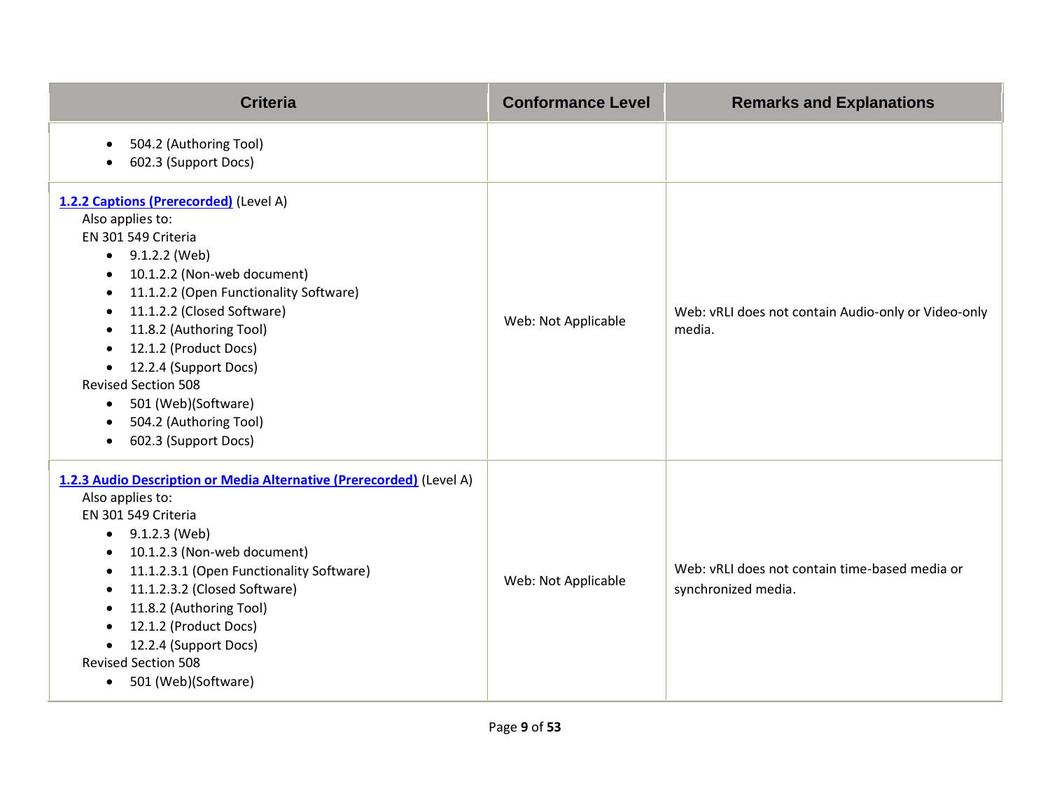| Criteria | Conformance Level | Remarks and Explanations |
| --- | --- | --- |
| <ul><li>504.2 (Authoring Tool)</li><li>602.3 (Support Docs)</li></ul> | | |
| **[1.2.2 Captions (Prerecorded)]** (Level A)<br>Also applies to:<br>EN 301 549 Criteria<ul><li>9.1.2.2 (Web)</li><li>10.1.2.2 (Non-web document)</li><li>11.1.2.2 (Open Functionality Software)</li><li>11.1.2.2 (Closed Software)</li><li>11.8.2 (Authoring Tool)</li><li>12.1.2 (Product Docs)</li><li>12.2.4 (Support Docs)</li></ul>Revised Section 508<ul><li>501 (Web)(Software)</li><li>504.2 (Authoring Tool)</li><li>602.3 (Support Docs)</li></ul> | Web: Not Applicable | Web: vRLI does not contain Audio-only or Video-only media. |
| **[1.2.3 Audio Description or Media Alternative (Prerecorded)]** (Level A)<br>Also applies to:<br>EN 301 549 Criteria<ul><li>9.1.2.3 (Web)</li><li>10.1.2.3 (Non-web document)</li><li>11.1.2.3.1 (Open Functionality Software)</li><li>11.1.2.3.2 (Closed Software)</li><li>11.8.2 (Authoring Tool)</li><li>12.1.2 (Product Docs)</li><li>12.2.4 (Support Docs)</li></ul>Revised Section 508<ul><li>501 (Web)(Software)</li></ul> | Web: Not Applicable | Web: vRLI does not contain time-based media or synchronized media. |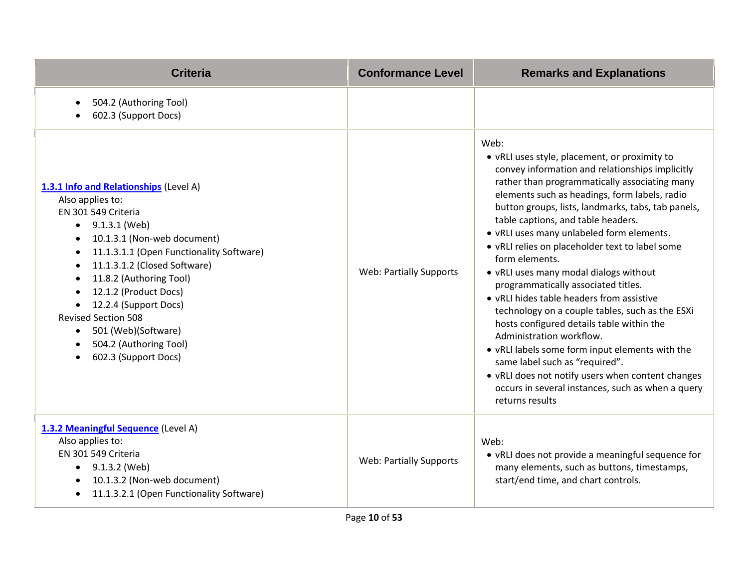| Criteria | Conformance Level | Remarks and Explanations |
|---|---|---|
| • 504.2 (Authoring Tool)<br>• 602.3 (Support Docs) | | |
| [1.3.1 Info and Relationships](https://www.w3.org/TR/WCAG20/#content-structure-separation-programmatic) (Level A)<br>Also applies to:<br>EN 301 549 Criteria<br>• 9.1.3.1 (Web)<br>• 10.1.3.1 (Non-web document)<br>• 11.1.3.1.1 (Open Functionality Software)<br>• 11.1.3.1.2 (Closed Software)<br>• 11.8.2 (Authoring Tool)<br>• 12.1.2 (Product Docs)<br>• 12.2.4 (Support Docs)<br>Revised Section 508<br>• 501 (Web)(Software)<br>• 504.2 (Authoring Tool)<br>• 602.3 (Support Docs) | Web: Partially Supports | Web:<br>• vRLI uses style, placement, or proximity to convey information and relationships implicitly rather than programmatically associating many elements such as headings, form labels, radio button groups, lists, landmarks, tabs, tab panels, table captions, and table headers.<br>• vRLI uses many unlabeled form elements.<br>• vRLI relies on placeholder text to label some form elements.<br>• vRLI uses many modal dialogs without programmatically associated titles.<br>• vRLI hides table headers from assistive technology on a couple tables, such as the ESXi hosts configured details table within the Administration workflow.<br>• vRLI labels some form input elements with the same label such as “required”.<br>• vRLI does not notify users when content changes occurs in several instances, such as when a query returns results |
| [1.3.2 Meaningful Sequence](https://www.w3.org/TR/WCAG20/#content-structure-separation-sequence) (Level A)<br>Also applies to:<br>EN 301 549 Criteria<br>• 9.1.3.2 (Web)<br>• 10.1.3.2 (Non-web document)<br>• 11.1.3.2.1 (Open Functionality Software) | Web: Partially Supports | Web:<br>• vRLI does not provide a meaningful sequence for many elements, such as buttons, timestamps, start/end time, and chart controls. |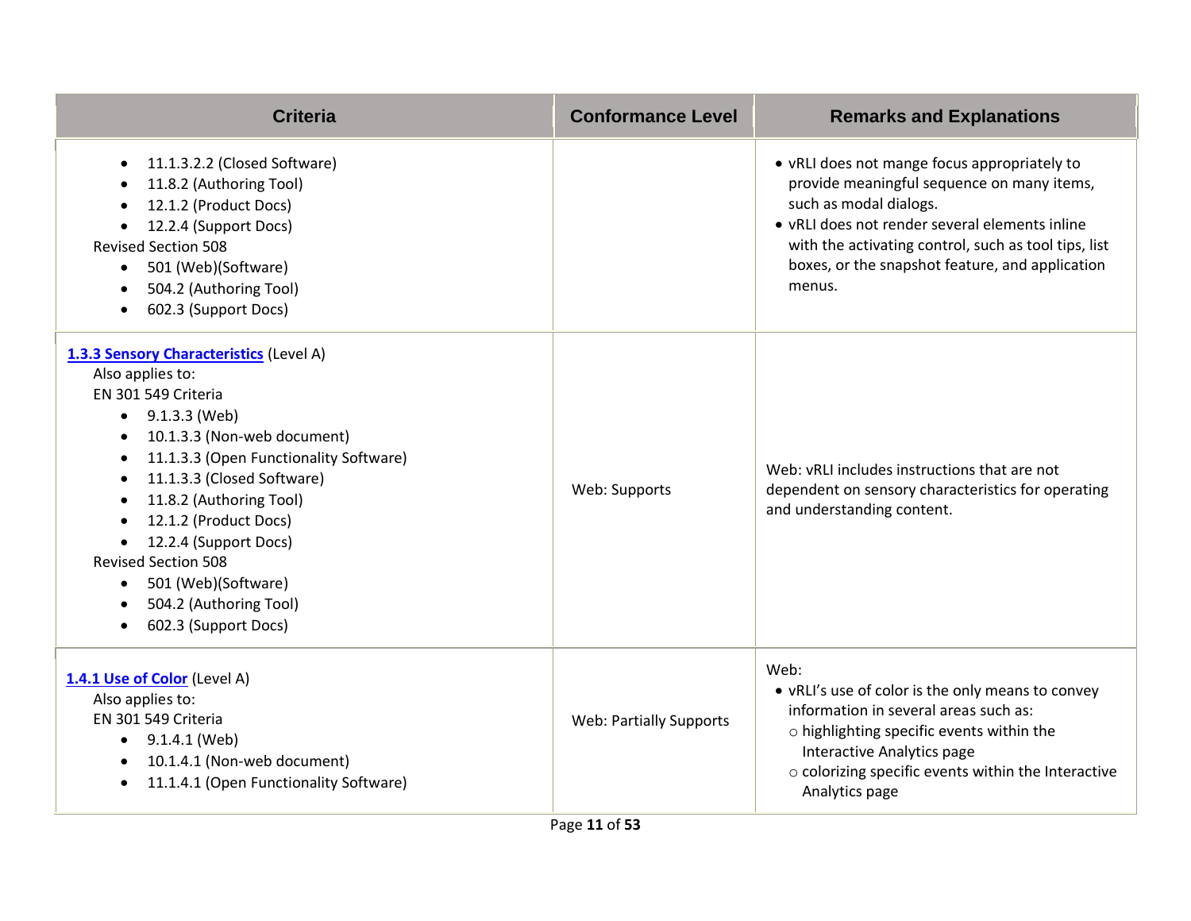| Criteria | Conformance Level | Remarks and Explanations |
|---|---|---|
| • 11.1.3.2.2 (Closed Software)<br>• 11.8.2 (Authoring Tool)<br>• 12.1.2 (Product Docs)<br>• 12.2.4 (Support Docs)<br>Revised Section 508<br>• 501 (Web)(Software)<br>• 504.2 (Authoring Tool)<br>• 602.3 (Support Docs) | | • vRLI does not mange focus appropriately to provide meaningful sequence on many items, such as modal dialogs.<br>• vRLI does not render several elements inline with the activating control, such as tool tips, list boxes, or the snapshot feature, and application menus. |
| **[1.3.3 Sensory Characteristics](#)** (Level A)<br>Also applies to:<br>EN 301 549 Criteria<br>• 9.1.3.3 (Web)<br>• 10.1.3.3 (Non-web document)<br>• 11.1.3.3 (Open Functionality Software)<br>• 11.1.3.3 (Closed Software)<br>• 11.8.2 (Authoring Tool)<br>• 12.1.2 (Product Docs)<br>• 12.2.4 (Support Docs)<br>Revised Section 508<br>• 501 (Web)(Software)<br>• 504.2 (Authoring Tool)<br>• 602.3 (Support Docs) | Web: Supports | Web: vRLI includes instructions that are not dependent on sensory characteristics for operating and understanding content. |
| **[1.4.1 Use of Color](#)** (Level A)<br>Also applies to:<br>EN 301 549 Criteria<br>• 9.1.4.1 (Web)<br>• 10.1.4.1 (Non-web document)<br>• 11.1.4.1 (Open Functionality Software) | Web: Partially Supports | Web:<br>• vRLI's use of color is the only means to convey information in several areas such as:<br>○ highlighting specific events within the Interactive Analytics page<br>○ colorizing specific events within the Interactive Analytics page |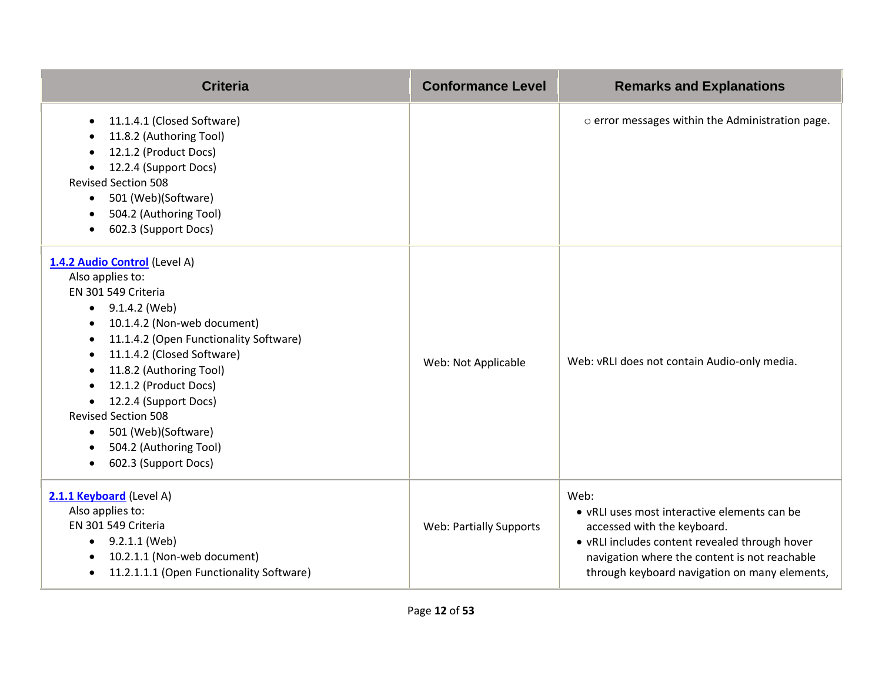| Criteria | Conformance Level | Remarks and Explanations |
|---|---|---|
| • 11.1.4.1 (Closed Software)<br>• 11.8.2 (Authoring Tool)<br>• 12.1.2 (Product Docs)<br>• 12.2.4 (Support Docs)<br>Revised Section 508<br>• 501 (Web)(Software)<br>• 504.2 (Authoring Tool)<br>• 602.3 (Support Docs) | | ○ error messages within the Administration page. |
| **[1.4.2 Audio Control](#)** (Level A)<br>Also applies to:<br>EN 301 549 Criteria<br>• 9.1.4.2 (Web)<br>• 10.1.4.2 (Non-web document)<br>• 11.1.4.2 (Open Functionality Software)<br>• 11.1.4.2 (Closed Software)<br>• 11.8.2 (Authoring Tool)<br>• 12.1.2 (Product Docs)<br>• 12.2.4 (Support Docs)<br>Revised Section 508<br>• 501 (Web)(Software)<br>• 504.2 (Authoring Tool)<br>• 602.3 (Support Docs) | Web: Not Applicable | Web: vRLI does not contain Audio-only media. |
| **[2.1.1 Keyboard](#)** (Level A)<br>Also applies to:<br>EN 301 549 Criteria<br>• 9.2.1.1 (Web)<br>• 10.2.1.1 (Non-web document)<br>• 11.2.1.1.1 (Open Functionality Software) | Web: Partially Supports | Web:<br>• vRLI uses most interactive elements can be accessed with the keyboard.<br>• vRLI includes content revealed through hover navigation where the content is not reachable through keyboard navigation on many elements, |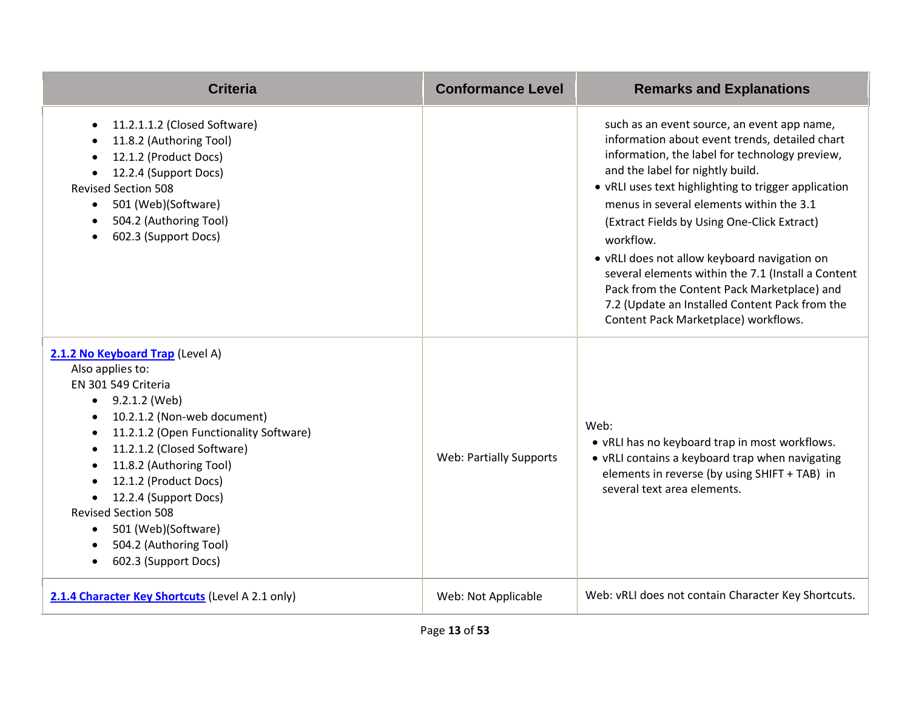| Criteria | Conformance Level | Remarks and Explanations |
|---|---|---|
| • 11.2.1.1.2 (Closed Software)<br>• 11.8.2 (Authoring Tool)<br>• 12.1.2 (Product Docs)<br>• 12.2.4 (Support Docs)<br>Revised Section 508<br>• 501 (Web)(Software)<br>• 504.2 (Authoring Tool)<br>• 602.3 (Support Docs) | | such as an event source, an event app name, information about event trends, detailed chart information, the label for technology preview, and the label for nightly build.<br>• vRLI uses text highlighting to trigger application menus in several elements within the 3.1 (Extract Fields by Using One-Click Extract) workflow.<br>• vRLI does not allow keyboard navigation on several elements within the 7.1 (Install a Content Pack from the Content Pack Marketplace) and 7.2 (Update an Installed Content Pack from the Content Pack Marketplace) workflows. |
| **2.1.2 No Keyboard Trap** (Level A)<br>Also applies to:<br>EN 301 549 Criteria<br>• 9.2.1.2 (Web)<br>• 10.2.1.2 (Non-web document)<br>• 11.2.1.2 (Open Functionality Software)<br>• 11.2.1.2 (Closed Software)<br>• 11.8.2 (Authoring Tool)<br>• 12.1.2 (Product Docs)<br>• 12.2.4 (Support Docs)<br>Revised Section 508<br>• 501 (Web)(Software)<br>• 504.2 (Authoring Tool)<br>• 602.3 (Support Docs) | Web: Partially Supports | Web:<br>• vRLI has no keyboard trap in most workflows.<br>• vRLI contains a keyboard trap when navigating elements in reverse (by using SHIFT + TAB) in several text area elements. |
| **2.1.4 Character Key Shortcuts** (Level A 2.1 only) | Web: Not Applicable | Web: vRLI does not contain Character Key Shortcuts. |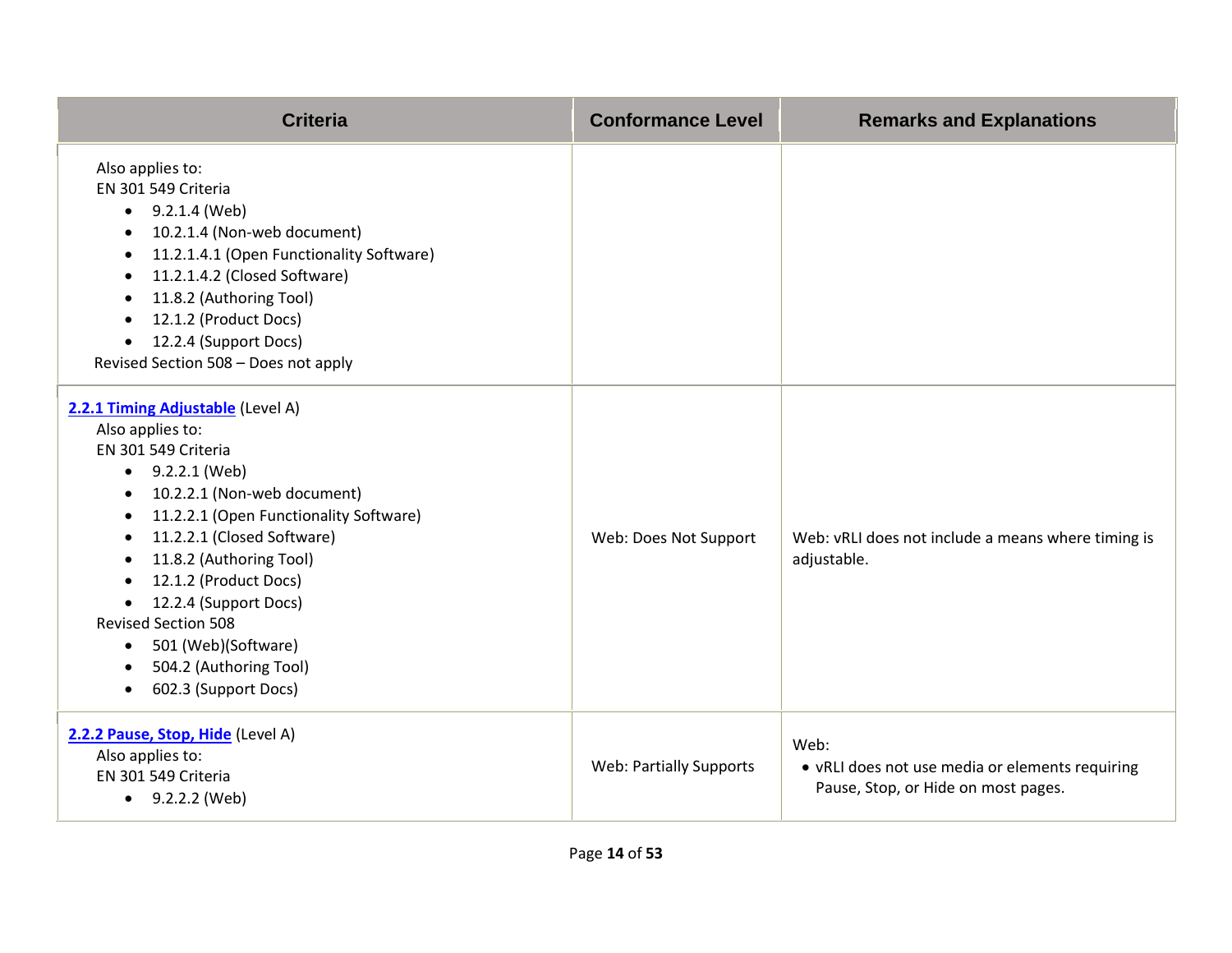| Criteria | Conformance Level | Remarks and Explanations |
| --- | --- | --- |
| Also applies to:<br>EN 301 549 Criteria<br>• 9.2.1.4 (Web)<br>• 10.2.1.4 (Non-web document)<br>• 11.2.1.4.1 (Open Functionality Software)<br>• 11.2.1.4.2 (Closed Software)<br>• 11.8.2 (Authoring Tool)<br>• 12.1.2 (Product Docs)<br>• 12.2.4 (Support Docs)<br>Revised Section 508 – Does not apply | | |
| **[2.2.1 Timing Adjustable]()** (Level A)<br>Also applies to:<br>EN 301 549 Criteria<br>• 9.2.2.1 (Web)<br>• 10.2.2.1 (Non-web document)<br>• 11.2.2.1 (Open Functionality Software)<br>• 11.2.2.1 (Closed Software)<br>• 11.8.2 (Authoring Tool)<br>• 12.1.2 (Product Docs)<br>• 12.2.4 (Support Docs)<br>Revised Section 508<br>• 501 (Web)(Software)<br>• 504.2 (Authoring Tool)<br>• 602.3 (Support Docs) | Web: Does Not Support | Web: vRLI does not include a means where timing is adjustable. |
| **[2.2.2 Pause, Stop, Hide]()** (Level A)<br>Also applies to:<br>EN 301 549 Criteria<br>• 9.2.2.2 (Web) | Web: Partially Supports | Web:<br>• vRLI does not use media or elements requiring Pause, Stop, or Hide on most pages. |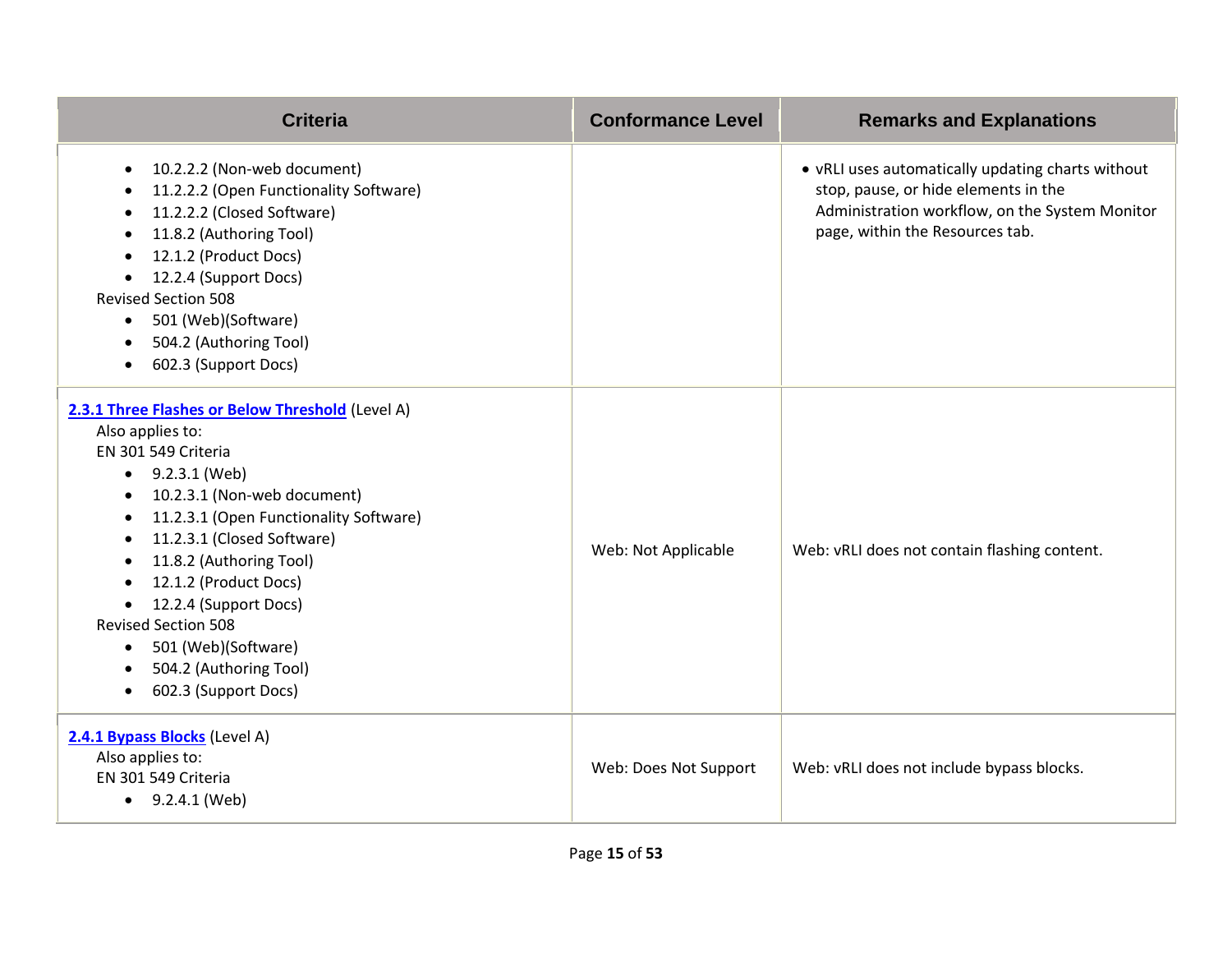| Criteria | Conformance Level | Remarks and Explanations |
|---|---|---|
| <ul><li>10.2.2.2 (Non-web document)</li><li>11.2.2.2 (Open Functionality Software)</li><li>11.2.2.2 (Closed Software)</li><li>11.8.2 (Authoring Tool)</li><li>12.1.2 (Product Docs)</li><li>12.2.4 (Support Docs)</li></ul>Revised Section 508<ul><li>501 (Web)(Software)</li><li>504.2 (Authoring Tool)</li><li>602.3 (Support Docs)</li></ul> | | <ul><li>vRLI uses automatically updating charts without stop, pause, or hide elements in the Administration workflow, on the System Monitor page, within the Resources tab.</li></ul> |
| **[2.3.1 Three Flashes or Below Threshold]()** (Level A)<br>Also applies to:<br>EN 301 549 Criteria<ul><li>9.2.3.1 (Web)</li><li>10.2.3.1 (Non-web document)</li><li>11.2.3.1 (Open Functionality Software)</li><li>11.2.3.1 (Closed Software)</li><li>11.8.2 (Authoring Tool)</li><li>12.1.2 (Product Docs)</li><li>12.2.4 (Support Docs)</li></ul>Revised Section 508<ul><li>501 (Web)(Software)</li><li>504.2 (Authoring Tool)</li><li>602.3 (Support Docs)</li></ul> | Web: Not Applicable | Web: vRLI does not contain flashing content. |
| **[2.4.1 Bypass Blocks]()** (Level A)<br>Also applies to:<br>EN 301 549 Criteria<ul><li>9.2.4.1 (Web)</li></ul> | Web: Does Not Support | Web: vRLI does not include bypass blocks. |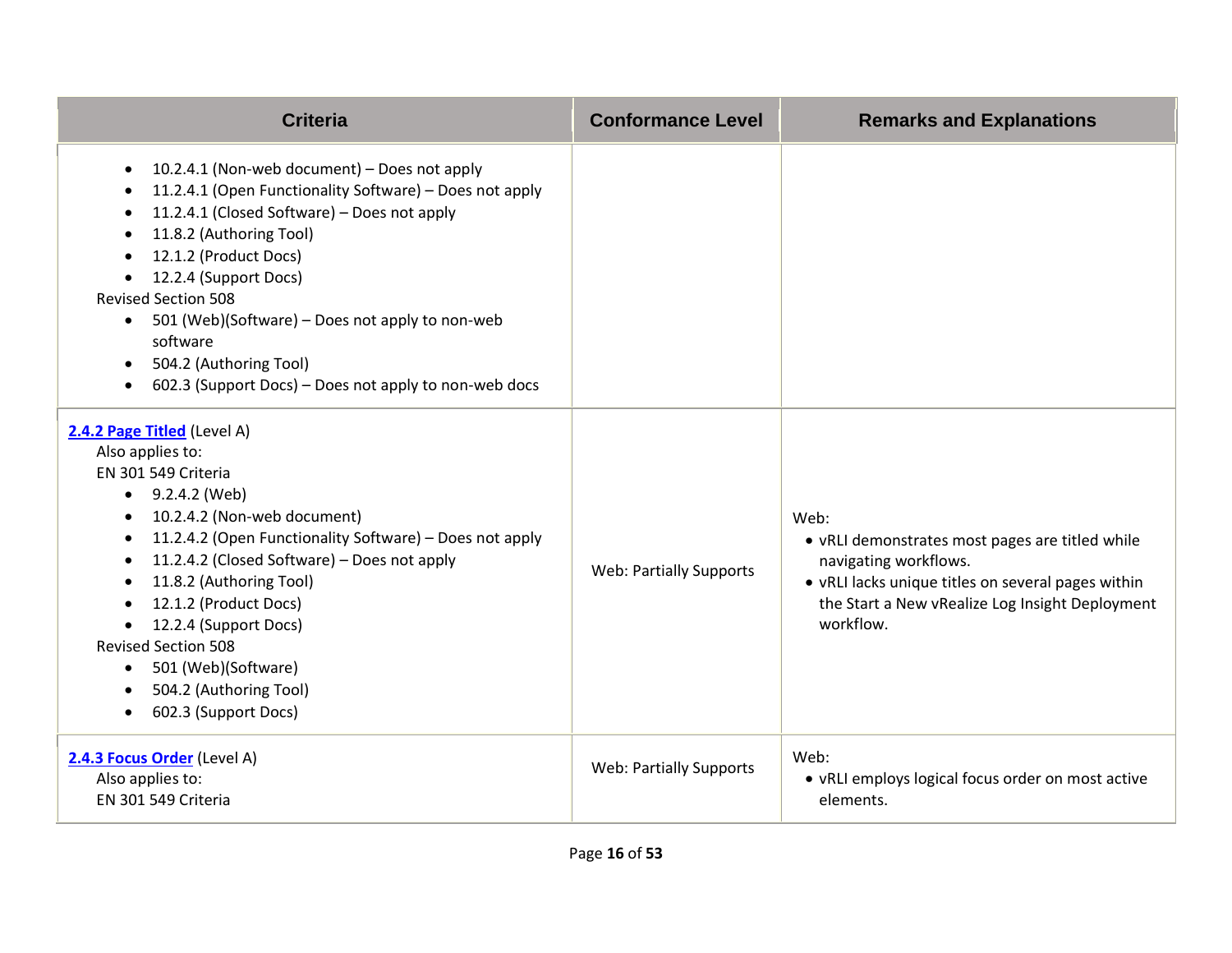| Criteria | Conformance Level | Remarks and Explanations |
|---|---|---|
| <ul><li>10.2.4.1 (Non-web document) – Does not apply</li><li>11.2.4.1 (Open Functionality Software) – Does not apply</li><li>11.2.4.1 (Closed Software) – Does not apply</li><li>11.8.2 (Authoring Tool)</li><li>12.1.2 (Product Docs)</li><li>12.2.4 (Support Docs)</li></ul>Revised Section 508<ul><li>501 (Web)(Software) – Does not apply to non-web software</li><li>504.2 (Authoring Tool)</li><li>602.3 (Support Docs) – Does not apply to non-web docs</li></ul> | | |
| **[2.4.2 Page Titled]()** (Level A)<br>Also applies to:<br>EN 301 549 Criteria<ul><li>9.2.4.2 (Web)</li><li>10.2.4.2 (Non-web document)</li><li>11.2.4.2 (Open Functionality Software) – Does not apply</li><li>11.2.4.2 (Closed Software) – Does not apply</li><li>11.8.2 (Authoring Tool)</li><li>12.1.2 (Product Docs)</li><li>12.2.4 (Support Docs)</li></ul>Revised Section 508<ul><li>501 (Web)(Software)</li><li>504.2 (Authoring Tool)</li><li>602.3 (Support Docs)</li></ul> | Web: Partially Supports | Web:<ul><li>vRLI demonstrates most pages are titled while navigating workflows.</li><li>vRLI lacks unique titles on several pages within the Start a New vRealize Log Insight Deployment workflow.</li></ul> |
| **[2.4.3 Focus Order]()** (Level A)<br>Also applies to:<br>EN 301 549 Criteria | Web: Partially Supports | Web:<ul><li>vRLI employs logical focus order on most active elements.</li></ul> |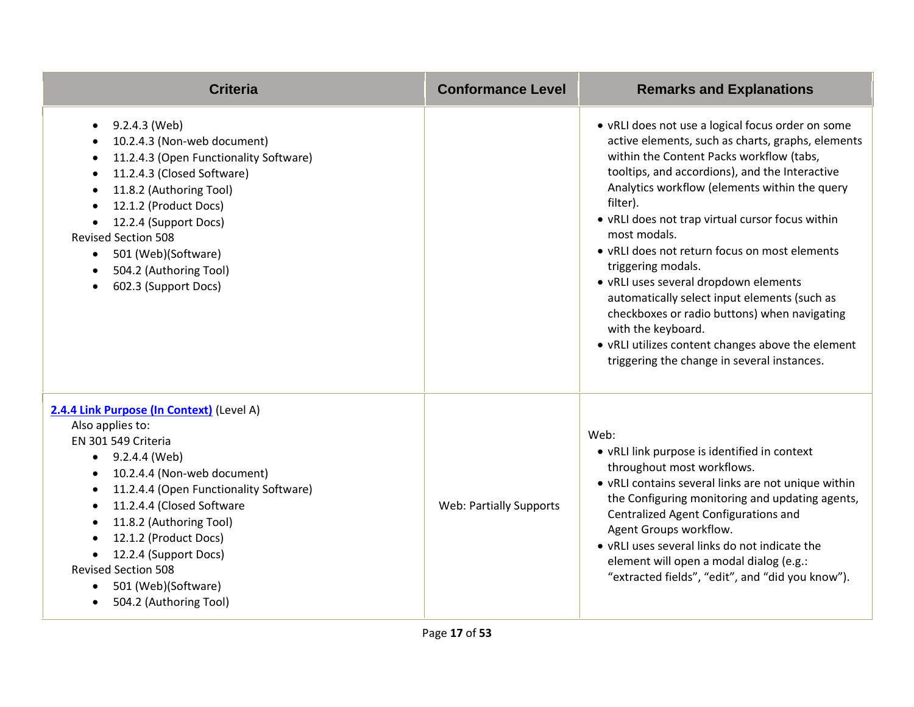| Criteria | Conformance Level | Remarks and Explanations |
| --- | --- | --- |
| • 9.2.4.3 (Web)<br>• 10.2.4.3 (Non-web document)<br>• 11.2.4.3 (Open Functionality Software)<br>• 11.2.4.3 (Closed Software)<br>• 11.8.2 (Authoring Tool)<br>• 12.1.2 (Product Docs)<br>• 12.2.4 (Support Docs)<br>Revised Section 508<br>• 501 (Web)(Software)<br>• 504.2 (Authoring Tool)<br>• 602.3 (Support Docs) | | • vRLI does not use a logical focus order on some active elements, such as charts, graphs, elements within the Content Packs workflow (tabs, tooltips, and accordions), and the Interactive Analytics workflow (elements within the query filter).<br>• vRLI does not trap virtual cursor focus within most modals.<br>• vRLI does not return focus on most elements triggering modals.<br>• vRLI uses several dropdown elements automatically select input elements (such as checkboxes or radio buttons) when navigating with the keyboard.<br>• vRLI utilizes content changes above the element triggering the change in several instances. |
| **2.4.4 Link Purpose (In Context)** (Level A)<br>Also applies to:<br>EN 301 549 Criteria<br>• 9.2.4.4 (Web)<br>• 10.2.4.4 (Non-web document)<br>• 11.2.4.4 (Open Functionality Software)<br>• 11.2.4.4 (Closed Software<br>• 11.8.2 (Authoring Tool)<br>• 12.1.2 (Product Docs)<br>• 12.2.4 (Support Docs)<br>Revised Section 508<br>• 501 (Web)(Software)<br>• 504.2 (Authoring Tool) | Web: Partially Supports | Web:<br>• vRLI link purpose is identified in context throughout most workflows.<br>• vRLI contains several links are not unique within the Configuring monitoring and updating agents, Centralized Agent Configurations and Agent Groups workflow.<br>• vRLI uses several links do not indicate the element will open a modal dialog (e.g.: “extracted fields”, “edit”, and “did you know”). |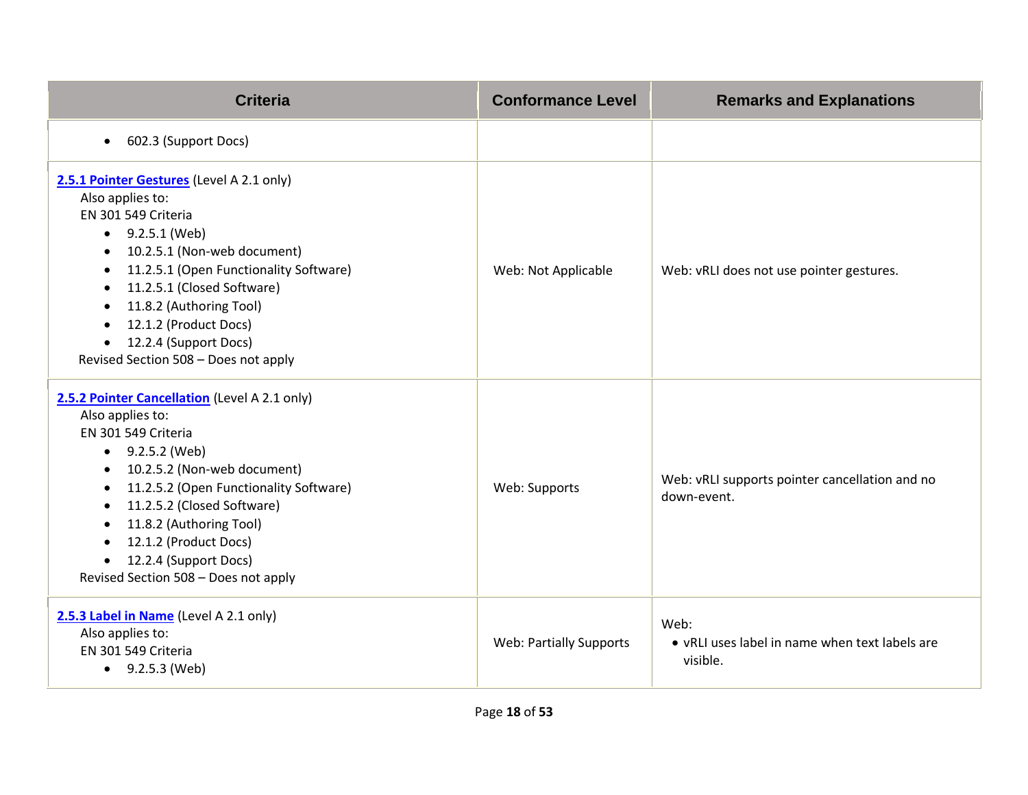| Criteria | Conformance Level | Remarks and Explanations |
|---|---|---|
| • 602.3 (Support Docs) | | |
| **2.5.1 Pointer Gestures** (Level A 2.1 only)<br>Also applies to:<br>EN 301 549 Criteria<br>• 9.2.5.1 (Web)<br>• 10.2.5.1 (Non-web document)<br>• 11.2.5.1 (Open Functionality Software)<br>• 11.2.5.1 (Closed Software)<br>• 11.8.2 (Authoring Tool)<br>• 12.1.2 (Product Docs)<br>• 12.2.4 (Support Docs)<br>Revised Section 508 – Does not apply | Web: Not Applicable | Web: vRLI does not use pointer gestures. |
| **2.5.2 Pointer Cancellation** (Level A 2.1 only)<br>Also applies to:<br>EN 301 549 Criteria<br>• 9.2.5.2 (Web)<br>• 10.2.5.2 (Non-web document)<br>• 11.2.5.2 (Open Functionality Software)<br>• 11.2.5.2 (Closed Software)<br>• 11.8.2 (Authoring Tool)<br>• 12.1.2 (Product Docs)<br>• 12.2.4 (Support Docs)<br>Revised Section 508 – Does not apply | Web: Supports | Web: vRLI supports pointer cancellation and no down-event. |
| **2.5.3 Label in Name** (Level A 2.1 only)<br>Also applies to:<br>EN 301 549 Criteria<br>• 9.2.5.3 (Web) | Web: Partially Supports | Web:<br>• vRLI uses label in name when text labels are visible. |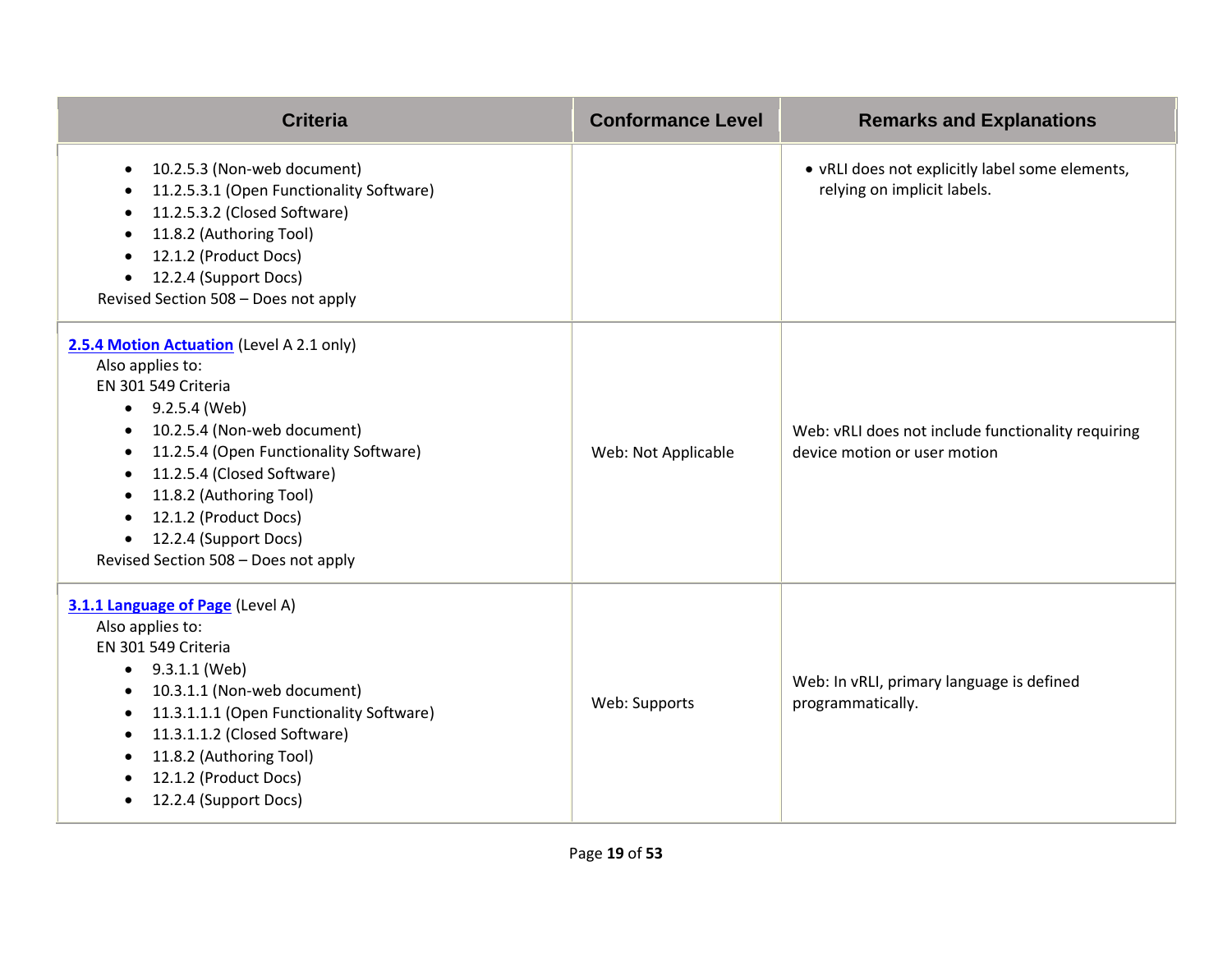| Criteria | Conformance Level | Remarks and Explanations |
|---|---|---|
| <ul><li>10.2.5.3 (Non-web document)</li><li>11.2.5.3.1 (Open Functionality Software)</li><li>11.2.5.3.2 (Closed Software)</li><li>11.8.2 (Authoring Tool)</li><li>12.1.2 (Product Docs)</li><li>12.2.4 (Support Docs)</li></ul>Revised Section 508 – Does not apply | | <ul><li>vRLI does not explicitly label some elements, relying on implicit labels.</li></ul> |
| **2.5.4 Motion Actuation** (Level A 2.1 only)<br>Also applies to:<br>EN 301 549 Criteria<ul><li>9.2.5.4 (Web)</li><li>10.2.5.4 (Non-web document)</li><li>11.2.5.4 (Open Functionality Software)</li><li>11.2.5.4 (Closed Software)</li><li>11.8.2 (Authoring Tool)</li><li>12.1.2 (Product Docs)</li><li>12.2.4 (Support Docs)</li></ul>Revised Section 508 – Does not apply | Web: Not Applicable | Web: vRLI does not include functionality requiring device motion or user motion |
| **3.1.1 Language of Page** (Level A)<br>Also applies to:<br>EN 301 549 Criteria<ul><li>9.3.1.1 (Web)</li><li>10.3.1.1 (Non-web document)</li><li>11.3.1.1.1 (Open Functionality Software)</li><li>11.3.1.1.2 (Closed Software)</li><li>11.8.2 (Authoring Tool)</li><li>12.1.2 (Product Docs)</li><li>12.2.4 (Support Docs)</li></ul> | Web: Supports | Web: In vRLI, primary language is defined programmatically. |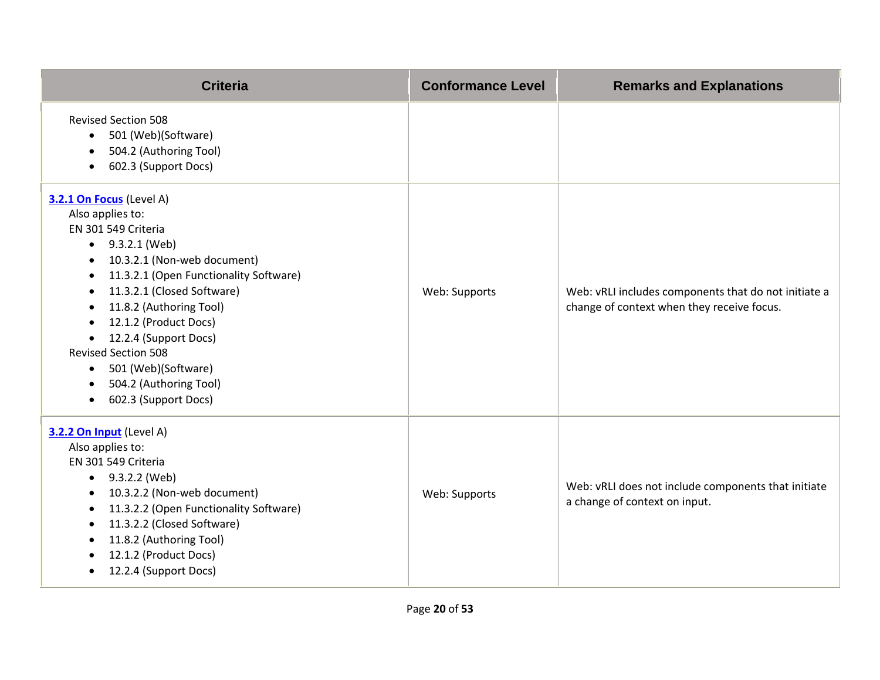| Criteria | Conformance Level | Remarks and Explanations |
|---|---|---|
| Revised Section 508<br>• 501 (Web)(Software)<br>• 504.2 (Authoring Tool)<br>• 602.3 (Support Docs) | | |
| **3.2.1 On Focus** (Level A)<br>Also applies to:<br>EN 301 549 Criteria<br>• 9.3.2.1 (Web)<br>• 10.3.2.1 (Non-web document)<br>• 11.3.2.1 (Open Functionality Software)<br>• 11.3.2.1 (Closed Software)<br>• 11.8.2 (Authoring Tool)<br>• 12.1.2 (Product Docs)<br>• 12.2.4 (Support Docs)<br>Revised Section 508<br>• 501 (Web)(Software)<br>• 504.2 (Authoring Tool)<br>• 602.3 (Support Docs) | Web: Supports | Web: vRLI includes components that do not initiate a change of context when they receive focus. |
| **3.2.2 On Input** (Level A)<br>Also applies to:<br>EN 301 549 Criteria<br>• 9.3.2.2 (Web)<br>• 10.3.2.2 (Non-web document)<br>• 11.3.2.2 (Open Functionality Software)<br>• 11.3.2.2 (Closed Software)<br>• 11.8.2 (Authoring Tool)<br>• 12.1.2 (Product Docs)<br>• 12.2.4 (Support Docs) | Web: Supports | Web: vRLI does not include components that initiate a change of context on input. |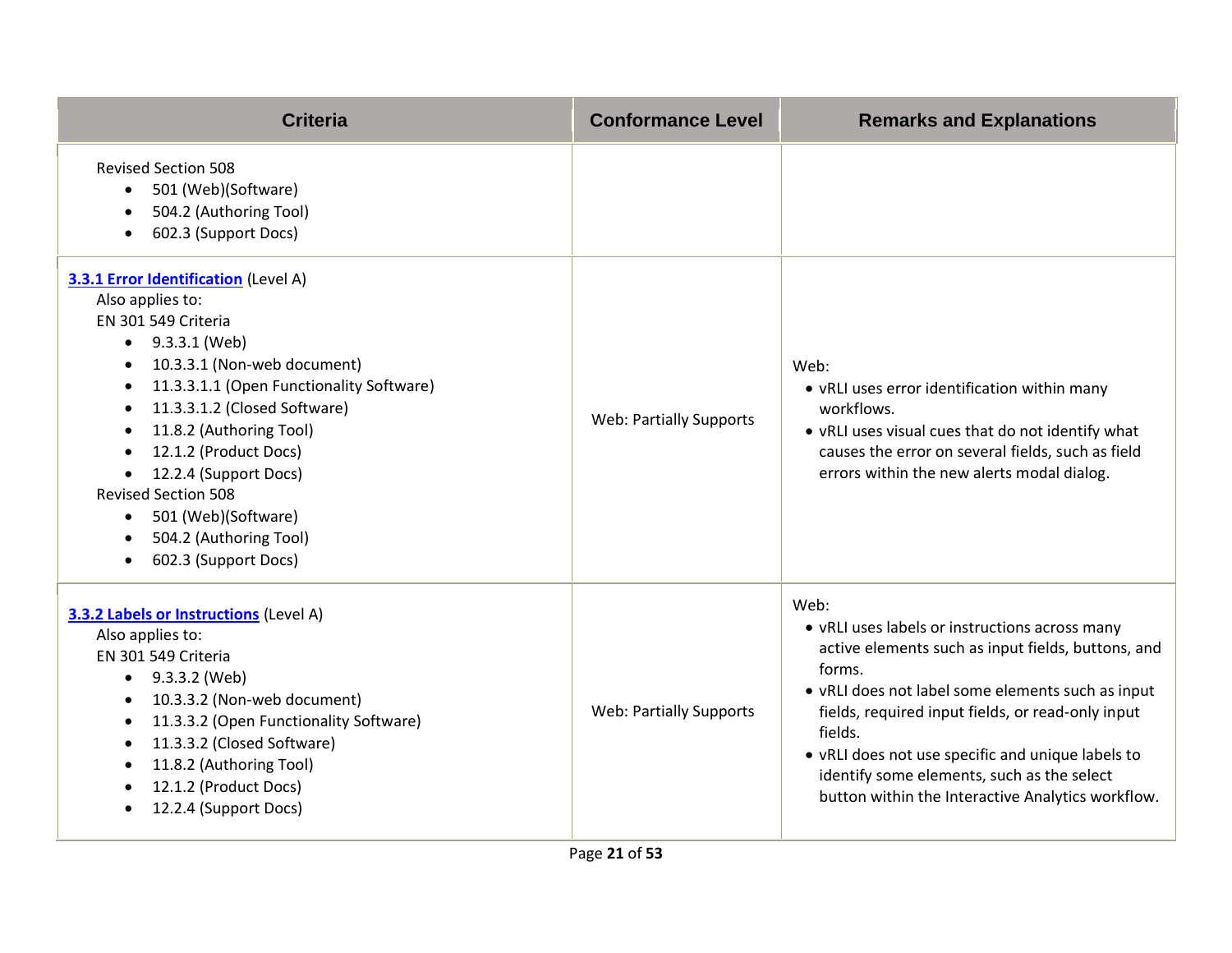| Criteria | Conformance Level | Remarks and Explanations |
|---|---|---|
| Revised Section 508<br>• 501 (Web)(Software)<br>• 504.2 (Authoring Tool)<br>• 602.3 (Support Docs) | | |
| **[3.3.1 Error Identification]()** (Level A)<br>Also applies to:<br>EN 301 549 Criteria<br>• 9.3.3.1 (Web)<br>• 10.3.3.1 (Non-web document)<br>• 11.3.3.1.1 (Open Functionality Software)<br>• 11.3.3.1.2 (Closed Software)<br>• 11.8.2 (Authoring Tool)<br>• 12.1.2 (Product Docs)<br>• 12.2.4 (Support Docs)<br>Revised Section 508<br>• 501 (Web)(Software)<br>• 504.2 (Authoring Tool)<br>• 602.3 (Support Docs) | Web: Partially Supports | Web:<br>• vRLI uses error identification within many workflows.<br>• vRLI uses visual cues that do not identify what causes the error on several fields, such as field errors within the new alerts modal dialog. |
| **[3.3.2 Labels or Instructions]()** (Level A)<br>Also applies to:<br>EN 301 549 Criteria<br>• 9.3.3.2 (Web)<br>• 10.3.3.2 (Non-web document)<br>• 11.3.3.2 (Open Functionality Software)<br>• 11.3.3.2 (Closed Software)<br>• 11.8.2 (Authoring Tool)<br>• 12.1.2 (Product Docs)<br>• 12.2.4 (Support Docs) | Web: Partially Supports | Web:<br>• vRLI uses labels or instructions across many active elements such as input fields, buttons, and forms.<br>• vRLI does not label some elements such as input fields, required input fields, or read-only input fields.<br>• vRLI does not use specific and unique labels to identify some elements, such as the select button within the Interactive Analytics workflow. |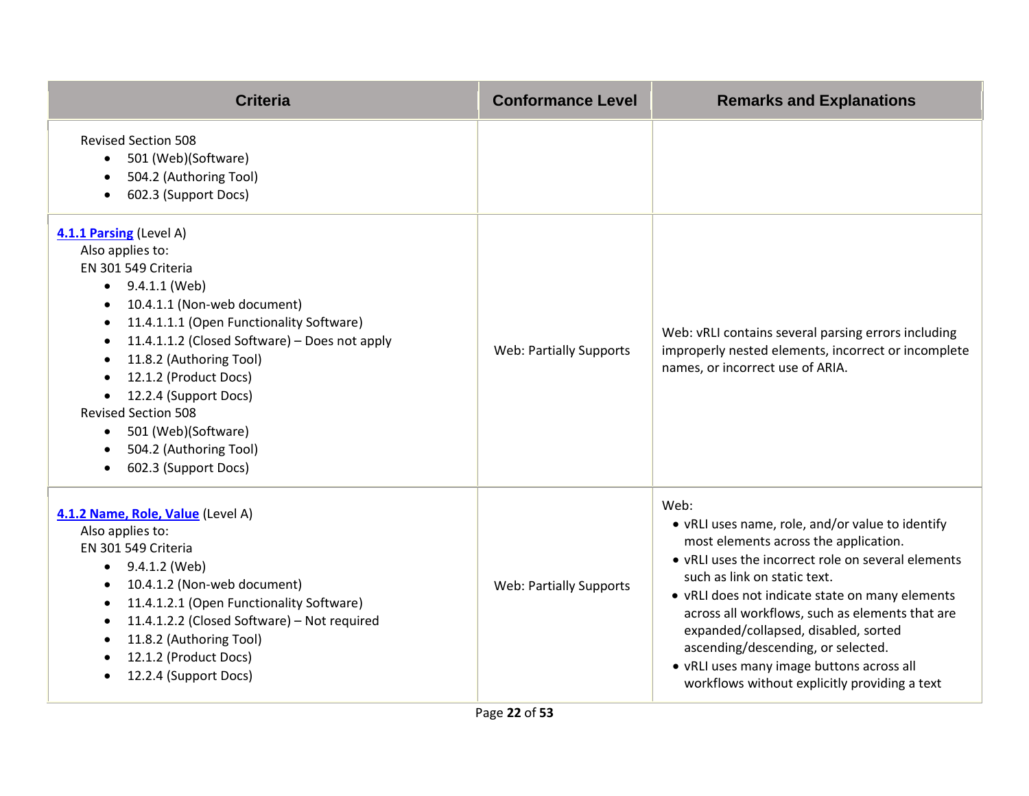| Criteria | Conformance Level | Remarks and Explanations |
|---|---|---|
| Revised Section 508<br>• 501 (Web)(Software)<br>• 504.2 (Authoring Tool)<br>• 602.3 (Support Docs) | | |
| **4.1.1 Parsing** (Level A)<br>Also applies to:<br>EN 301 549 Criteria<br>• 9.4.1.1 (Web)<br>• 10.4.1.1 (Non-web document)<br>• 11.4.1.1.1 (Open Functionality Software)<br>• 11.4.1.1.2 (Closed Software) – Does not apply<br>• 11.8.2 (Authoring Tool)<br>• 12.1.2 (Product Docs)<br>• 12.2.4 (Support Docs)<br>Revised Section 508<br>• 501 (Web)(Software)<br>• 504.2 (Authoring Tool)<br>• 602.3 (Support Docs) | Web: Partially Supports | Web: vRLI contains several parsing errors including improperly nested elements, incorrect or incomplete names, or incorrect use of ARIA. |
| **4.1.2 Name, Role, Value** (Level A)<br>Also applies to:<br>EN 301 549 Criteria<br>• 9.4.1.2 (Web)<br>• 10.4.1.2 (Non-web document)<br>• 11.4.1.2.1 (Open Functionality Software)<br>• 11.4.1.2.2 (Closed Software) – Not required<br>• 11.8.2 (Authoring Tool)<br>• 12.1.2 (Product Docs)<br>• 12.2.4 (Support Docs) | Web: Partially Supports | Web:<br>• vRLI uses name, role, and/or value to identify most elements across the application.<br>• vRLI uses the incorrect role on several elements such as link on static text.<br>• vRLI does not indicate state on many elements across all workflows, such as elements that are expanded/collapsed, disabled, sorted ascending/descending, or selected.<br>• vRLI uses many image buttons across all workflows without explicitly providing a text |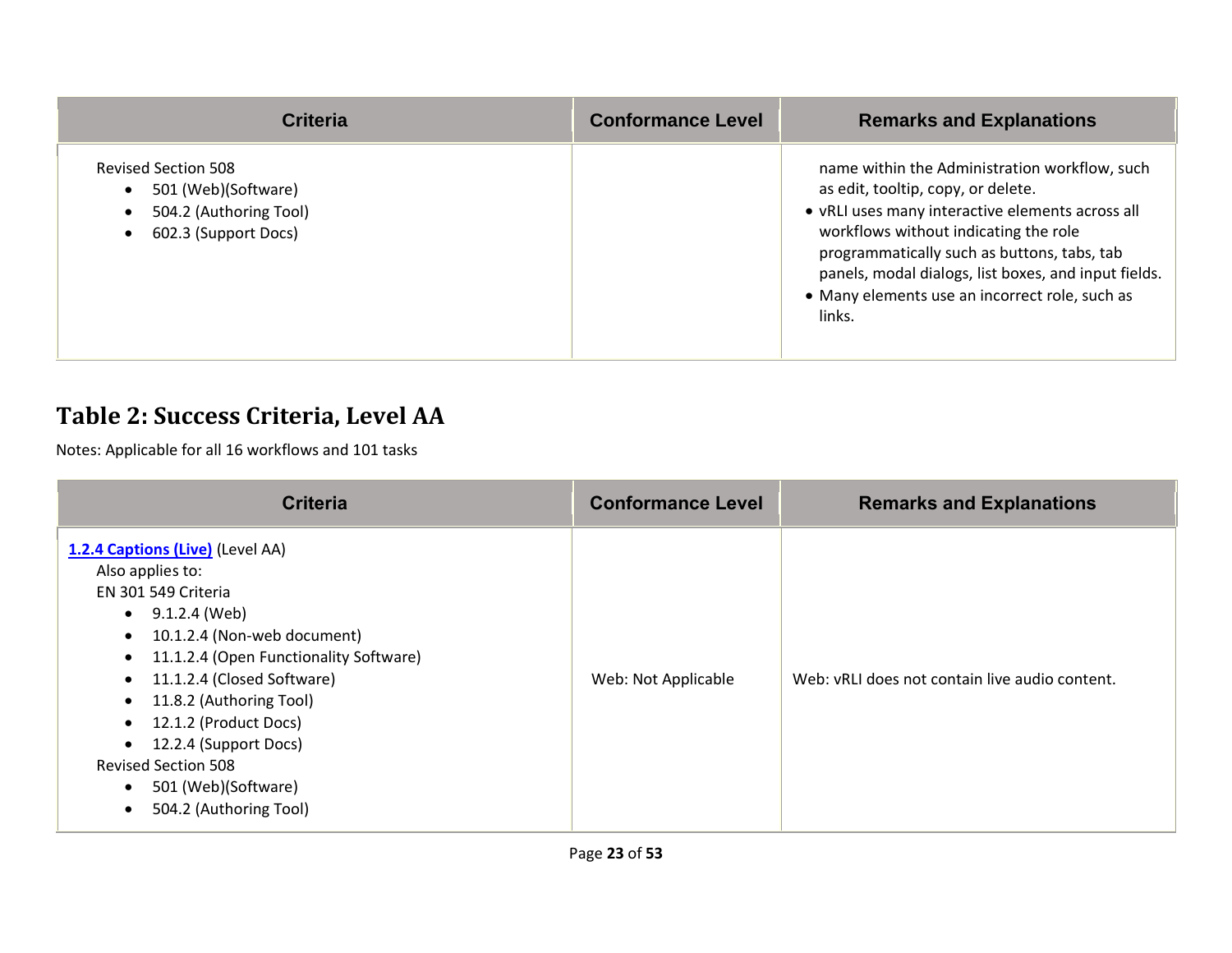| Criteria | Conformance Level | Remarks and Explanations |
|---|---|---|
| Revised Section 508<br>• 501 (Web)(Software)<br>• 504.2 (Authoring Tool)<br>• 602.3 (Support Docs) | | name within the Administration workflow, such as edit, tooltip, copy, or delete.<br>• vRLI uses many interactive elements across all workflows without indicating the role programmatically such as buttons, tabs, tab panels, modal dialogs, list boxes, and input fields.<br>• Many elements use an incorrect role, such as links. |

## Table 2: Success Criteria, Level AA

Notes: Applicable for all 16 workflows and 101 tasks

| Criteria | Conformance Level | Remarks and Explanations |
|---|---|---|
| **1.2.4 Captions (Live)** (Level AA)<br>Also applies to:<br>EN 301 549 Criteria<br>• 9.1.2.4 (Web)<br>• 10.1.2.4 (Non-web document)<br>• 11.1.2.4 (Open Functionality Software)<br>• 11.1.2.4 (Closed Software)<br>• 11.8.2 (Authoring Tool)<br>• 12.1.2 (Product Docs)<br>• 12.2.4 (Support Docs)<br>Revised Section 508<br>• 501 (Web)(Software)<br>• 504.2 (Authoring Tool) | Web: Not Applicable | Web: vRLI does not contain live audio content. |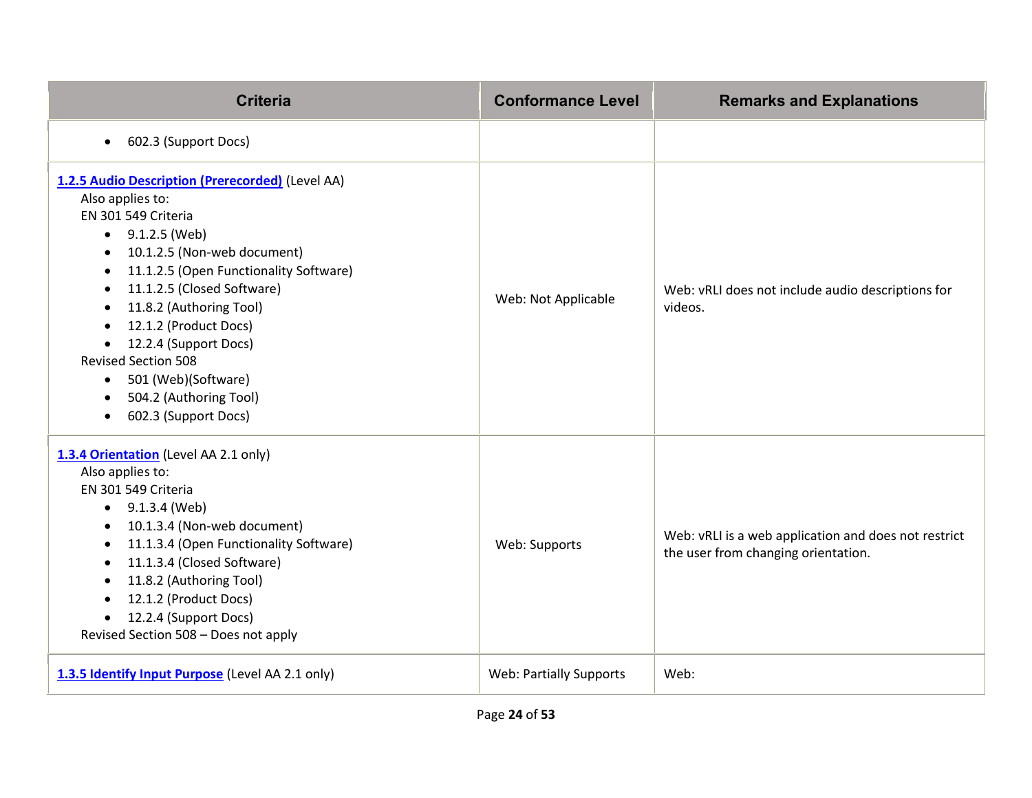| Criteria | Conformance Level | Remarks and Explanations |
|---|---|---|
| • 602.3 (Support Docs) | | |
| **1.2.5 Audio Description (Prerecorded)** (Level AA)<br>Also applies to:<br>EN 301 549 Criteria<br>• 9.1.2.5 (Web)<br>• 10.1.2.5 (Non-web document)<br>• 11.1.2.5 (Open Functionality Software)<br>• 11.1.2.5 (Closed Software)<br>• 11.8.2 (Authoring Tool)<br>• 12.1.2 (Product Docs)<br>• 12.2.4 (Support Docs)<br>Revised Section 508<br>• 501 (Web)(Software)<br>• 504.2 (Authoring Tool)<br>• 602.3 (Support Docs) | Web: Not Applicable | Web: vRLI does not include audio descriptions for videos. |
| **1.3.4 Orientation** (Level AA 2.1 only)<br>Also applies to:<br>EN 301 549 Criteria<br>• 9.1.3.4 (Web)<br>• 10.1.3.4 (Non-web document)<br>• 11.1.3.4 (Open Functionality Software)<br>• 11.1.3.4 (Closed Software)<br>• 11.8.2 (Authoring Tool)<br>• 12.1.2 (Product Docs)<br>• 12.2.4 (Support Docs)<br>Revised Section 508 – Does not apply | Web: Supports | Web: vRLI is a web application and does not restrict the user from changing orientation. |
| **1.3.5 Identify Input Purpose** (Level AA 2.1 only) | Web: Partially Supports | Web: |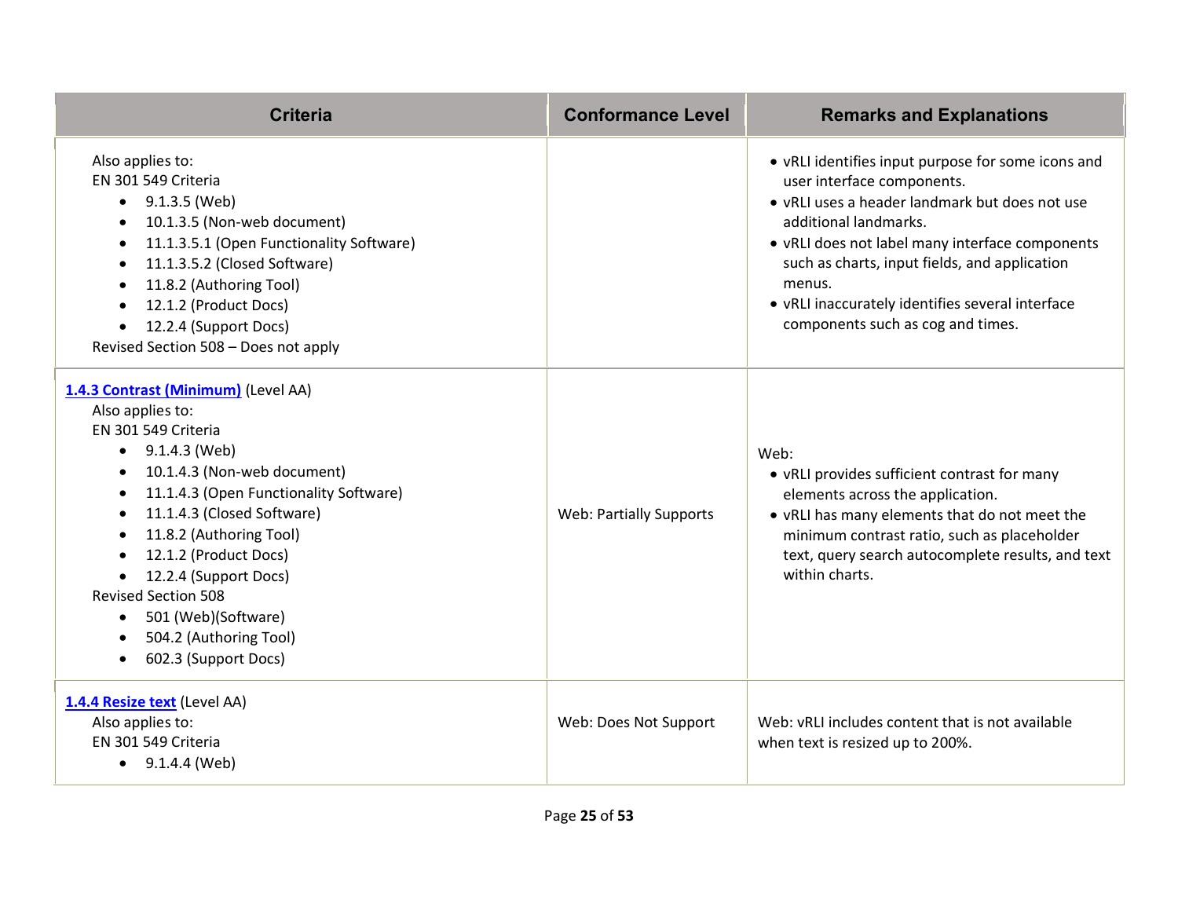| Criteria | Conformance Level | Remarks and Explanations |
| --- | --- | --- |
| Also applies to:<br>EN 301 549 Criteria<br>• 9.1.3.5 (Web)<br>• 10.1.3.5 (Non-web document)<br>• 11.1.3.5.1 (Open Functionality Software)<br>• 11.1.3.5.2 (Closed Software)<br>• 11.8.2 (Authoring Tool)<br>• 12.1.2 (Product Docs)<br>• 12.2.4 (Support Docs)<br>Revised Section 508 – Does not apply | | • vRLI identifies input purpose for some icons and user interface components.<br>• vRLI uses a header landmark but does not use additional landmarks.<br>• vRLI does not label many interface components such as charts, input fields, and application menus.<br>• vRLI inaccurately identifies several interface components such as cog and times. |
| **[1.4.3 Contrast (Minimum)]** (Level AA)<br>Also applies to:<br>EN 301 549 Criteria<br>• 9.1.4.3 (Web)<br>• 10.1.4.3 (Non-web document)<br>• 11.1.4.3 (Open Functionality Software)<br>• 11.1.4.3 (Closed Software)<br>• 11.8.2 (Authoring Tool)<br>• 12.1.2 (Product Docs)<br>• 12.2.4 (Support Docs)<br>Revised Section 508<br>• 501 (Web)(Software)<br>• 504.2 (Authoring Tool)<br>• 602.3 (Support Docs) | Web: Partially Supports | Web:<br>• vRLI provides sufficient contrast for many elements across the application.<br>• vRLI has many elements that do not meet the minimum contrast ratio, such as placeholder text, query search autocomplete results, and text within charts. |
| **[1.4.4 Resize text]** (Level AA)<br>Also applies to:<br>EN 301 549 Criteria<br>• 9.1.4.4 (Web) | Web: Does Not Support | Web: vRLI includes content that is not available when text is resized up to 200%. |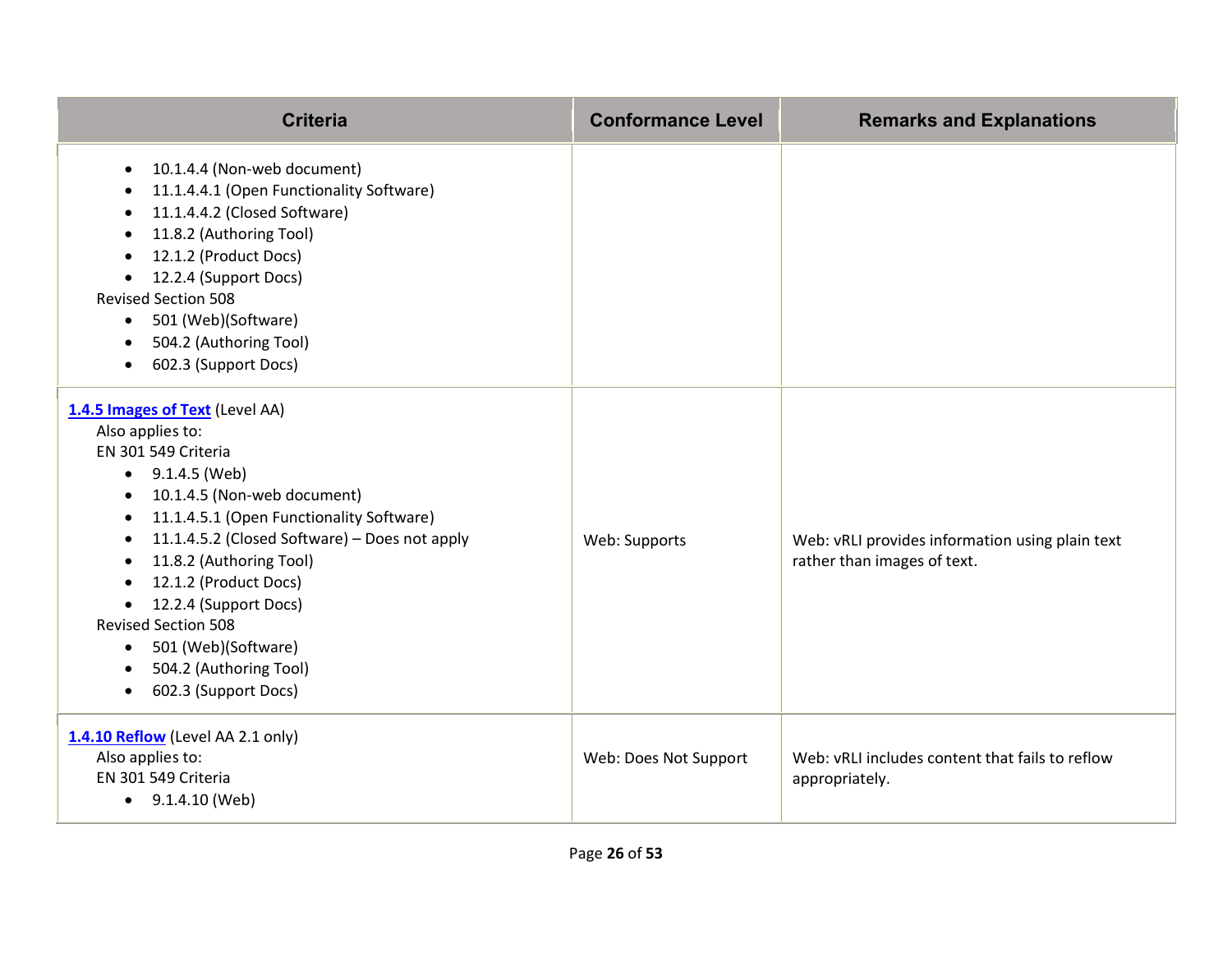| Criteria | Conformance Level | Remarks and Explanations |
|---|---|---|
| • 10.1.4.4 (Non-web document)<br>• 11.1.4.4.1 (Open Functionality Software)<br>• 11.1.4.4.2 (Closed Software)<br>• 11.8.2 (Authoring Tool)<br>• 12.1.2 (Product Docs)<br>• 12.2.4 (Support Docs)<br>Revised Section 508<br>• 501 (Web)(Software)<br>• 504.2 (Authoring Tool)<br>• 602.3 (Support Docs) | | |
| **1.4.5 Images of Text** (Level AA)<br>Also applies to:<br>EN 301 549 Criteria<br>• 9.1.4.5 (Web)<br>• 10.1.4.5 (Non-web document)<br>• 11.1.4.5.1 (Open Functionality Software)<br>• 11.1.4.5.2 (Closed Software) – Does not apply<br>• 11.8.2 (Authoring Tool)<br>• 12.1.2 (Product Docs)<br>• 12.2.4 (Support Docs)<br>Revised Section 508<br>• 501 (Web)(Software)<br>• 504.2 (Authoring Tool)<br>• 602.3 (Support Docs) | Web: Supports | Web: vRLI provides information using plain text rather than images of text. |
| **1.4.10 Reflow** (Level AA 2.1 only)<br>Also applies to:<br>EN 301 549 Criteria<br>• 9.1.4.10 (Web) | Web: Does Not Support | Web: vRLI includes content that fails to reflow appropriately. |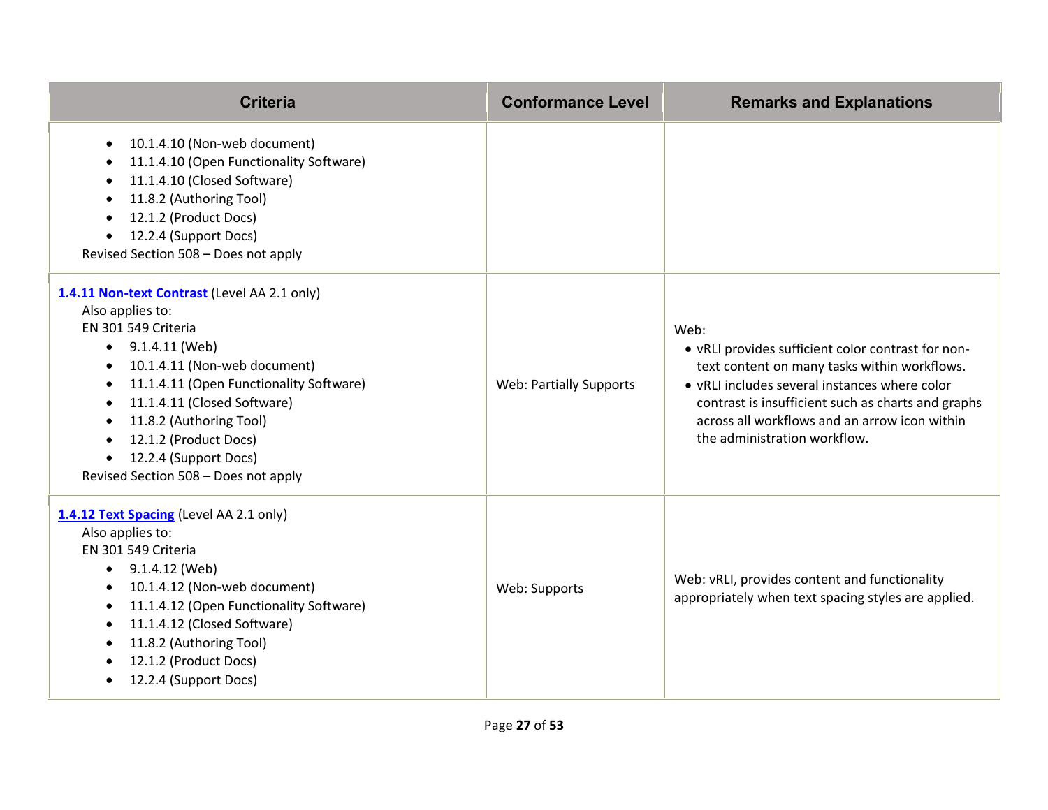| Criteria | Conformance Level | Remarks and Explanations |
|---|---|---|
| • 10.1.4.10 (Non-web document)<br>• 11.1.4.10 (Open Functionality Software)<br>• 11.1.4.10 (Closed Software)<br>• 11.8.2 (Authoring Tool)<br>• 12.1.2 (Product Docs)<br>• 12.2.4 (Support Docs)<br>Revised Section 508 – Does not apply | | |
| **1.4.11 Non-text Contrast** (Level AA 2.1 only)<br>Also applies to:<br>EN 301 549 Criteria<br>• 9.1.4.11 (Web)<br>• 10.1.4.11 (Non-web document)<br>• 11.1.4.11 (Open Functionality Software)<br>• 11.1.4.11 (Closed Software)<br>• 11.8.2 (Authoring Tool)<br>• 12.1.2 (Product Docs)<br>• 12.2.4 (Support Docs)<br>Revised Section 508 – Does not apply | Web: Partially Supports | Web:<br>• vRLI provides sufficient color contrast for non-text content on many tasks within workflows.<br>• vRLI includes several instances where color contrast is insufficient such as charts and graphs across all workflows and an arrow icon within the administration workflow. |
| **1.4.12 Text Spacing** (Level AA 2.1 only)<br>Also applies to:<br>EN 301 549 Criteria<br>• 9.1.4.12 (Web)<br>• 10.1.4.12 (Non-web document)<br>• 11.1.4.12 (Open Functionality Software)<br>• 11.1.4.12 (Closed Software)<br>• 11.8.2 (Authoring Tool)<br>• 12.1.2 (Product Docs)<br>• 12.2.4 (Support Docs) | Web: Supports | Web: vRLI, provides content and functionality appropriately when text spacing styles are applied. |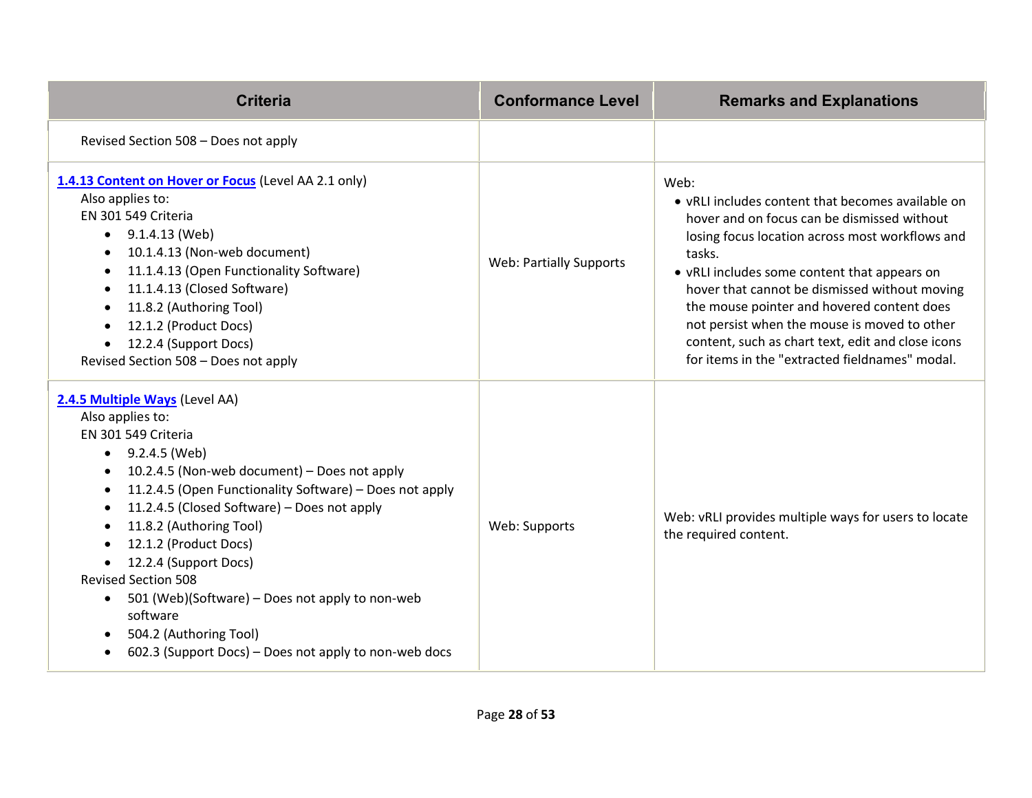| Criteria | Conformance Level | Remarks and Explanations |
|---|---|---|
| Revised Section 508 – Does not apply | | |
| **[1.4.13 Content on Hover or Focus](#)** (Level AA 2.1 only)<br>Also applies to:<br>EN 301 549 Criteria<br>• 9.1.4.13 (Web)<br>• 10.1.4.13 (Non-web document)<br>• 11.1.4.13 (Open Functionality Software)<br>• 11.1.4.13 (Closed Software)<br>• 11.8.2 (Authoring Tool)<br>• 12.1.2 (Product Docs)<br>• 12.2.4 (Support Docs)<br>Revised Section 508 – Does not apply | Web: Partially Supports | Web:<br>• vRLI includes content that becomes available on hover and on focus can be dismissed without losing focus location across most workflows and tasks.<br>• vRLI includes some content that appears on hover that cannot be dismissed without moving the mouse pointer and hovered content does not persist when the mouse is moved to other content, such as chart text, edit and close icons for items in the "extracted fieldnames" modal. |
| **[2.4.5 Multiple Ways](#)** (Level AA)<br>Also applies to:<br>EN 301 549 Criteria<br>• 9.2.4.5 (Web)<br>• 10.2.4.5 (Non-web document) – Does not apply<br>• 11.2.4.5 (Open Functionality Software) – Does not apply<br>• 11.2.4.5 (Closed Software) – Does not apply<br>• 11.8.2 (Authoring Tool)<br>• 12.1.2 (Product Docs)<br>• 12.2.4 (Support Docs)<br>Revised Section 508<br>• 501 (Web)(Software) – Does not apply to non-web software<br>• 504.2 (Authoring Tool)<br>• 602.3 (Support Docs) – Does not apply to non-web docs | Web: Supports | Web: vRLI provides multiple ways for users to locate the required content. |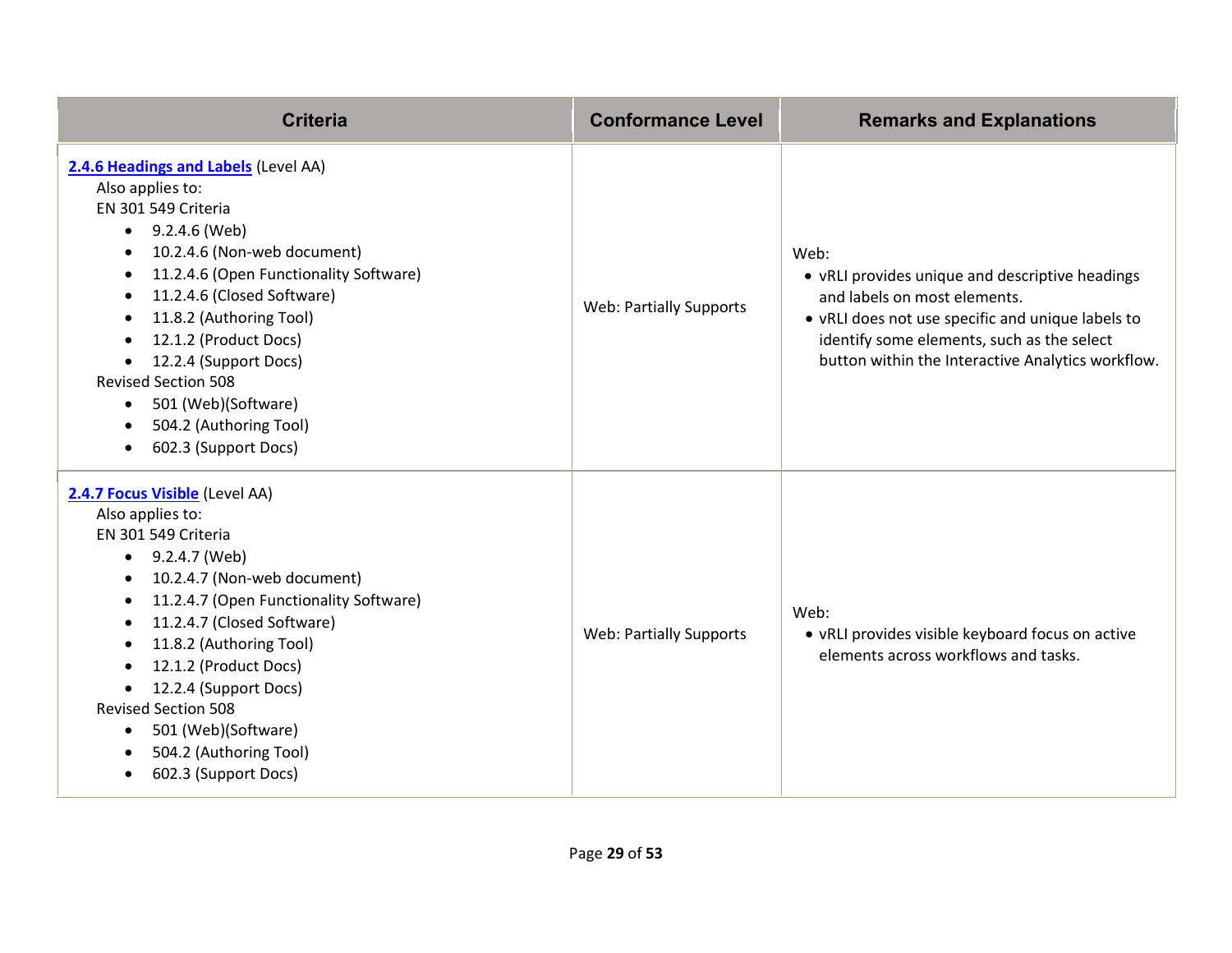| Criteria | Conformance Level | Remarks and Explanations |
| --- | --- | --- |
| **2.4.6 Headings and Labels** (Level AA)<br>Also applies to:<br>EN 301 549 Criteria<br>• 9.2.4.6 (Web)<br>• 10.2.4.6 (Non-web document)<br>• 11.2.4.6 (Open Functionality Software)<br>• 11.2.4.6 (Closed Software)<br>• 11.8.2 (Authoring Tool)<br>• 12.1.2 (Product Docs)<br>• 12.2.4 (Support Docs)<br>Revised Section 508<br>• 501 (Web)(Software)<br>• 504.2 (Authoring Tool)<br>• 602.3 (Support Docs) | Web: Partially Supports | Web:<br>• vRLI provides unique and descriptive headings and labels on most elements.<br>• vRLI does not use specific and unique labels to identify some elements, such as the select button within the Interactive Analytics workflow. |
| **2.4.7 Focus Visible** (Level AA)<br>Also applies to:<br>EN 301 549 Criteria<br>• 9.2.4.7 (Web)<br>• 10.2.4.7 (Non-web document)<br>• 11.2.4.7 (Open Functionality Software)<br>• 11.2.4.7 (Closed Software)<br>• 11.8.2 (Authoring Tool)<br>• 12.1.2 (Product Docs)<br>• 12.2.4 (Support Docs)<br>Revised Section 508<br>• 501 (Web)(Software)<br>• 504.2 (Authoring Tool)<br>• 602.3 (Support Docs) | Web: Partially Supports | Web:<br>• vRLI provides visible keyboard focus on active elements across workflows and tasks. |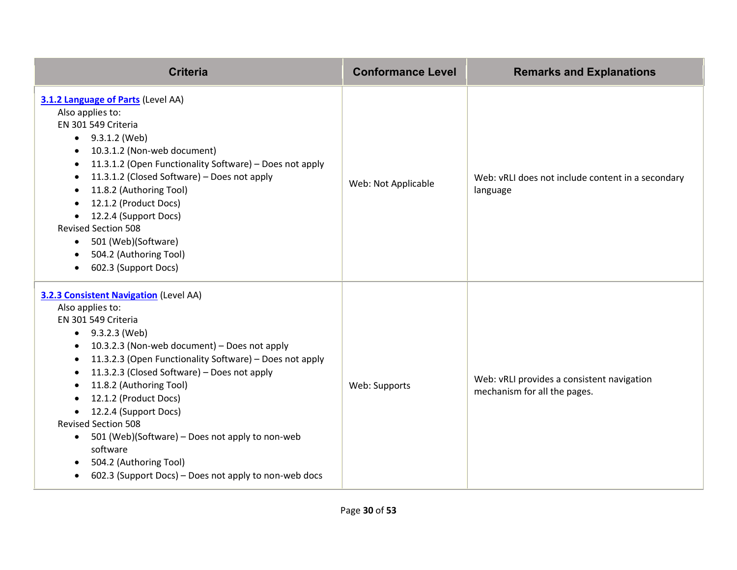| Criteria | Conformance Level | Remarks and Explanations |
|---|---|---|
| [**3.1.2 Language of Parts**]() (Level AA)<br>Also applies to:<br>EN 301 549 Criteria<br>• 9.3.1.2 (Web)<br>• 10.3.1.2 (Non-web document)<br>• 11.3.1.2 (Open Functionality Software) – Does not apply<br>• 11.3.1.2 (Closed Software) – Does not apply<br>• 11.8.2 (Authoring Tool)<br>• 12.1.2 (Product Docs)<br>• 12.2.4 (Support Docs)<br>Revised Section 508<br>• 501 (Web)(Software)<br>• 504.2 (Authoring Tool)<br>• 602.3 (Support Docs) | Web: Not Applicable | Web: vRLI does not include content in a secondary language |
| [**3.2.3 Consistent Navigation**]() (Level AA)<br>Also applies to:<br>EN 301 549 Criteria<br>• 9.3.2.3 (Web)<br>• 10.3.2.3 (Non-web document) – Does not apply<br>• 11.3.2.3 (Open Functionality Software) – Does not apply<br>• 11.3.2.3 (Closed Software) – Does not apply<br>• 11.8.2 (Authoring Tool)<br>• 12.1.2 (Product Docs)<br>• 12.2.4 (Support Docs)<br>Revised Section 508<br>• 501 (Web)(Software) – Does not apply to non-web software<br>• 504.2 (Authoring Tool)<br>• 602.3 (Support Docs) – Does not apply to non-web docs | Web: Supports | Web: vRLI provides a consistent navigation mechanism for all the pages. |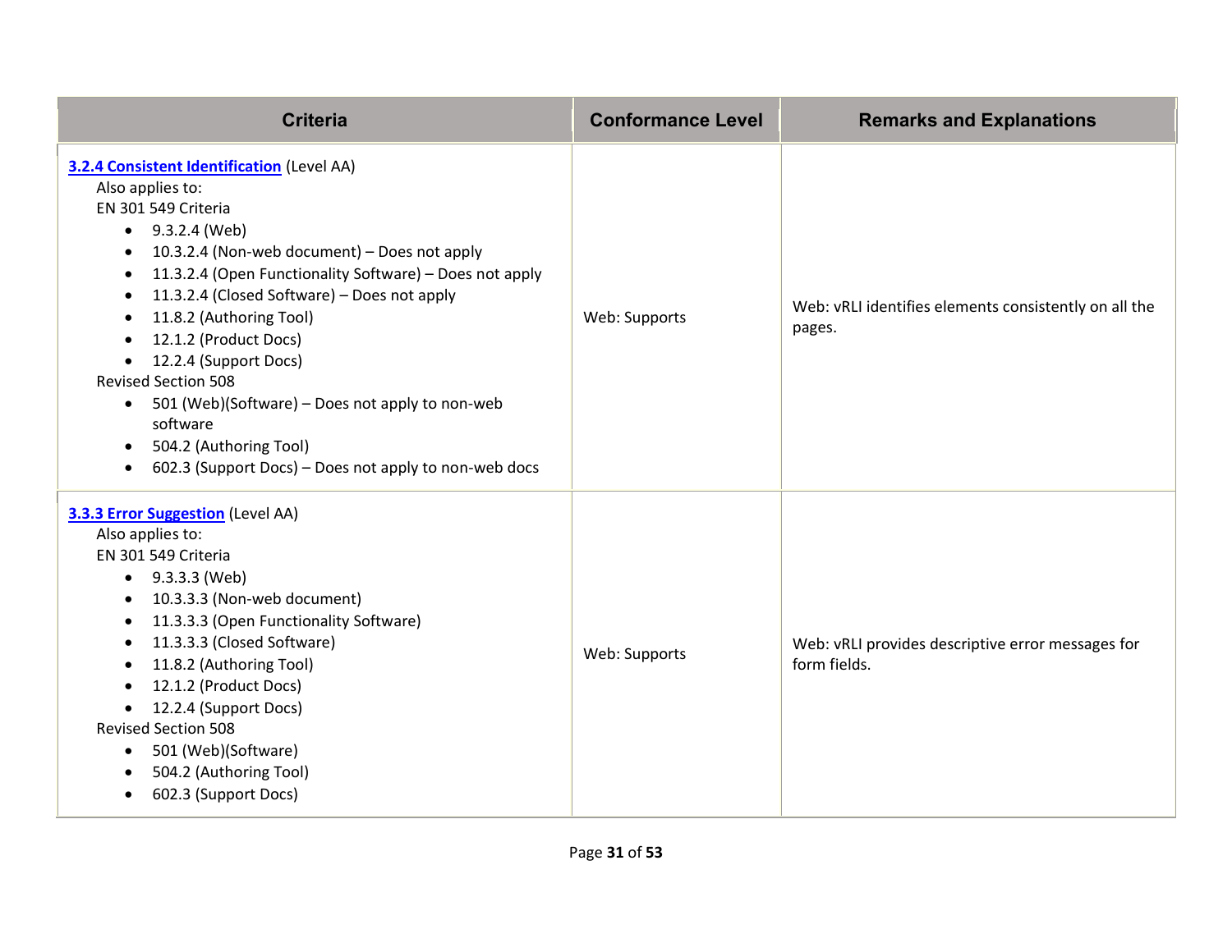| Criteria | Conformance Level | Remarks and Explanations |
| --- | --- | --- |
| **3.2.4 Consistent Identification** (Level AA)<br>Also applies to:<br>EN 301 549 Criteria<br>• 9.3.2.4 (Web)<br>• 10.3.2.4 (Non-web document) – Does not apply<br>• 11.3.2.4 (Open Functionality Software) – Does not apply<br>• 11.3.2.4 (Closed Software) – Does not apply<br>• 11.8.2 (Authoring Tool)<br>• 12.1.2 (Product Docs)<br>• 12.2.4 (Support Docs)<br>Revised Section 508<br>• 501 (Web)(Software) – Does not apply to non-web software<br>• 504.2 (Authoring Tool)<br>• 602.3 (Support Docs) – Does not apply to non-web docs | Web: Supports | Web: vRLI identifies elements consistently on all the pages. |
| **3.3.3 Error Suggestion** (Level AA)<br>Also applies to:<br>EN 301 549 Criteria<br>• 9.3.3.3 (Web)<br>• 10.3.3.3 (Non-web document)<br>• 11.3.3.3 (Open Functionality Software)<br>• 11.3.3.3 (Closed Software)<br>• 11.8.2 (Authoring Tool)<br>• 12.1.2 (Product Docs)<br>• 12.2.4 (Support Docs)<br>Revised Section 508<br>• 501 (Web)(Software)<br>• 504.2 (Authoring Tool)<br>• 602.3 (Support Docs) | Web: Supports | Web: vRLI provides descriptive error messages for form fields. |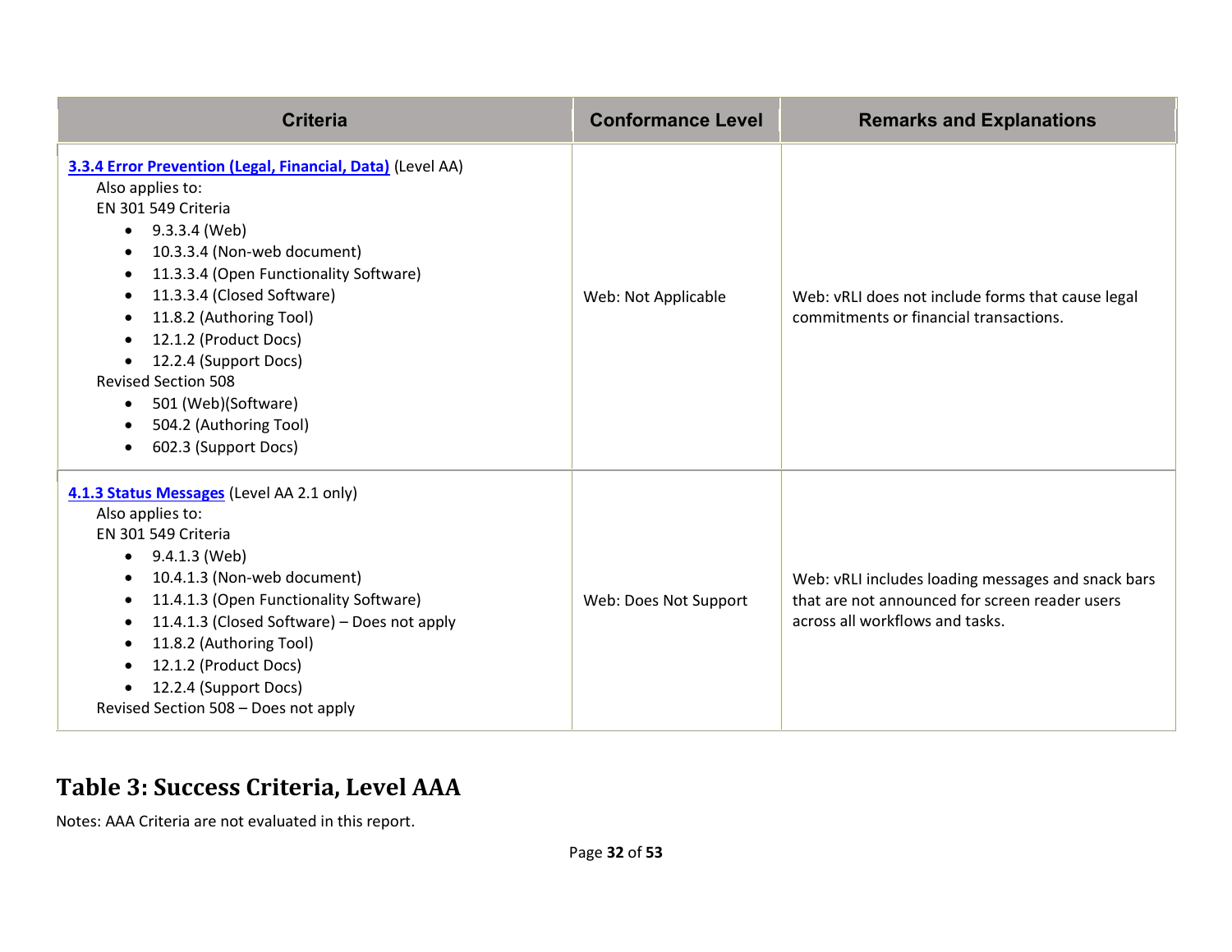| Criteria | Conformance Level | Remarks and Explanations |
| --- | --- | --- |
| **3.3.4 Error Prevention (Legal, Financial, Data)** (Level AA)<br>Also applies to:<br>EN 301 549 Criteria<br>• 9.3.3.4 (Web)<br>• 10.3.3.4 (Non-web document)<br>• 11.3.3.4 (Open Functionality Software)<br>• 11.3.3.4 (Closed Software)<br>• 11.8.2 (Authoring Tool)<br>• 12.1.2 (Product Docs)<br>• 12.2.4 (Support Docs)<br>Revised Section 508<br>• 501 (Web)(Software)<br>• 504.2 (Authoring Tool)<br>• 602.3 (Support Docs) | Web: Not Applicable | Web: vRLI does not include forms that cause legal commitments or financial transactions. |
| **4.1.3 Status Messages** (Level AA 2.1 only)<br>Also applies to:<br>EN 301 549 Criteria<br>• 9.4.1.3 (Web)<br>• 10.4.1.3 (Non-web document)<br>• 11.4.1.3 (Open Functionality Software)<br>• 11.4.1.3 (Closed Software) – Does not apply<br>• 11.8.2 (Authoring Tool)<br>• 12.1.2 (Product Docs)<br>• 12.2.4 (Support Docs)<br>Revised Section 508 – Does not apply | Web: Does Not Support | Web: vRLI includes loading messages and snack bars that are not announced for screen reader users across all workflows and tasks. |

## Table 3: Success Criteria, Level AAA

Notes: AAA Criteria are not evaluated in this report.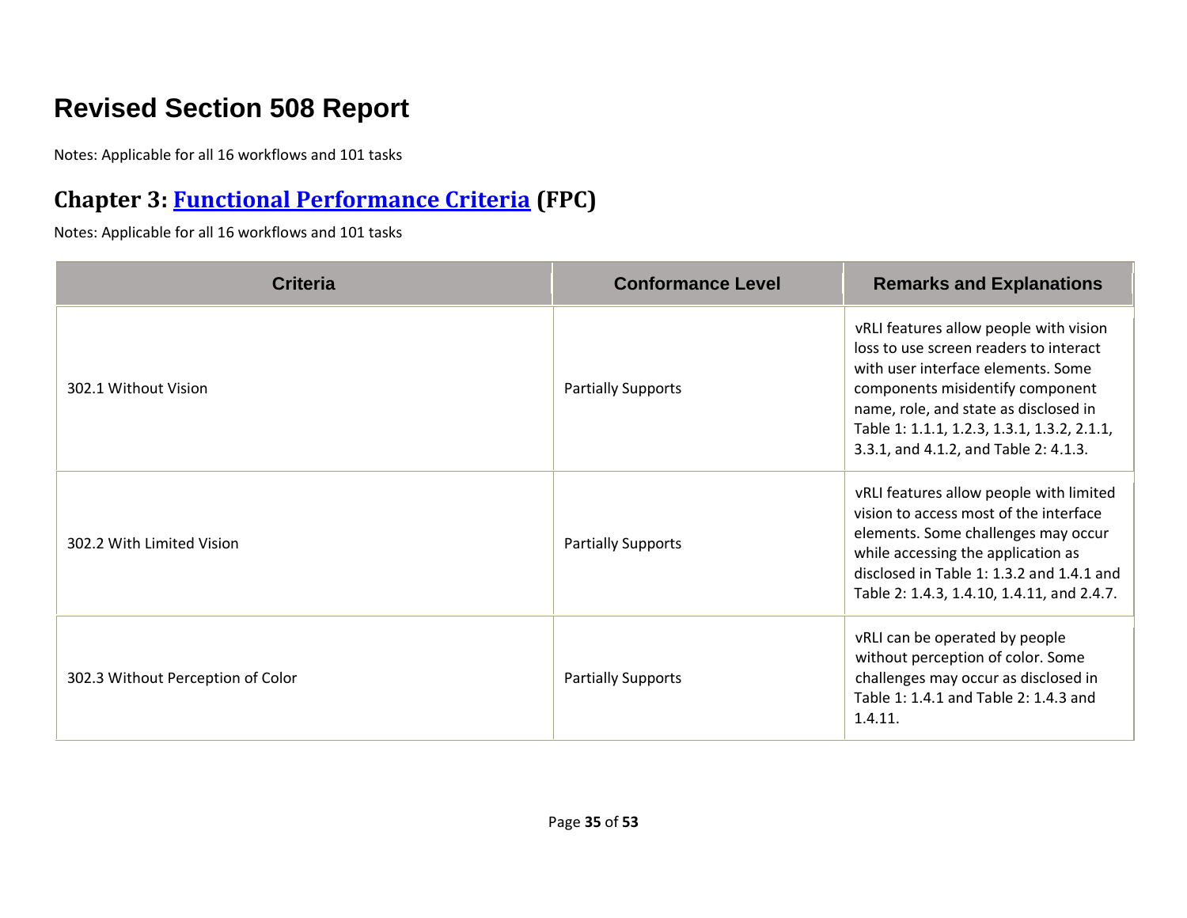# Revised Section 508 Report

Notes: Applicable for all 16 workflows and 101 tasks

## Chapter 3: [Functional Performance Criteria](https://www.access-board.gov/guidelines-and-standards/communications-and-it/about-the-ict-refresh/final-rule/text-of-the-standards-and-guidelines#302-functional-performance-criteria) (FPC)

Notes: Applicable for all 16 workflows and 101 tasks

| Criteria | Conformance Level | Remarks and Explanations |
| --- | --- | --- |
| 302.1 Without Vision | Partially Supports | vRLI features allow people with vision loss to use screen readers to interact with user interface elements. Some components misidentify component name, role, and state as disclosed in Table 1: 1.1.1, 1.2.3, 1.3.1, 1.3.2, 2.1.1, 3.3.1, and 4.1.2, and Table 2: 4.1.3. |
| 302.2 With Limited Vision | Partially Supports | vRLI features allow people with limited vision to access most of the interface elements. Some challenges may occur while accessing the application as disclosed in Table 1: 1.3.2 and 1.4.1 and Table 2: 1.4.3, 1.4.10, 1.4.11, and 2.4.7. |
| 302.3 Without Perception of Color | Partially Supports | vRLI can be operated by people without perception of color. Some challenges may occur as disclosed in Table 1: 1.4.1 and Table 2: 1.4.3 and 1.4.11. |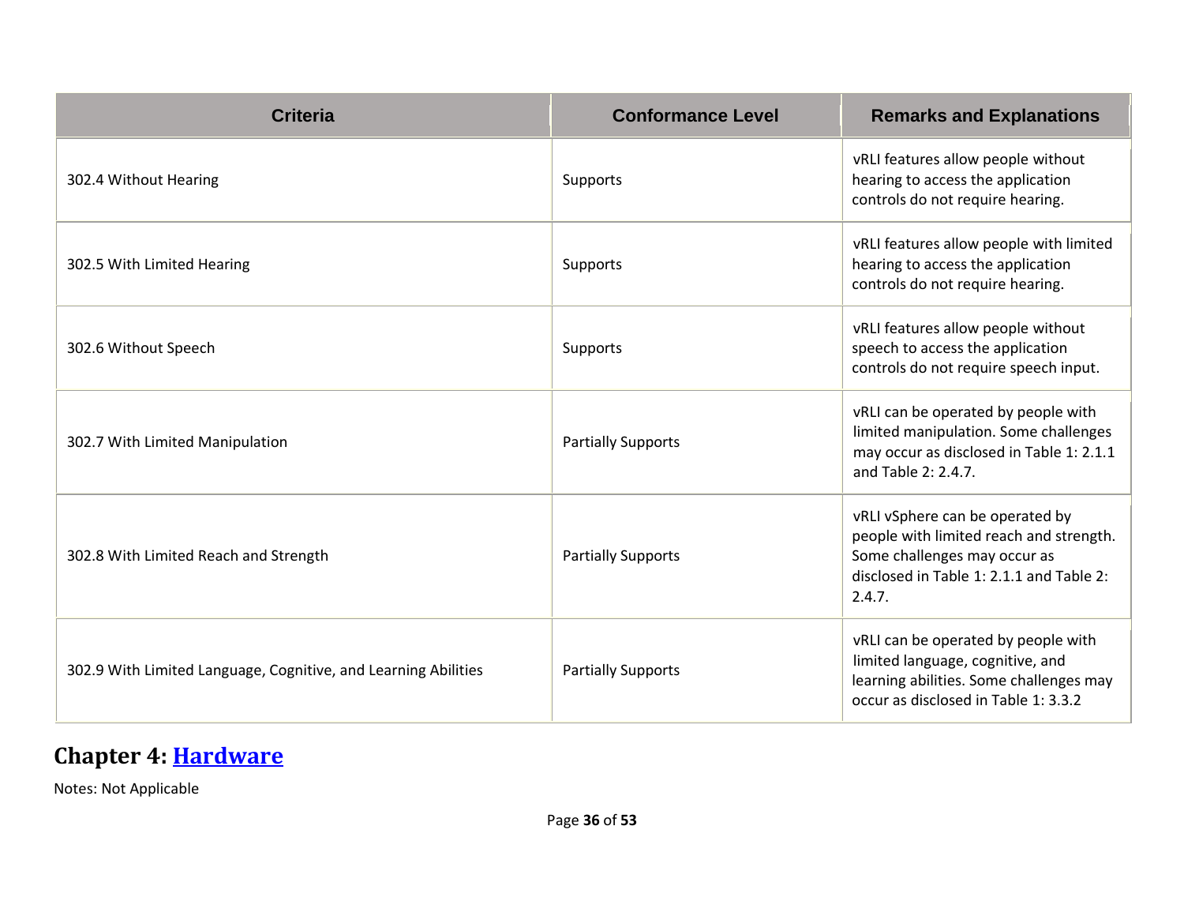| Criteria | Conformance Level | Remarks and Explanations |
| --- | --- | --- |
| 302.4 Without Hearing | Supports | vRLI features allow people without hearing to access the application controls do not require hearing. |
| 302.5 With Limited Hearing | Supports | vRLI features allow people with limited hearing to access the application controls do not require hearing. |
| 302.6 Without Speech | Supports | vRLI features allow people without speech to access the application controls do not require speech input. |
| 302.7 With Limited Manipulation | Partially Supports | vRLI can be operated by people with limited manipulation. Some challenges may occur as disclosed in Table 1: 2.1.1 and Table 2: 2.4.7. |
| 302.8 With Limited Reach and Strength | Partially Supports | vRLI vSphere can be operated by people with limited reach and strength. Some challenges may occur as disclosed in Table 1: 2.1.1 and Table 2: 2.4.7. |
| 302.9 With Limited Language, Cognitive, and Learning Abilities | Partially Supports | vRLI can be operated by people with limited language, cognitive, and learning abilities. Some challenges may occur as disclosed in Table 1: 3.3.2 |

## Chapter 4: Hardware

Notes: Not Applicable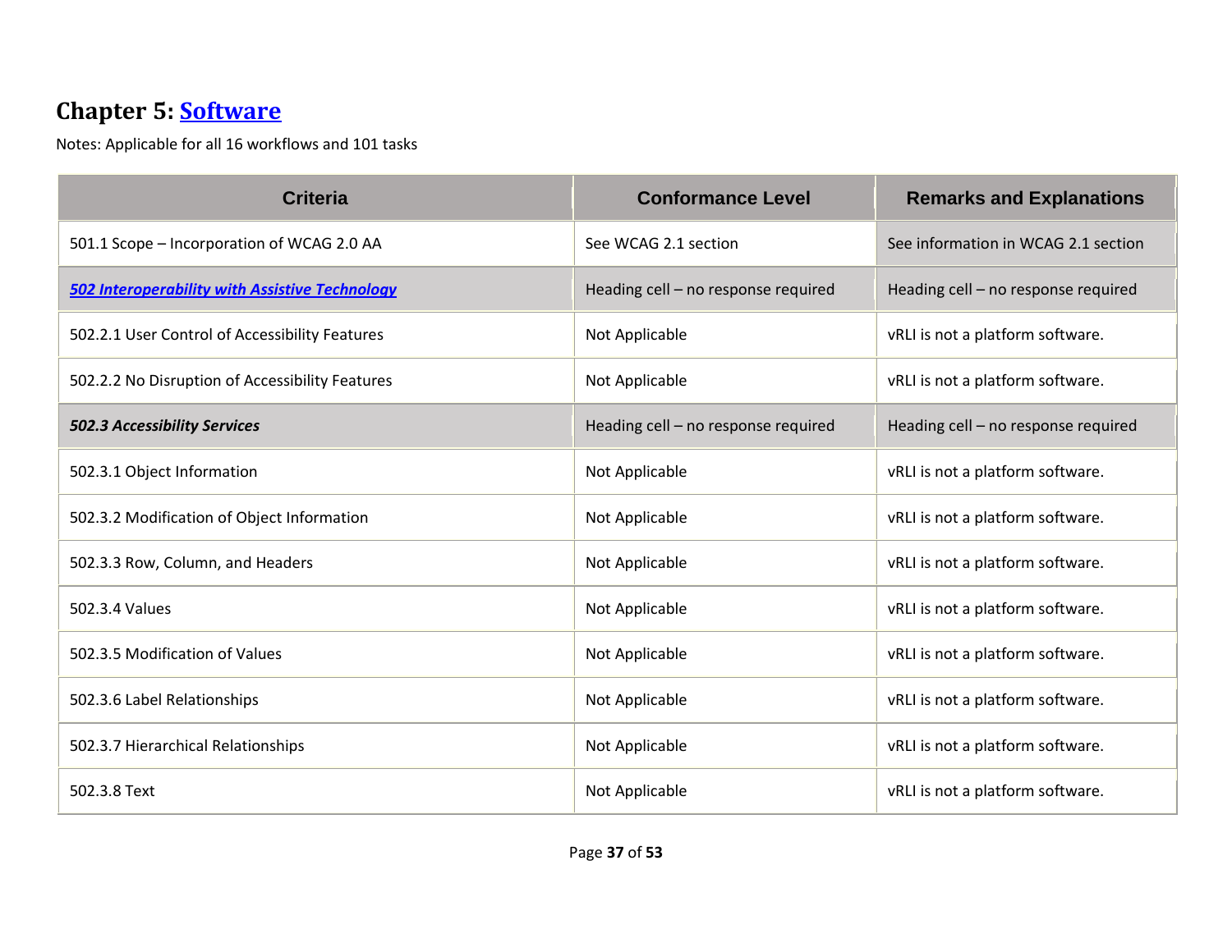## Chapter 5: [Software]

Notes: Applicable for all 16 workflows and 101 tasks

| Criteria | Conformance Level | Remarks and Explanations |
| --- | --- | --- |
| 501.1 Scope – Incorporation of WCAG 2.0 AA | See WCAG 2.1 section | See information in WCAG 2.1 section |
| ***[502 Interoperability with Assistive Technology]*** | Heading cell – no response required | Heading cell – no response required |
| 502.2.1 User Control of Accessibility Features | Not Applicable | vRLI is not a platform software. |
| 502.2.2 No Disruption of Accessibility Features | Not Applicable | vRLI is not a platform software. |
| ***502.3 Accessibility Services*** | Heading cell – no response required | Heading cell – no response required |
| 502.3.1 Object Information | Not Applicable | vRLI is not a platform software. |
| 502.3.2 Modification of Object Information | Not Applicable | vRLI is not a platform software. |
| 502.3.3 Row, Column, and Headers | Not Applicable | vRLI is not a platform software. |
| 502.3.4 Values | Not Applicable | vRLI is not a platform software. |
| 502.3.5 Modification of Values | Not Applicable | vRLI is not a platform software. |
| 502.3.6 Label Relationships | Not Applicable | vRLI is not a platform software. |
| 502.3.7 Hierarchical Relationships | Not Applicable | vRLI is not a platform software. |
| 502.3.8 Text | Not Applicable | vRLI is not a platform software. |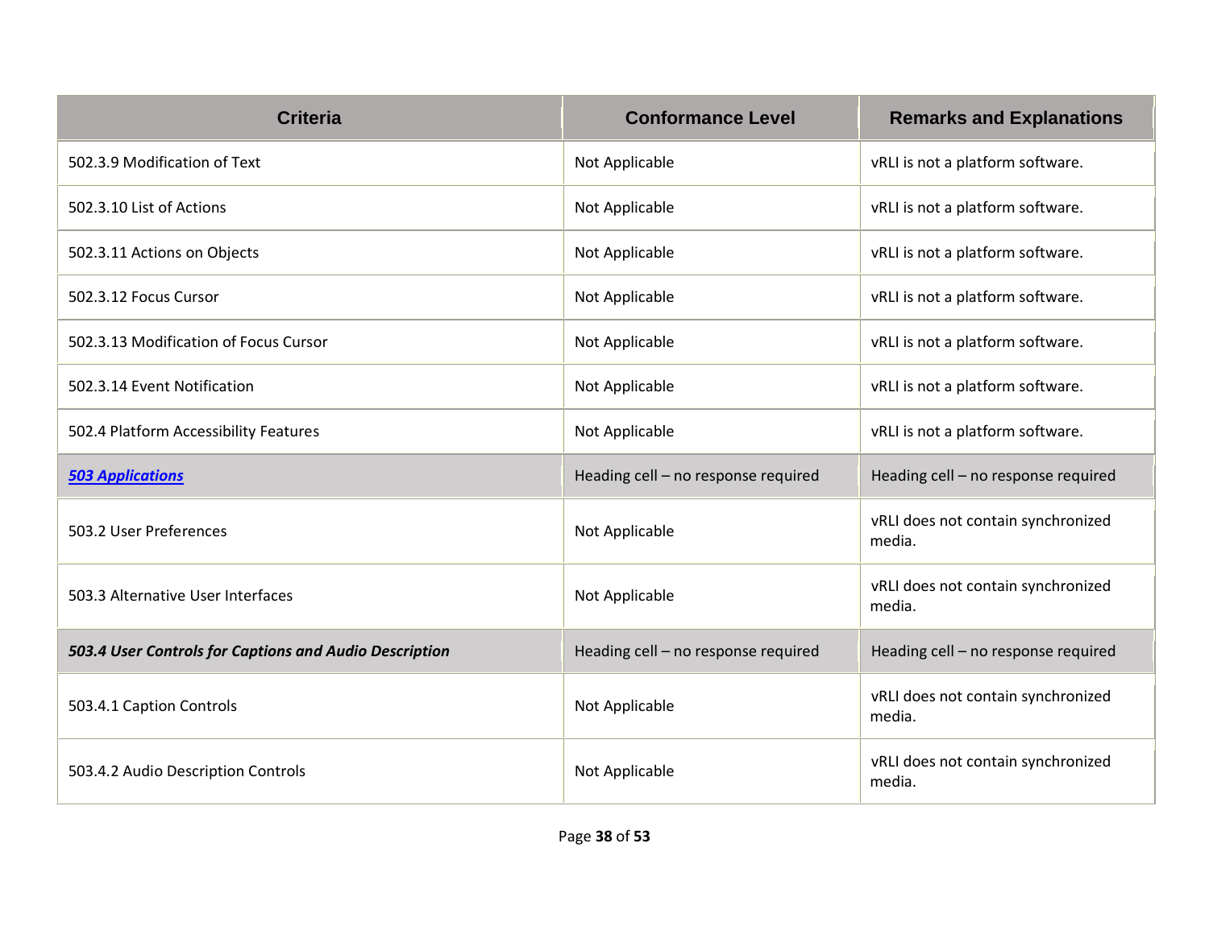| Criteria | Conformance Level | Remarks and Explanations |
| --- | --- | --- |
| 502.3.9 Modification of Text | Not Applicable | vRLI is not a platform software. |
| 502.3.10 List of Actions | Not Applicable | vRLI is not a platform software. |
| 502.3.11 Actions on Objects | Not Applicable | vRLI is not a platform software. |
| 502.3.12 Focus Cursor | Not Applicable | vRLI is not a platform software. |
| 502.3.13 Modification of Focus Cursor | Not Applicable | vRLI is not a platform software. |
| 502.3.14 Event Notification | Not Applicable | vRLI is not a platform software. |
| 502.4 Platform Accessibility Features | Not Applicable | vRLI is not a platform software. |
| ***503 Applications*** | Heading cell – no response required | Heading cell – no response required |
| 503.2 User Preferences | Not Applicable | vRLI does not contain synchronized media. |
| 503.3 Alternative User Interfaces | Not Applicable | vRLI does not contain synchronized media. |
| ***503.4 User Controls for Captions and Audio Description*** | Heading cell – no response required | Heading cell – no response required |
| 503.4.1 Caption Controls | Not Applicable | vRLI does not contain synchronized media. |
| 503.4.2 Audio Description Controls | Not Applicable | vRLI does not contain synchronized media. |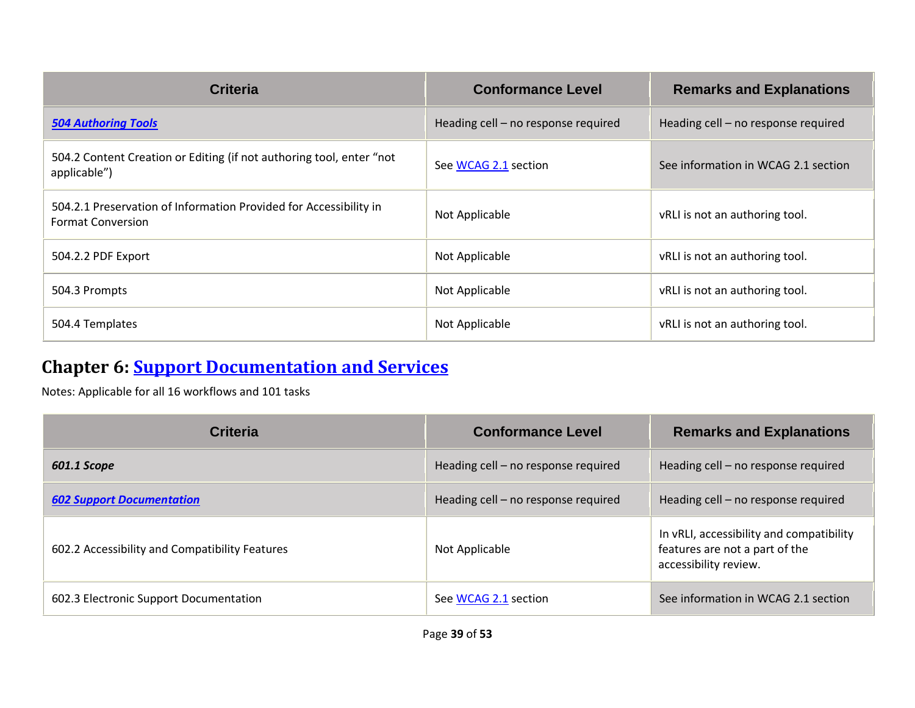| Criteria | Conformance Level | Remarks and Explanations |
|---|---|---|
| ***504 Authoring Tools*** | Heading cell – no response required | Heading cell – no response required |
| 504.2 Content Creation or Editing (if not authoring tool, enter "not applicable") | See WCAG 2.1 section | See information in WCAG 2.1 section |
| 504.2.1 Preservation of Information Provided for Accessibility in Format Conversion | Not Applicable | vRLI is not an authoring tool. |
| 504.2.2 PDF Export | Not Applicable | vRLI is not an authoring tool. |
| 504.3 Prompts | Not Applicable | vRLI is not an authoring tool. |
| 504.4 Templates | Not Applicable | vRLI is not an authoring tool. |

## Chapter 6: Support Documentation and Services

Notes: Applicable for all 16 workflows and 101 tasks

| Criteria | Conformance Level | Remarks and Explanations |
|---|---|---|
| ***601.1 Scope*** | Heading cell – no response required | Heading cell – no response required |
| ***602 Support Documentation*** | Heading cell – no response required | Heading cell – no response required |
| 602.2 Accessibility and Compatibility Features | Not Applicable | In vRLI, accessibility and compatibility features are not a part of the accessibility review. |
| 602.3 Electronic Support Documentation | See WCAG 2.1 section | See information in WCAG 2.1 section |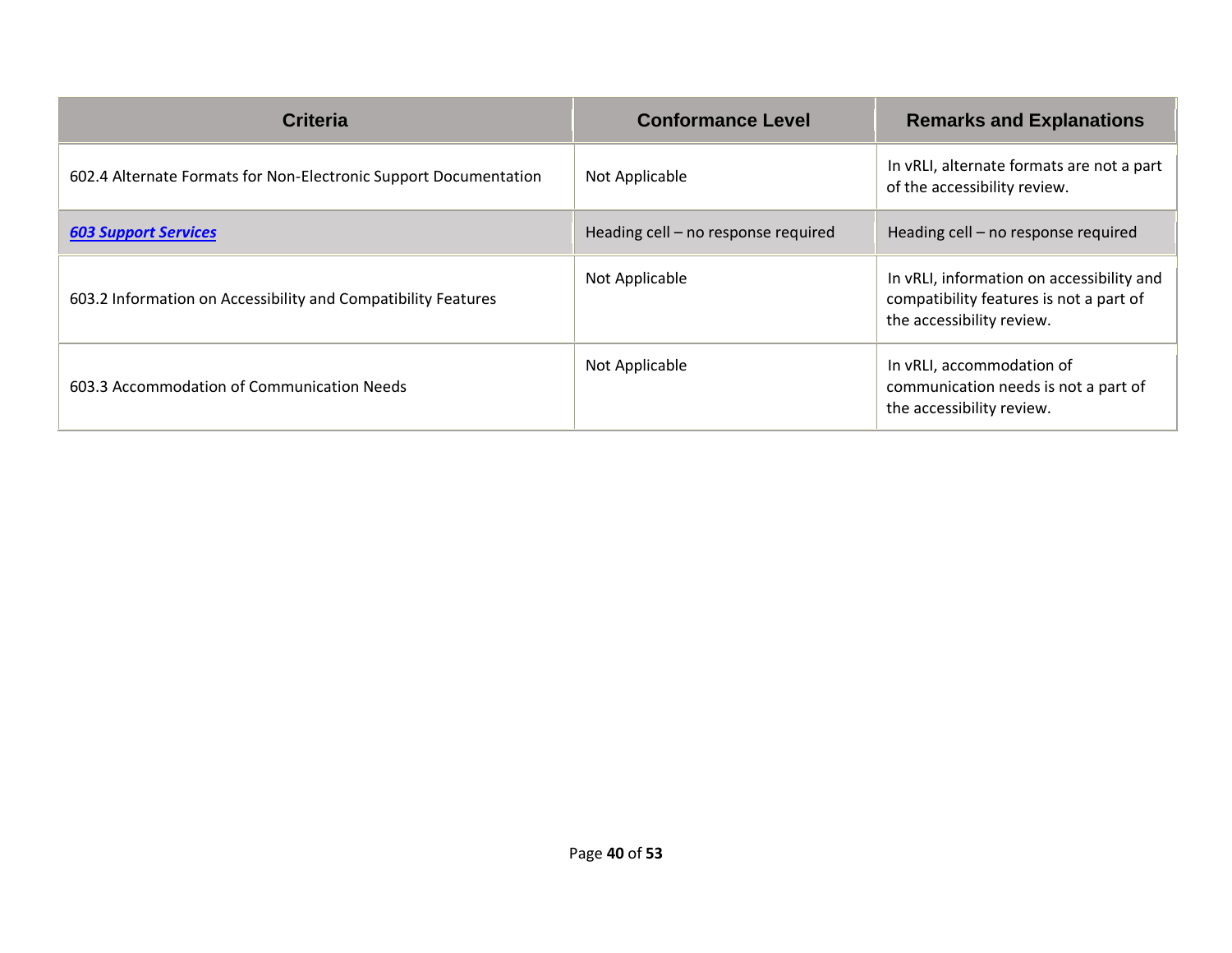| Criteria | Conformance Level | Remarks and Explanations |
| --- | --- | --- |
| 602.4 Alternate Formats for Non-Electronic Support Documentation | Not Applicable | In vRLI, alternate formats are not a part of the accessibility review. |
| ***603 Support Services*** | Heading cell – no response required | Heading cell – no response required |
| 603.2 Information on Accessibility and Compatibility Features | Not Applicable | In vRLI, information on accessibility and compatibility features is not a part of the accessibility review. |
| 603.3 Accommodation of Communication Needs | Not Applicable | In vRLI, accommodation of communication needs is not a part of the accessibility review. |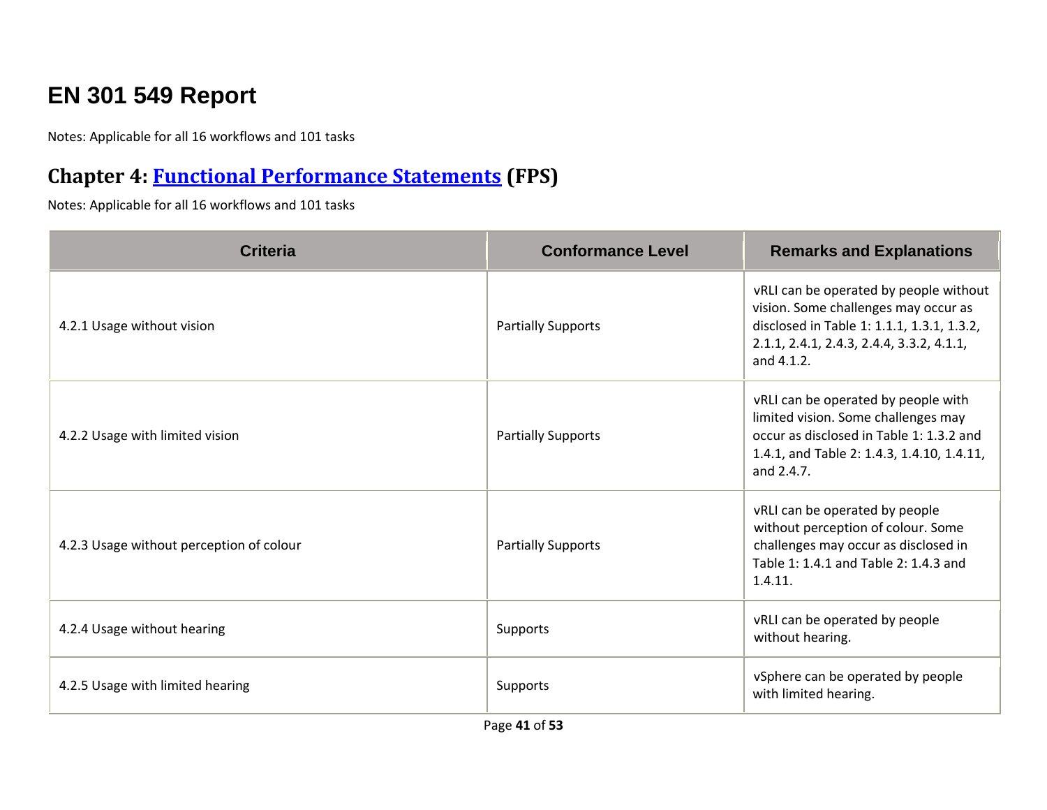# EN 301 549 Report

Notes: Applicable for all 16 workflows and 101 tasks

## Chapter 4: [Functional Performance Statements](#) (FPS)

Notes: Applicable for all 16 workflows and 101 tasks

| Criteria | Conformance Level | Remarks and Explanations |
| --- | --- | --- |
| 4.2.1 Usage without vision | Partially Supports | vRLI can be operated by people without vision. Some challenges may occur as disclosed in Table 1: 1.1.1, 1.3.1, 1.3.2, 2.1.1, 2.4.1, 2.4.3, 2.4.4, 3.3.2, 4.1.1, and 4.1.2. |
| 4.2.2 Usage with limited vision | Partially Supports | vRLI can be operated by people with limited vision. Some challenges may occur as disclosed in Table 1: 1.3.2 and 1.4.1, and Table 2: 1.4.3, 1.4.10, 1.4.11, and 2.4.7. |
| 4.2.3 Usage without perception of colour | Partially Supports | vRLI can be operated by people without perception of colour. Some challenges may occur as disclosed in Table 1: 1.4.1 and Table 2: 1.4.3 and 1.4.11. |
| 4.2.4 Usage without hearing | Supports | vRLI can be operated by people without hearing. |
| 4.2.5 Usage with limited hearing | Supports | vSphere can be operated by people with limited hearing. |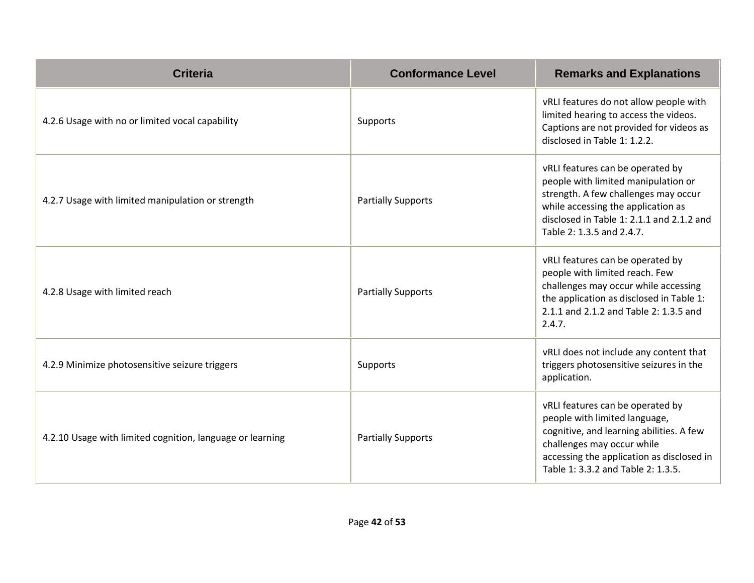| Criteria | Conformance Level | Remarks and Explanations |
| --- | --- | --- |
| 4.2.6 Usage with no or limited vocal capability | Supports | vRLI features do not allow people with limited hearing to access the videos. Captions are not provided for videos as disclosed in Table 1: 1.2.2. |
| 4.2.7 Usage with limited manipulation or strength | Partially Supports | vRLI features can be operated by people with limited manipulation or strength. A few challenges may occur while accessing the application as disclosed in Table 1: 2.1.1 and 2.1.2 and Table 2: 1.3.5 and 2.4.7. |
| 4.2.8 Usage with limited reach | Partially Supports | vRLI features can be operated by people with limited reach. Few challenges may occur while accessing the application as disclosed in Table 1: 2.1.1 and 2.1.2 and Table 2: 1.3.5 and 2.4.7. |
| 4.2.9 Minimize photosensitive seizure triggers | Supports | vRLI does not include any content that triggers photosensitive seizures in the application. |
| 4.2.10 Usage with limited cognition, language or learning | Partially Supports | vRLI features can be operated by people with limited language, cognitive, and learning abilities. A few challenges may occur while accessing the application as disclosed in Table 1: 3.3.2 and Table 2: 1.3.5. |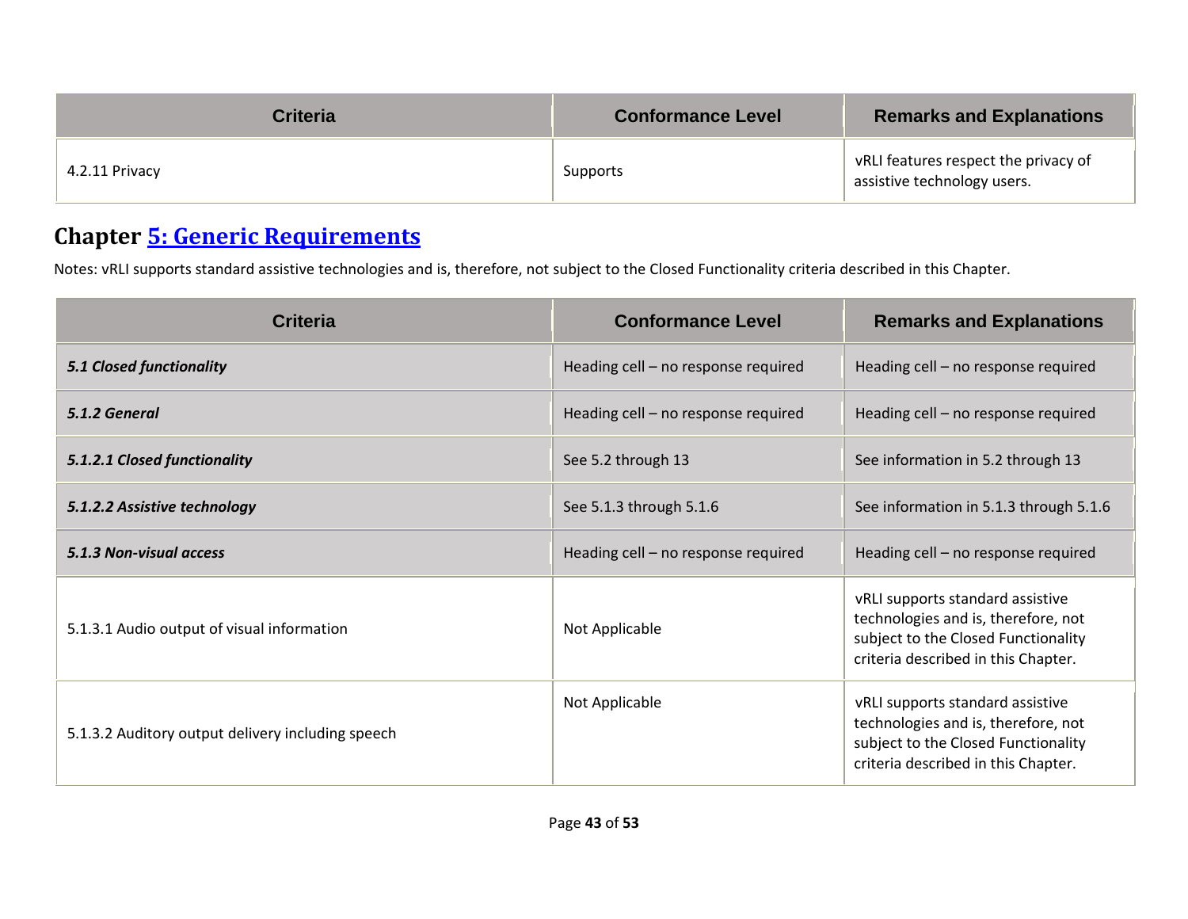| Criteria | Conformance Level | Remarks and Explanations |
|---|---|---|
| 4.2.11 Privacy | Supports | vRLI features respect the privacy of assistive technology users. |

## Chapter [5: Generic Requirements]

Notes: vRLI supports standard assistive technologies and is, therefore, not subject to the Closed Functionality criteria described in this Chapter.

| Criteria | Conformance Level | Remarks and Explanations |
|---|---|---|
| ***5.1 Closed functionality*** | Heading cell – no response required | Heading cell – no response required |
| ***5.1.2 General*** | Heading cell – no response required | Heading cell – no response required |
| ***5.1.2.1 Closed functionality*** | See 5.2 through 13 | See information in 5.2 through 13 |
| ***5.1.2.2 Assistive technology*** | See 5.1.3 through 5.1.6 | See information in 5.1.3 through 5.1.6 |
| ***5.1.3 Non-visual access*** | Heading cell – no response required | Heading cell – no response required |
| 5.1.3.1 Audio output of visual information | Not Applicable | vRLI supports standard assistive technologies and is, therefore, not subject to the Closed Functionality criteria described in this Chapter. |
| 5.1.3.2 Auditory output delivery including speech | Not Applicable | vRLI supports standard assistive technologies and is, therefore, not subject to the Closed Functionality criteria described in this Chapter. |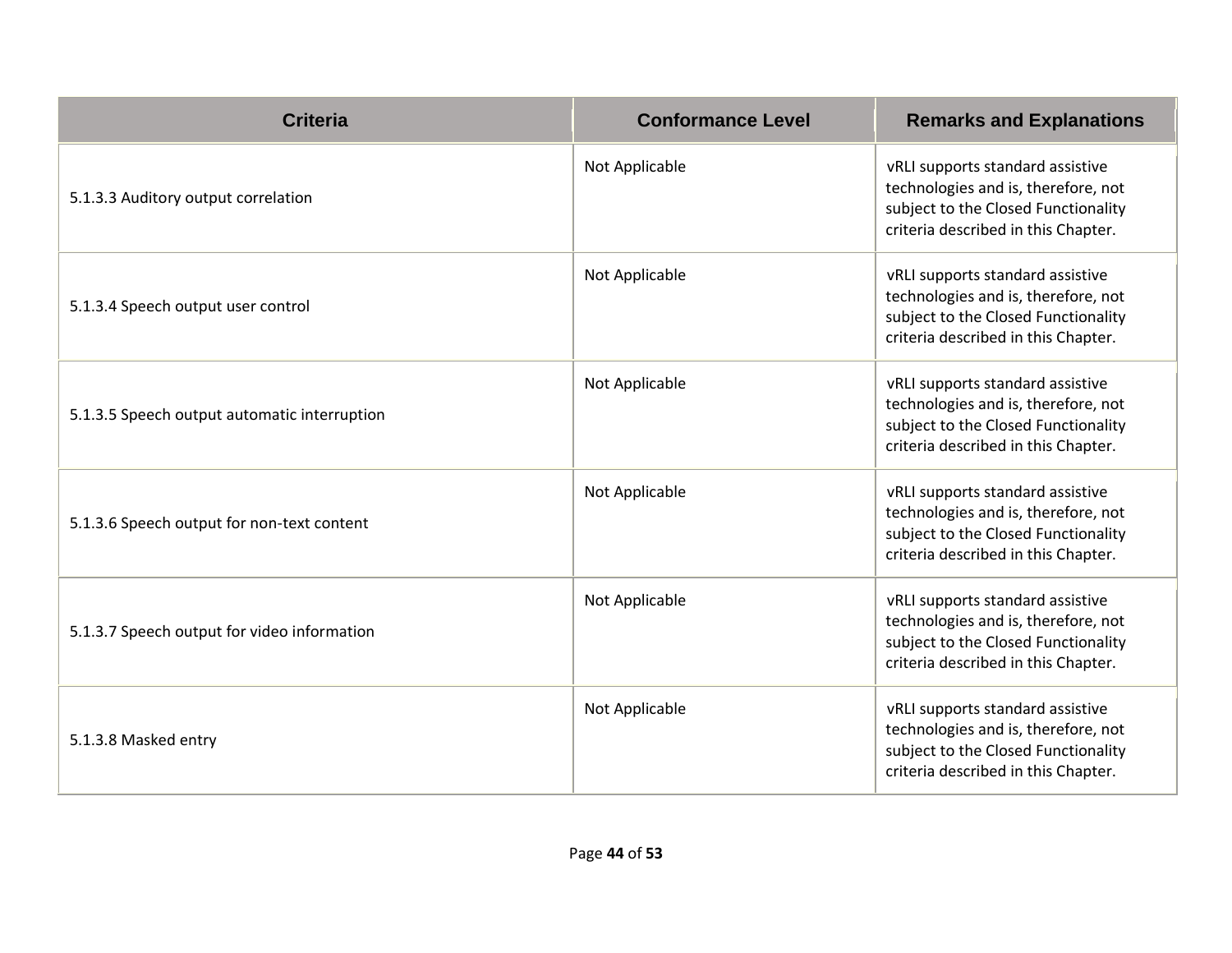| Criteria | Conformance Level | Remarks and Explanations |
| --- | --- | --- |
| 5.1.3.3 Auditory output correlation | Not Applicable | vRLI supports standard assistive technologies and is, therefore, not subject to the Closed Functionality criteria described in this Chapter. |
| 5.1.3.4 Speech output user control | Not Applicable | vRLI supports standard assistive technologies and is, therefore, not subject to the Closed Functionality criteria described in this Chapter. |
| 5.1.3.5 Speech output automatic interruption | Not Applicable | vRLI supports standard assistive technologies and is, therefore, not subject to the Closed Functionality criteria described in this Chapter. |
| 5.1.3.6 Speech output for non-text content | Not Applicable | vRLI supports standard assistive technologies and is, therefore, not subject to the Closed Functionality criteria described in this Chapter. |
| 5.1.3.7 Speech output for video information | Not Applicable | vRLI supports standard assistive technologies and is, therefore, not subject to the Closed Functionality criteria described in this Chapter. |
| 5.1.3.8 Masked entry | Not Applicable | vRLI supports standard assistive technologies and is, therefore, not subject to the Closed Functionality criteria described in this Chapter. |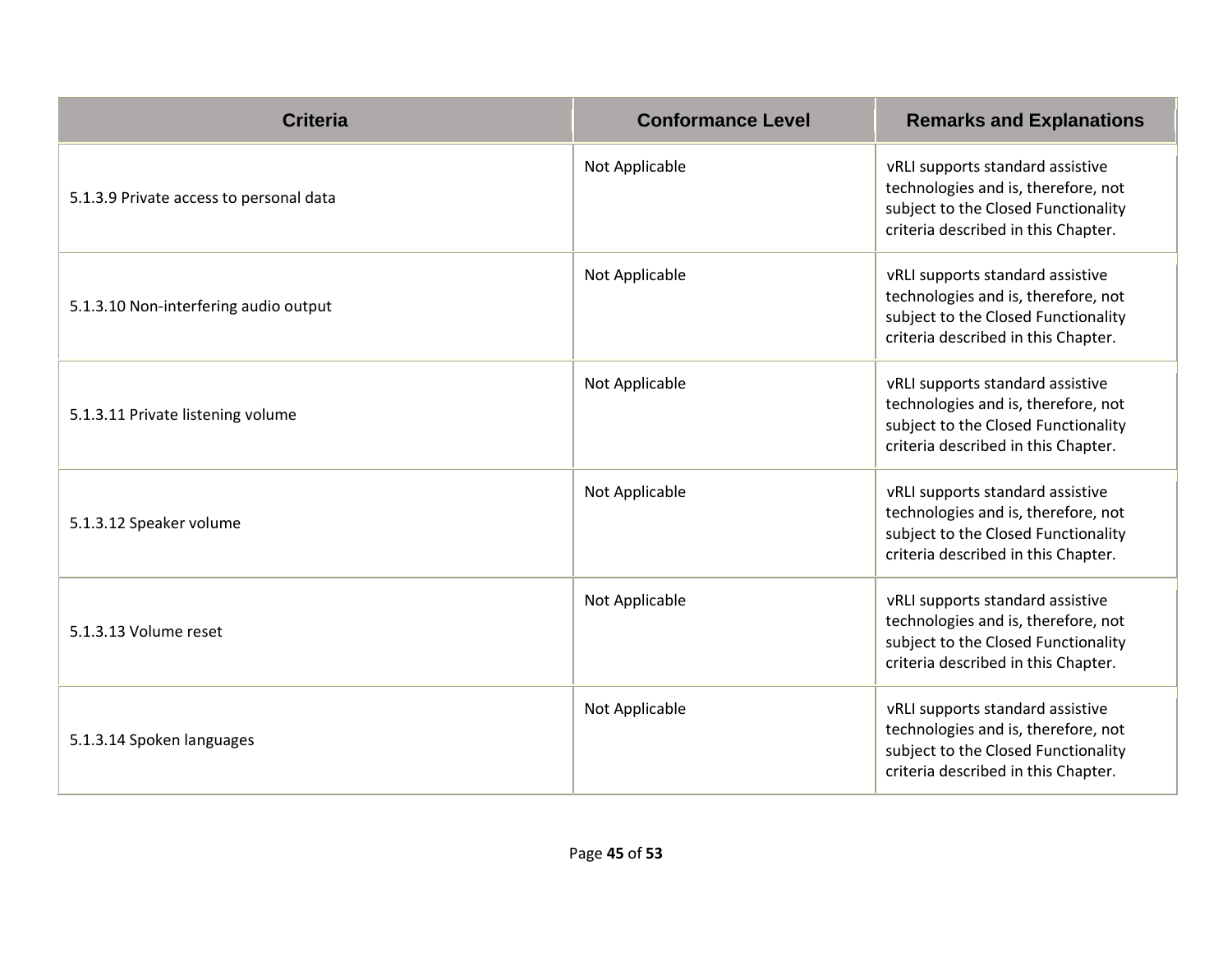| Criteria | Conformance Level | Remarks and Explanations |
| --- | --- | --- |
| 5.1.3.9 Private access to personal data | Not Applicable | vRLI supports standard assistive technologies and is, therefore, not subject to the Closed Functionality criteria described in this Chapter. |
| 5.1.3.10 Non-interfering audio output | Not Applicable | vRLI supports standard assistive technologies and is, therefore, not subject to the Closed Functionality criteria described in this Chapter. |
| 5.1.3.11 Private listening volume | Not Applicable | vRLI supports standard assistive technologies and is, therefore, not subject to the Closed Functionality criteria described in this Chapter. |
| 5.1.3.12 Speaker volume | Not Applicable | vRLI supports standard assistive technologies and is, therefore, not subject to the Closed Functionality criteria described in this Chapter. |
| 5.1.3.13 Volume reset | Not Applicable | vRLI supports standard assistive technologies and is, therefore, not subject to the Closed Functionality criteria described in this Chapter. |
| 5.1.3.14 Spoken languages | Not Applicable | vRLI supports standard assistive technologies and is, therefore, not subject to the Closed Functionality criteria described in this Chapter. |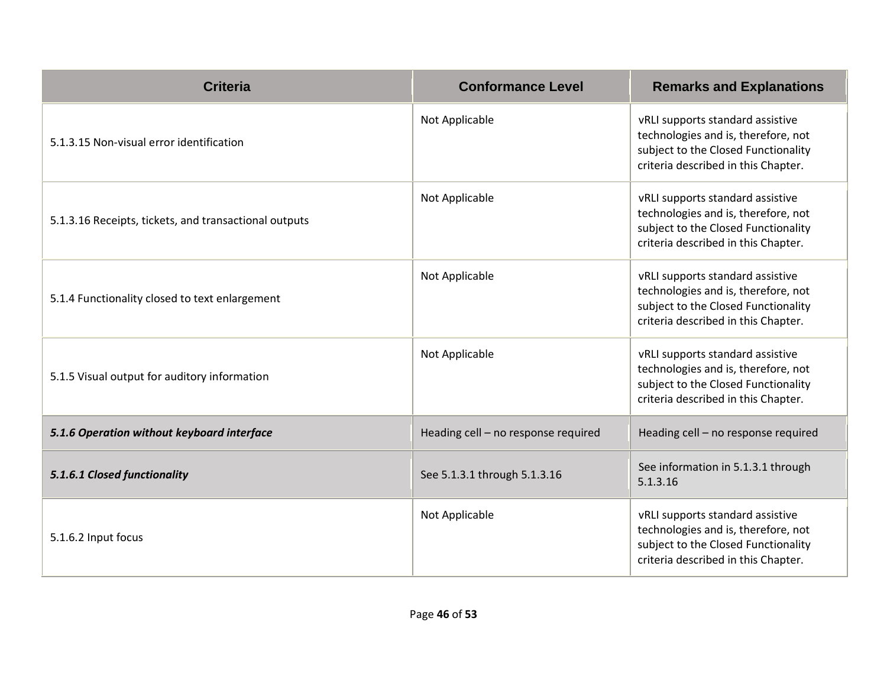| Criteria | Conformance Level | Remarks and Explanations |
| --- | --- | --- |
| 5.1.3.15 Non-visual error identification | Not Applicable | vRLI supports standard assistive technologies and is, therefore, not subject to the Closed Functionality criteria described in this Chapter. |
| 5.1.3.16 Receipts, tickets, and transactional outputs | Not Applicable | vRLI supports standard assistive technologies and is, therefore, not subject to the Closed Functionality criteria described in this Chapter. |
| 5.1.4 Functionality closed to text enlargement | Not Applicable | vRLI supports standard assistive technologies and is, therefore, not subject to the Closed Functionality criteria described in this Chapter. |
| 5.1.5 Visual output for auditory information | Not Applicable | vRLI supports standard assistive technologies and is, therefore, not subject to the Closed Functionality criteria described in this Chapter. |
| ***5.1.6 Operation without keyboard interface*** | Heading cell – no response required | Heading cell – no response required |
| ***5.1.6.1 Closed functionality*** | See 5.1.3.1 through 5.1.3.16 | See information in 5.1.3.1 through 5.1.3.16 |
| 5.1.6.2 Input focus | Not Applicable | vRLI supports standard assistive technologies and is, therefore, not subject to the Closed Functionality criteria described in this Chapter. |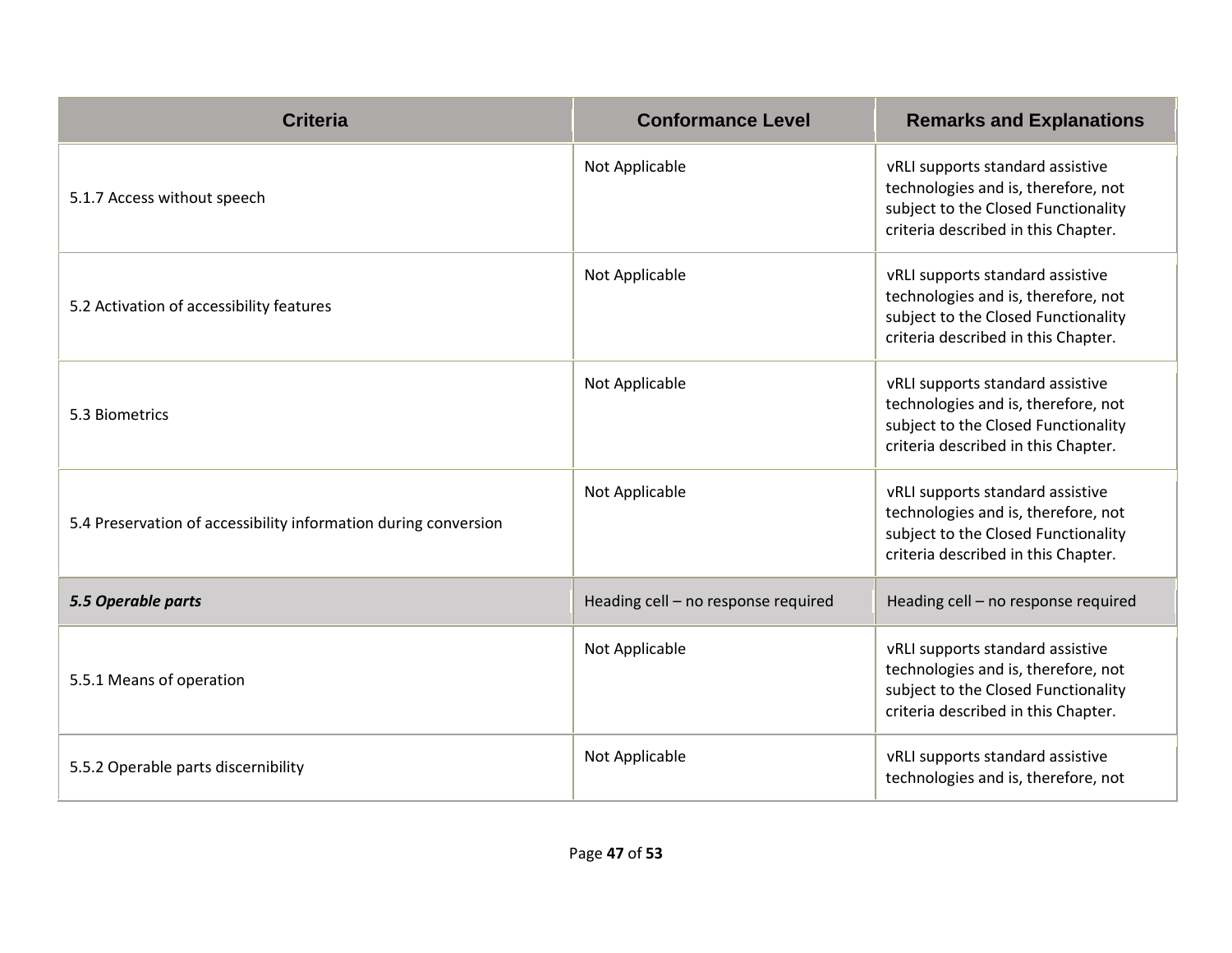| Criteria | Conformance Level | Remarks and Explanations |
|---|---|---|
| 5.1.7 Access without speech | Not Applicable | vRLI supports standard assistive technologies and is, therefore, not subject to the Closed Functionality criteria described in this Chapter. |
| 5.2 Activation of accessibility features | Not Applicable | vRLI supports standard assistive technologies and is, therefore, not subject to the Closed Functionality criteria described in this Chapter. |
| 5.3 Biometrics | Not Applicable | vRLI supports standard assistive technologies and is, therefore, not subject to the Closed Functionality criteria described in this Chapter. |
| 5.4 Preservation of accessibility information during conversion | Not Applicable | vRLI supports standard assistive technologies and is, therefore, not subject to the Closed Functionality criteria described in this Chapter. |
| ***5.5 Operable parts*** | Heading cell – no response required | Heading cell – no response required |
| 5.5.1 Means of operation | Not Applicable | vRLI supports standard assistive technologies and is, therefore, not subject to the Closed Functionality criteria described in this Chapter. |
| 5.5.2 Operable parts discernibility | Not Applicable | vRLI supports standard assistive technologies and is, therefore, not |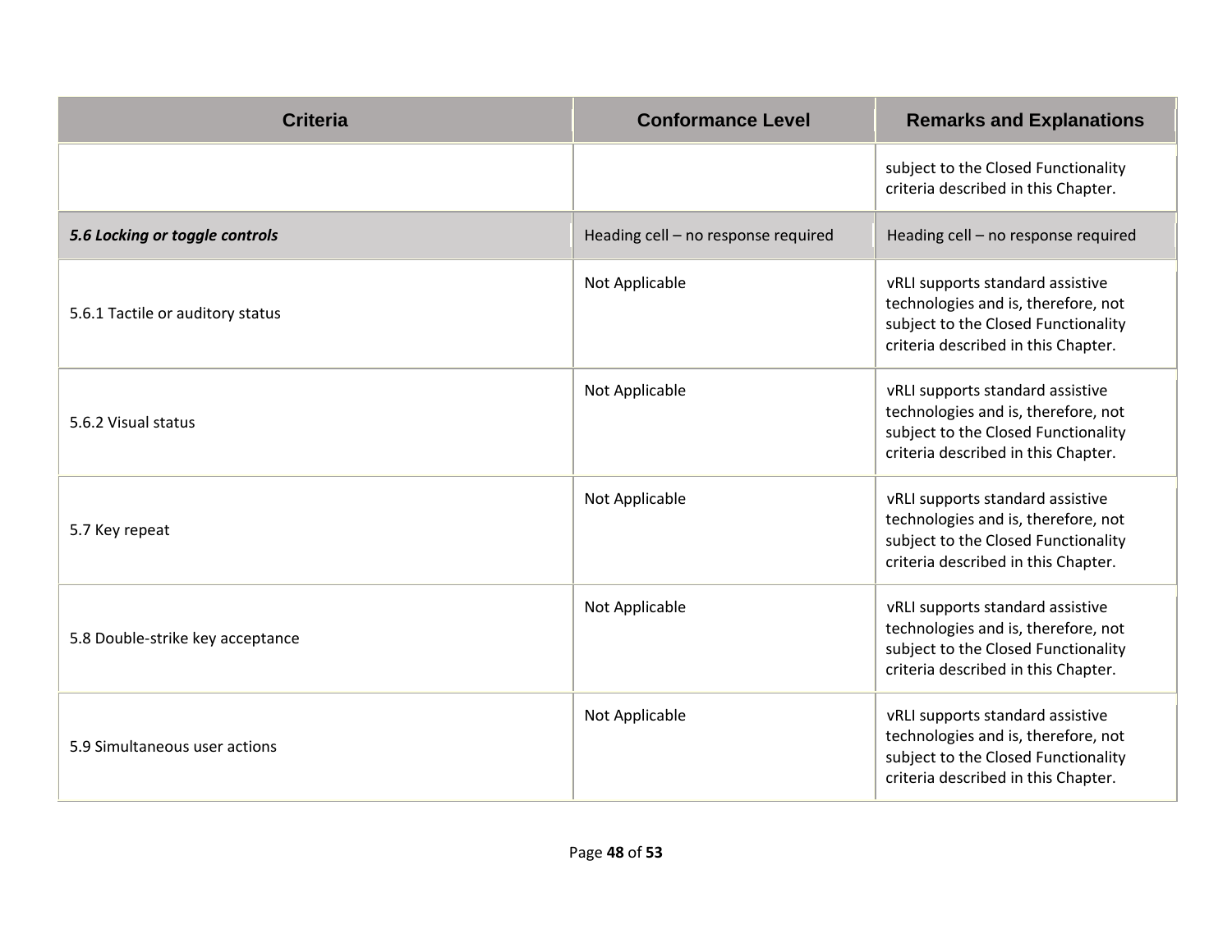| Criteria | Conformance Level | Remarks and Explanations |
|---|---|---|
| | | subject to the Closed Functionality criteria described in this Chapter. |
| ***5.6 Locking or toggle controls*** | Heading cell – no response required | Heading cell – no response required |
| 5.6.1 Tactile or auditory status | Not Applicable | vRLI supports standard assistive technologies and is, therefore, not subject to the Closed Functionality criteria described in this Chapter. |
| 5.6.2 Visual status | Not Applicable | vRLI supports standard assistive technologies and is, therefore, not subject to the Closed Functionality criteria described in this Chapter. |
| 5.7 Key repeat | Not Applicable | vRLI supports standard assistive technologies and is, therefore, not subject to the Closed Functionality criteria described in this Chapter. |
| 5.8 Double-strike key acceptance | Not Applicable | vRLI supports standard assistive technologies and is, therefore, not subject to the Closed Functionality criteria described in this Chapter. |
| 5.9 Simultaneous user actions | Not Applicable | vRLI supports standard assistive technologies and is, therefore, not subject to the Closed Functionality criteria described in this Chapter. |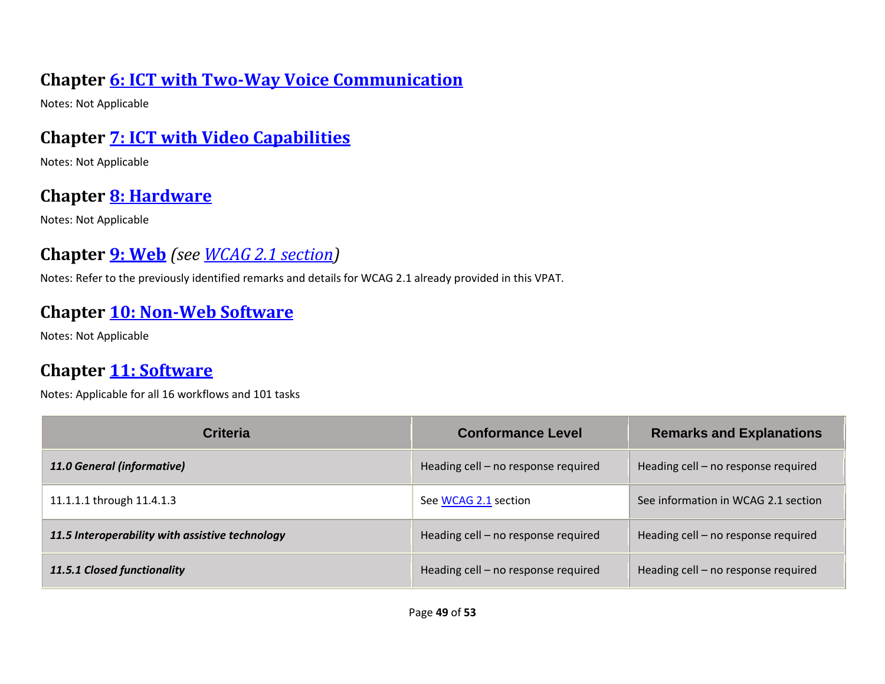## Chapter 6: ICT with Two-Way Voice Communication

Notes: Not Applicable

## Chapter 7: ICT with Video Capabilities

Notes: Not Applicable

## Chapter 8: Hardware

Notes: Not Applicable

## Chapter 9: Web *(see WCAG 2.1 section)*

Notes: Refer to the previously identified remarks and details for WCAG 2.1 already provided in this VPAT.

## Chapter 10: Non-Web Software

Notes: Not Applicable

## Chapter 11: Software

Notes: Applicable for all 16 workflows and 101 tasks

| Criteria | Conformance Level | Remarks and Explanations |
|---|---|---|
| ***11.0 General (informative)*** | Heading cell – no response required | Heading cell – no response required |
| 11.1.1.1 through 11.4.1.3 | See WCAG 2.1 section | See information in WCAG 2.1 section |
| ***11.5 Interoperability with assistive technology*** | Heading cell – no response required | Heading cell – no response required |
| ***11.5.1 Closed functionality*** | Heading cell – no response required | Heading cell – no response required |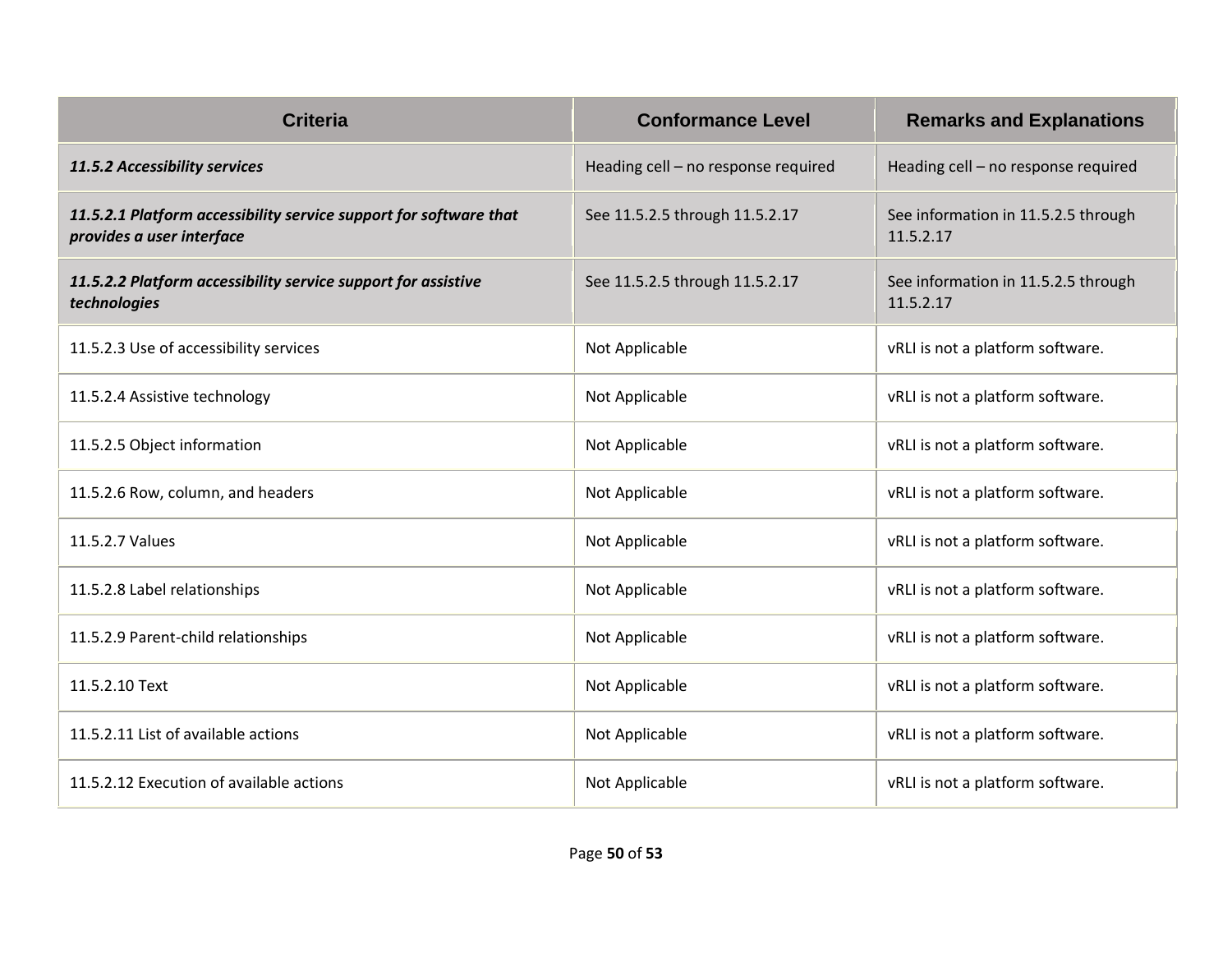| Criteria | Conformance Level | Remarks and Explanations |
|---|---|---|
| ***11.5.2 Accessibility services*** | Heading cell – no response required | Heading cell – no response required |
| ***11.5.2.1 Platform accessibility service support for software that provides a user interface*** | See 11.5.2.5 through 11.5.2.17 | See information in 11.5.2.5 through 11.5.2.17 |
| ***11.5.2.2 Platform accessibility service support for assistive technologies*** | See 11.5.2.5 through 11.5.2.17 | See information in 11.5.2.5 through 11.5.2.17 |
| 11.5.2.3 Use of accessibility services | Not Applicable | vRLI is not a platform software. |
| 11.5.2.4 Assistive technology | Not Applicable | vRLI is not a platform software. |
| 11.5.2.5 Object information | Not Applicable | vRLI is not a platform software. |
| 11.5.2.6 Row, column, and headers | Not Applicable | vRLI is not a platform software. |
| 11.5.2.7 Values | Not Applicable | vRLI is not a platform software. |
| 11.5.2.8 Label relationships | Not Applicable | vRLI is not a platform software. |
| 11.5.2.9 Parent-child relationships | Not Applicable | vRLI is not a platform software. |
| 11.5.2.10 Text | Not Applicable | vRLI is not a platform software. |
| 11.5.2.11 List of available actions | Not Applicable | vRLI is not a platform software. |
| 11.5.2.12 Execution of available actions | Not Applicable | vRLI is not a platform software. |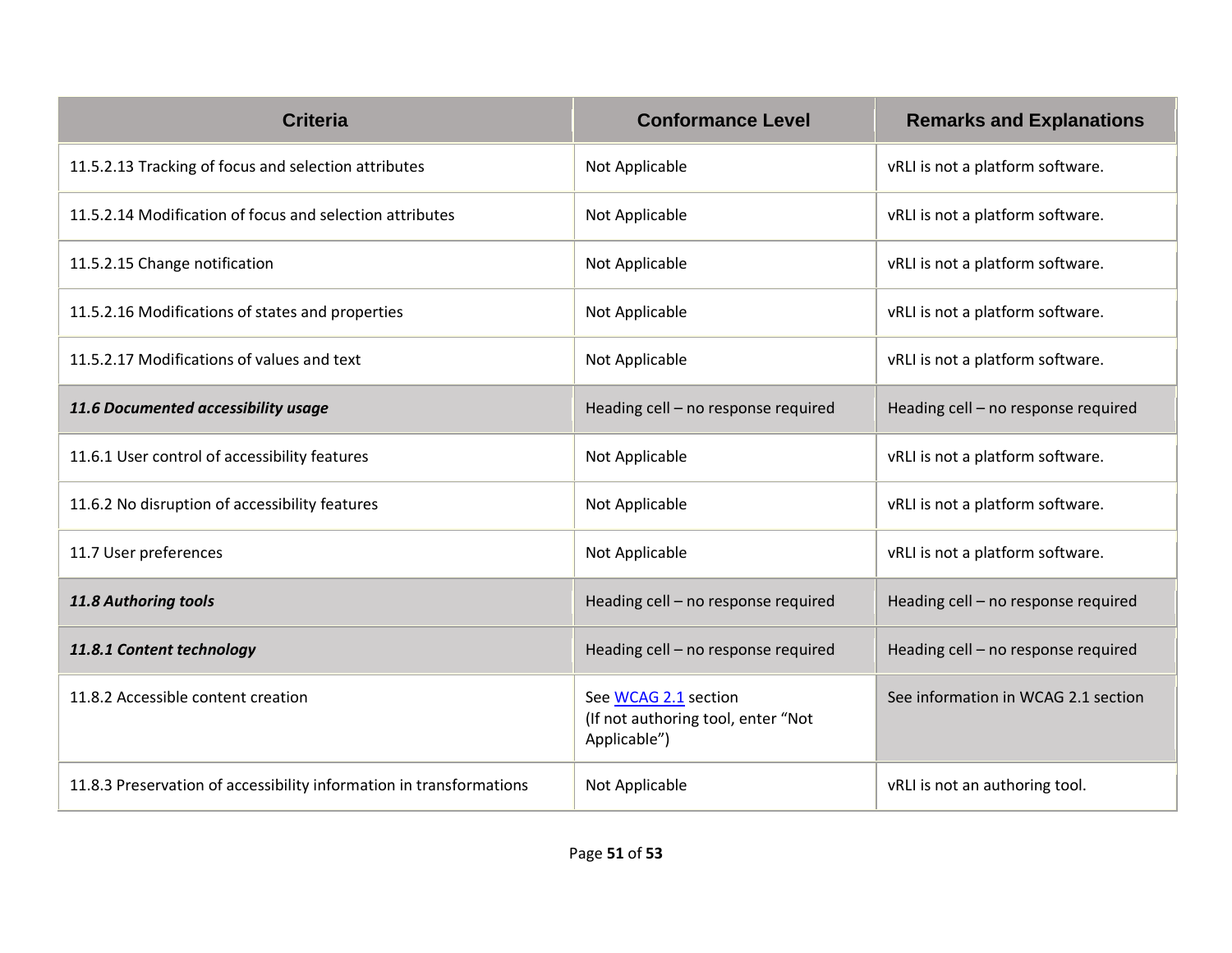| Criteria | Conformance Level | Remarks and Explanations |
|---|---|---|
| 11.5.2.13 Tracking of focus and selection attributes | Not Applicable | vRLI is not a platform software. |
| 11.5.2.14 Modification of focus and selection attributes | Not Applicable | vRLI is not a platform software. |
| 11.5.2.15 Change notification | Not Applicable | vRLI is not a platform software. |
| 11.5.2.16 Modifications of states and properties | Not Applicable | vRLI is not a platform software. |
| 11.5.2.17 Modifications of values and text | Not Applicable | vRLI is not a platform software. |
| ***11.6 Documented accessibility usage*** | Heading cell – no response required | Heading cell – no response required |
| 11.6.1 User control of accessibility features | Not Applicable | vRLI is not a platform software. |
| 11.6.2 No disruption of accessibility features | Not Applicable | vRLI is not a platform software. |
| 11.7 User preferences | Not Applicable | vRLI is not a platform software. |
| ***11.8 Authoring tools*** | Heading cell – no response required | Heading cell – no response required |
| ***11.8.1 Content technology*** | Heading cell – no response required | Heading cell – no response required |
| 11.8.2 Accessible content creation | See WCAG 2.1 section (If not authoring tool, enter "Not Applicable") | See information in WCAG 2.1 section |
| 11.8.3 Preservation of accessibility information in transformations | Not Applicable | vRLI is not an authoring tool. |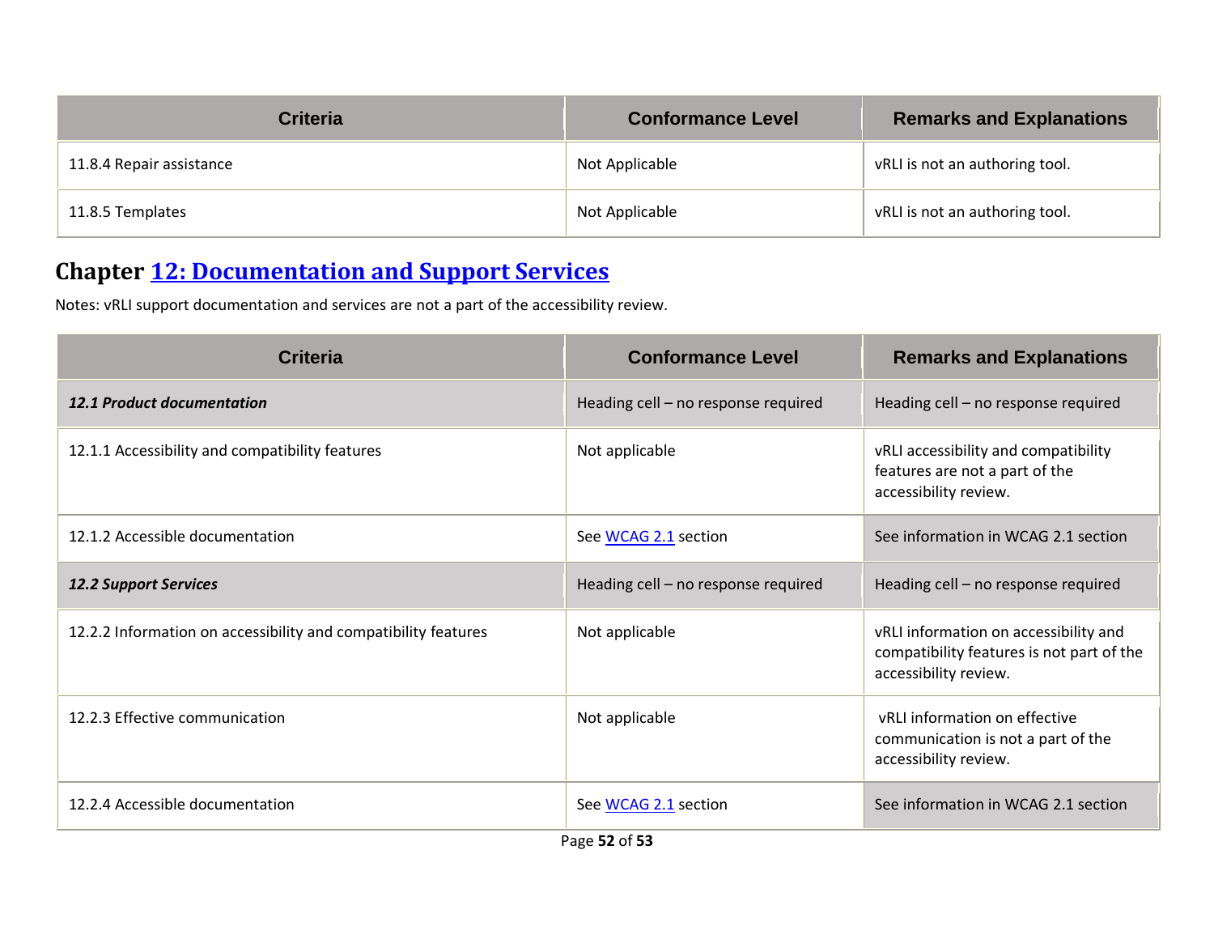| Criteria | Conformance Level | Remarks and Explanations |
|---|---|---|
| 11.8.4 Repair assistance | Not Applicable | vRLI is not an authoring tool. |
| 11.8.5 Templates | Not Applicable | vRLI is not an authoring tool. |

## Chapter [12: Documentation and Support Services]()

Notes: vRLI support documentation and services are not a part of the accessibility review.

| Criteria | Conformance Level | Remarks and Explanations |
|---|---|---|
| ***12.1 Product documentation*** | Heading cell – no response required | Heading cell – no response required |
| 12.1.1 Accessibility and compatibility features | Not applicable | vRLI accessibility and compatibility features are not a part of the accessibility review. |
| 12.1.2 Accessible documentation | See [WCAG 2.1]() section | See information in WCAG 2.1 section |
| ***12.2 Support Services*** | Heading cell – no response required | Heading cell – no response required |
| 12.2.2 Information on accessibility and compatibility features | Not applicable | vRLI information on accessibility and compatibility features is not part of the accessibility review. |
| 12.2.3 Effective communication | Not applicable | vRLI information on effective communication is not a part of the accessibility review. |
| 12.2.4 Accessible documentation | See [WCAG 2.1]() section | See information in WCAG 2.1 section |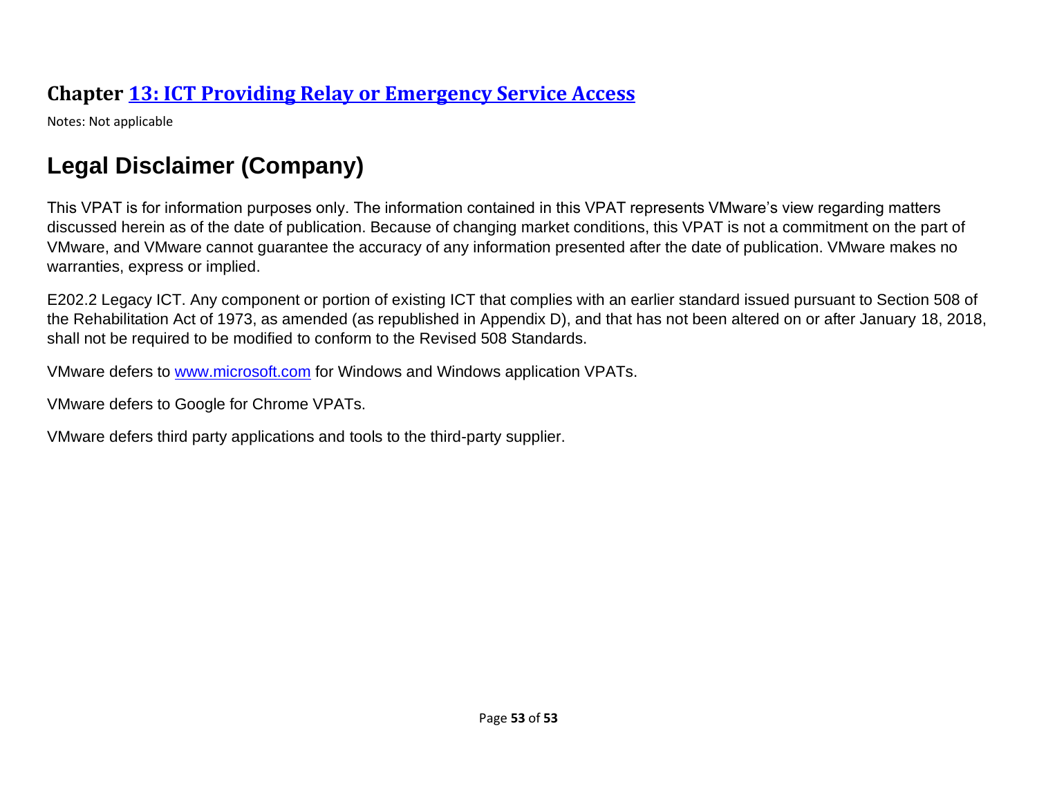## Chapter [13: ICT Providing Relay or Emergency Service Access]

Notes: Not applicable

# Legal Disclaimer (Company)

This VPAT is for information purposes only. The information contained in this VPAT represents VMware's view regarding matters discussed herein as of the date of publication. Because of changing market conditions, this VPAT is not a commitment on the part of VMware, and VMware cannot guarantee the accuracy of any information presented after the date of publication. VMware makes no warranties, express or implied.

E202.2 Legacy ICT. Any component or portion of existing ICT that complies with an earlier standard issued pursuant to Section 508 of the Rehabilitation Act of 1973, as amended (as republished in Appendix D), and that has not been altered on or after January 18, 2018, shall not be required to be modified to conform to the Revised 508 Standards.

VMware defers to [www.microsoft.com] for Windows and Windows application VPATs.

VMware defers to Google for Chrome VPATs.

VMware defers third party applications and tools to the third-party supplier.